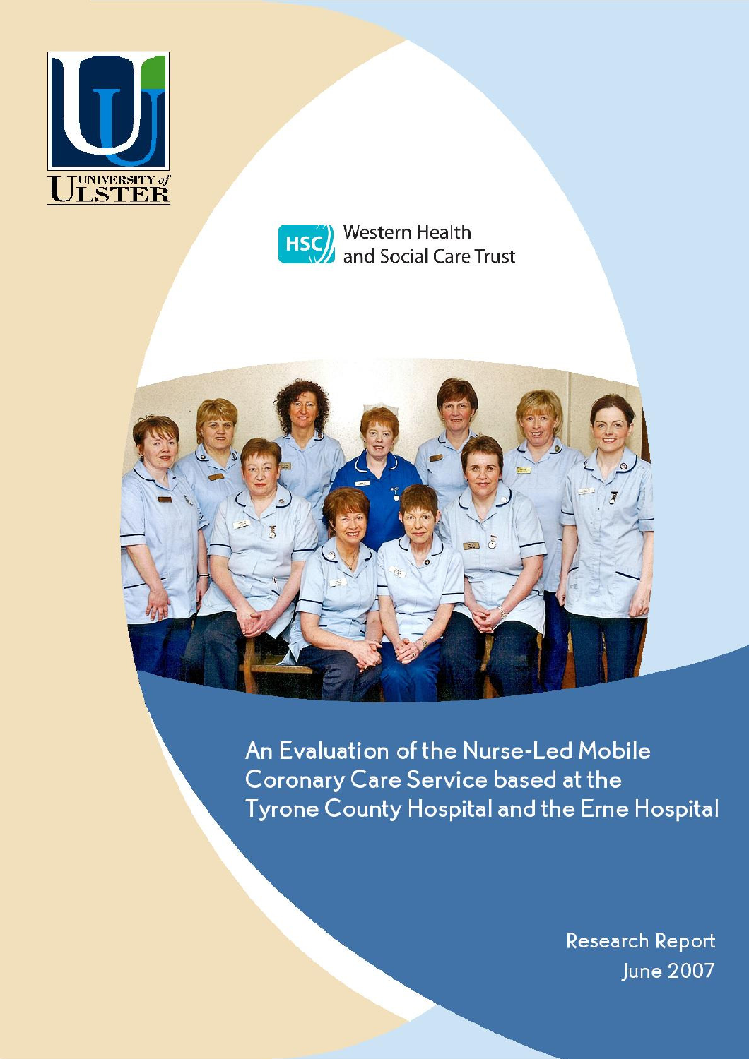UNIVERSITY of ULSTER

HSC Western Health and Social Care Trust

# An Evaluation of the Nurse-Led Mobile Coronary Care Service based at the Tyrone County Hospital and the Erne Hospital

Research Report
June 2007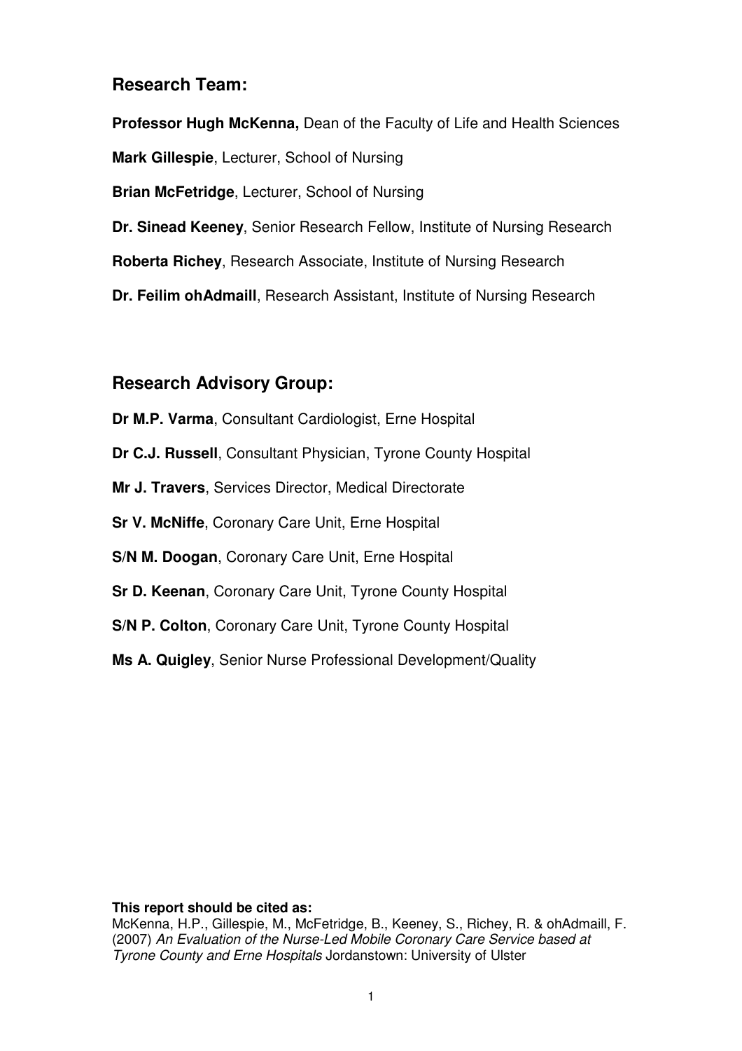## Research Team:

**Professor Hugh McKenna,** Dean of the Faculty of Life and Health Sciences

**Mark Gillespie**, Lecturer, School of Nursing

**Brian McFetridge**, Lecturer, School of Nursing

**Dr. Sinead Keeney**, Senior Research Fellow, Institute of Nursing Research

**Roberta Richey**, Research Associate, Institute of Nursing Research

**Dr. Feilim ohAdmaill**, Research Assistant, Institute of Nursing Research

## Research Advisory Group:

**Dr M.P. Varma**, Consultant Cardiologist, Erne Hospital

**Dr C.J. Russell**, Consultant Physician, Tyrone County Hospital

**Mr J. Travers**, Services Director, Medical Directorate

**Sr V. McNiffe**, Coronary Care Unit, Erne Hospital

**S/N M. Doogan**, Coronary Care Unit, Erne Hospital

**Sr D. Keenan**, Coronary Care Unit, Tyrone County Hospital

**S/N P. Colton**, Coronary Care Unit, Tyrone County Hospital

**Ms A. Quigley**, Senior Nurse Professional Development/Quality

**This report should be cited as:**
McKenna, H.P., Gillespie, M., McFetridge, B., Keeney, S., Richey, R. & ohAdmaill, F. (2007) *An Evaluation of the Nurse-Led Mobile Coronary Care Service based at Tyrone County and Erne Hospitals* Jordanstown: University of Ulster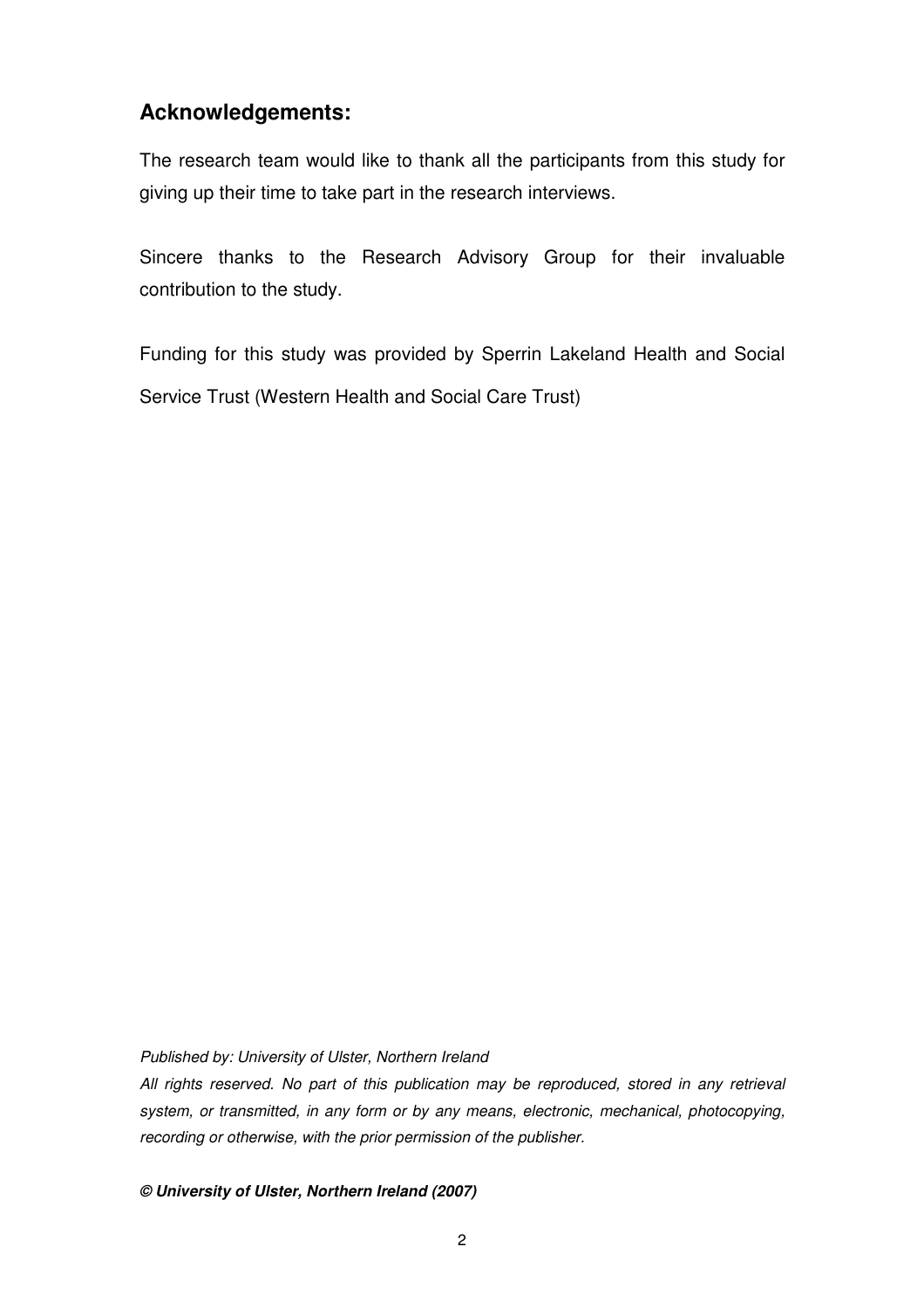## Acknowledgements:

The research team would like to thank all the participants from this study for giving up their time to take part in the research interviews.

Sincere thanks to the Research Advisory Group for their invaluable contribution to the study.

Funding for this study was provided by Sperrin Lakeland Health and Social Service Trust (Western Health and Social Care Trust)

*Published by: University of Ulster, Northern Ireland*

*All rights reserved. No part of this publication may be reproduced, stored in any retrieval system, or transmitted, in any form or by any means, electronic, mechanical, photocopying, recording or otherwise, with the prior permission of the publisher.*

***© University of Ulster, Northern Ireland (2007)***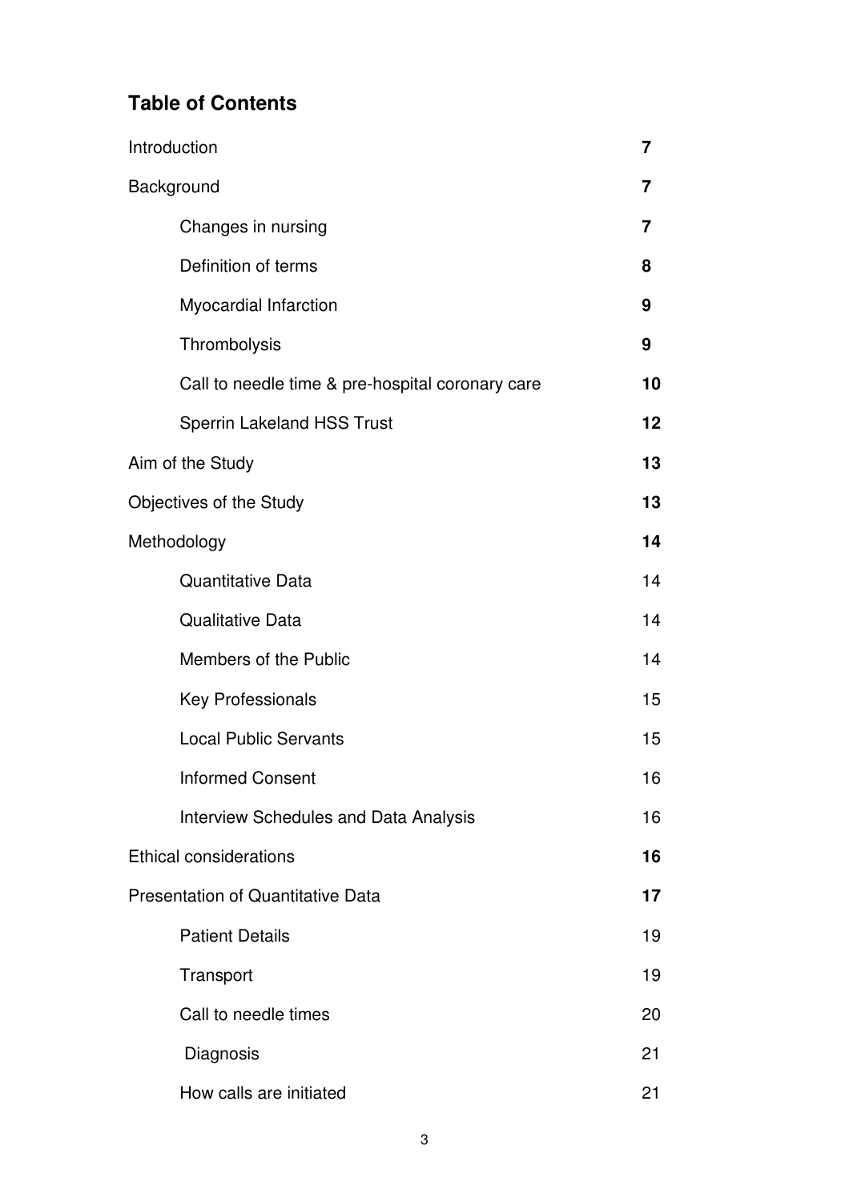## Table of Contents

| | |
|---|---|
| **Introduction** | **7** |
| **Background** | **7** |
| Changes in nursing | **7** |
| Definition of terms | **8** |
| Myocardial Infarction | **9** |
| Thrombolysis | **9** |
| Call to needle time & pre-hospital coronary care | **10** |
| Sperrin Lakeland HSS Trust | **12** |
| **Aim of the Study** | **13** |
| **Objectives of the Study** | **13** |
| **Methodology** | **14** |
| Quantitative Data | 14 |
| Qualitative Data | 14 |
| Members of the Public | 14 |
| Key Professionals | 15 |
| Local Public Servants | 15 |
| Informed Consent | 16 |
| Interview Schedules and Data Analysis | 16 |
| **Ethical considerations** | **16** |
| **Presentation of Quantitative Data** | **17** |
| Patient Details | 19 |
| Transport | 19 |
| Call to needle times | 20 |
| Diagnosis | 21 |
| How calls are initiated | 21 |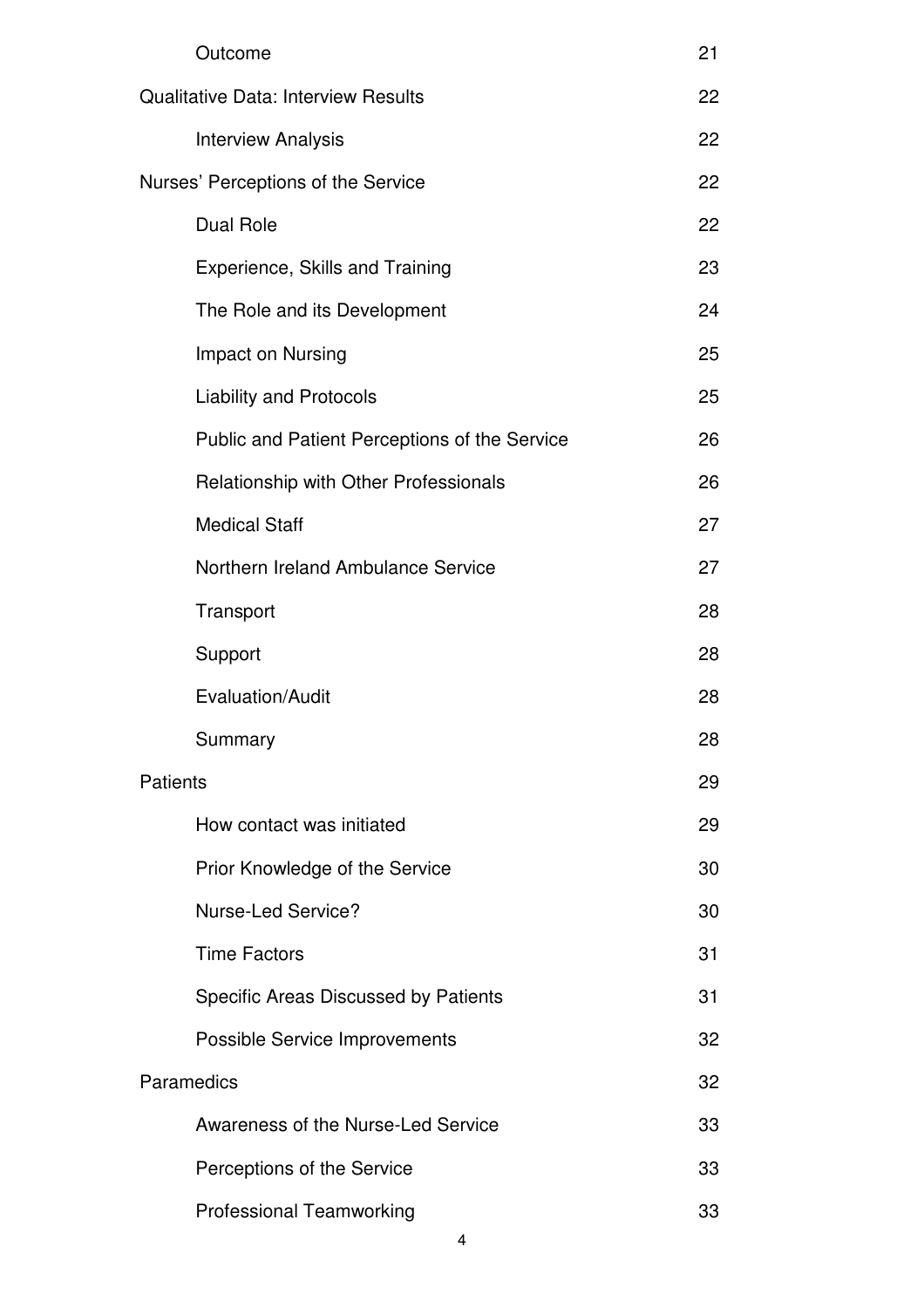| | |
|---|---|
| Outcome | 21 |
| Qualitative Data: Interview Results | 22 |
| Interview Analysis | 22 |
| Nurses' Perceptions of the Service | 22 |
| Dual Role | 22 |
| Experience, Skills and Training | 23 |
| The Role and its Development | 24 |
| Impact on Nursing | 25 |
| Liability and Protocols | 25 |
| Public and Patient Perceptions of the Service | 26 |
| Relationship with Other Professionals | 26 |
| Medical Staff | 27 |
| Northern Ireland Ambulance Service | 27 |
| Transport | 28 |
| Support | 28 |
| Evaluation/Audit | 28 |
| Summary | 28 |
| Patients | 29 |
| How contact was initiated | 29 |
| Prior Knowledge of the Service | 30 |
| Nurse-Led Service? | 30 |
| Time Factors | 31 |
| Specific Areas Discussed by Patients | 31 |
| Possible Service Improvements | 32 |
| Paramedics | 32 |
| Awareness of the Nurse-Led Service | 33 |
| Perceptions of the Service | 33 |
| Professional Teamworking | 33 |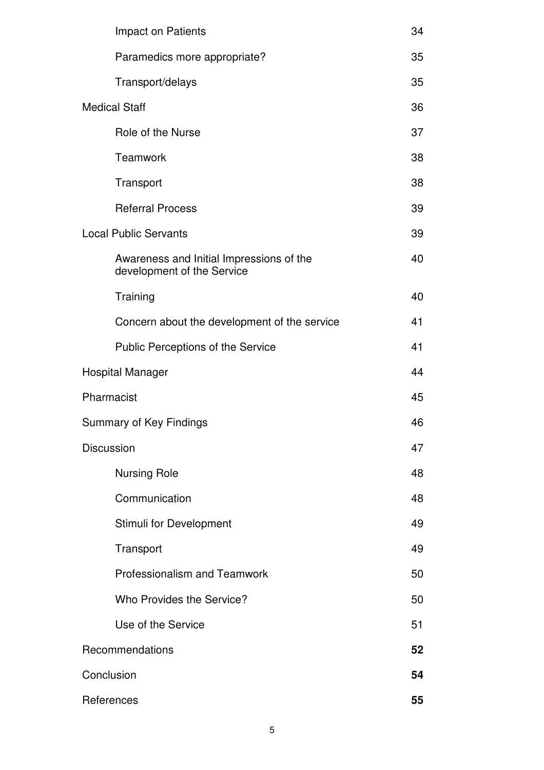| | |
|---|---|
| Impact on Patients | 34 |
| Paramedics more appropriate? | 35 |
| Transport/delays | 35 |
| Medical Staff | 36 |
| Role of the Nurse | 37 |
| Teamwork | 38 |
| Transport | 38 |
| Referral Process | 39 |
| Local Public Servants | 39 |
| Awareness and Initial Impressions of the development of the Service | 40 |
| Training | 40 |
| Concern about the development of the service | 41 |
| Public Perceptions of the Service | 41 |
| Hospital Manager | 44 |
| Pharmacist | 45 |
| Summary of Key Findings | 46 |
| Discussion | 47 |
| Nursing Role | 48 |
| Communication | 48 |
| Stimuli for Development | 49 |
| Transport | 49 |
| Professionalism and Teamwork | 50 |
| Who Provides the Service? | 50 |
| Use of the Service | 51 |
| Recommendations | **52** |
| Conclusion | **54** |
| References | **55** |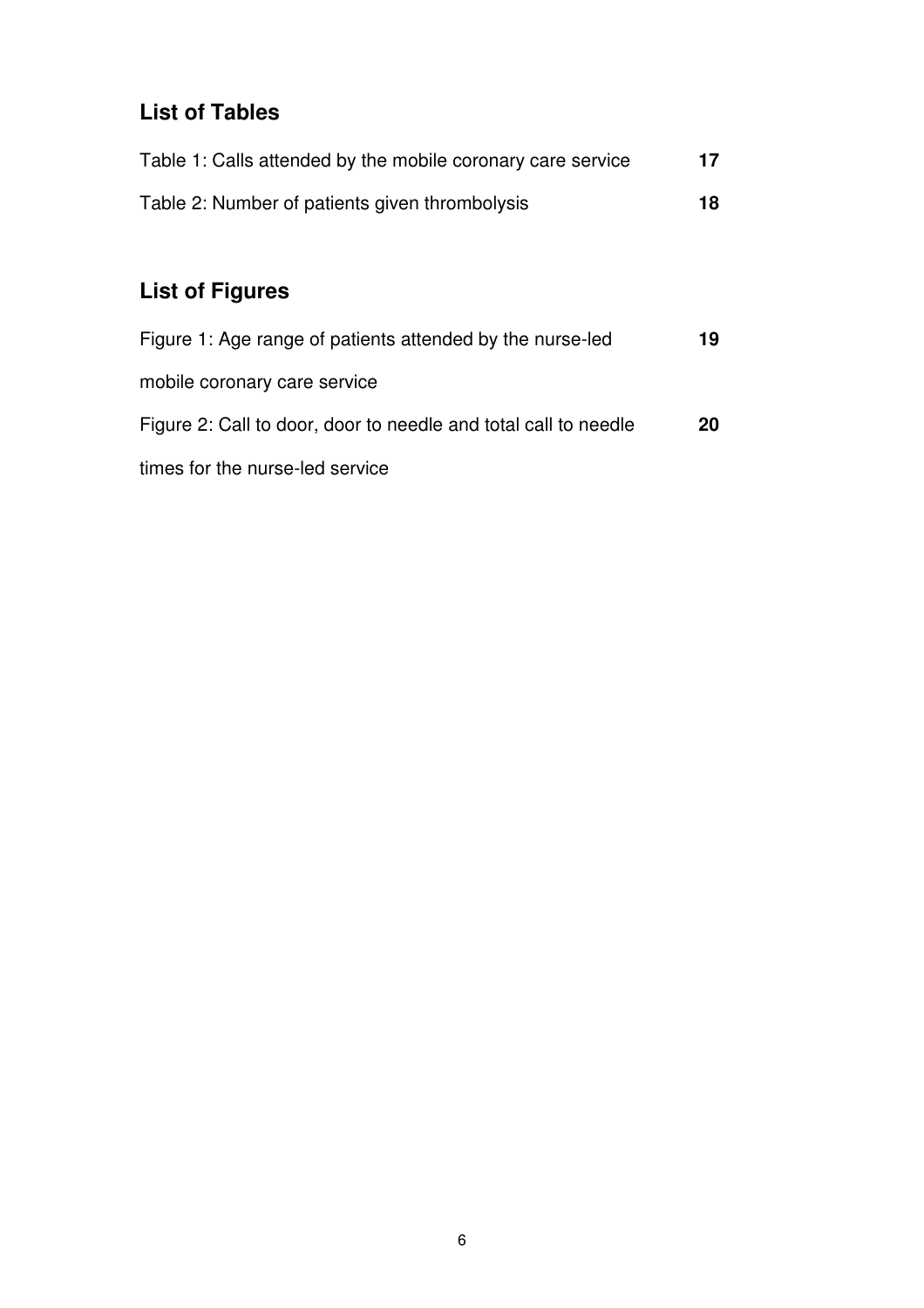## List of Tables

Table 1: Calls attended by the mobile coronary care service **17**

Table 2: Number of patients given thrombolysis **18**

## List of Figures

Figure 1: Age range of patients attended by the nurse-led mobile coronary care service **19**

Figure 2: Call to door, door to needle and total call to needle times for the nurse-led service **20**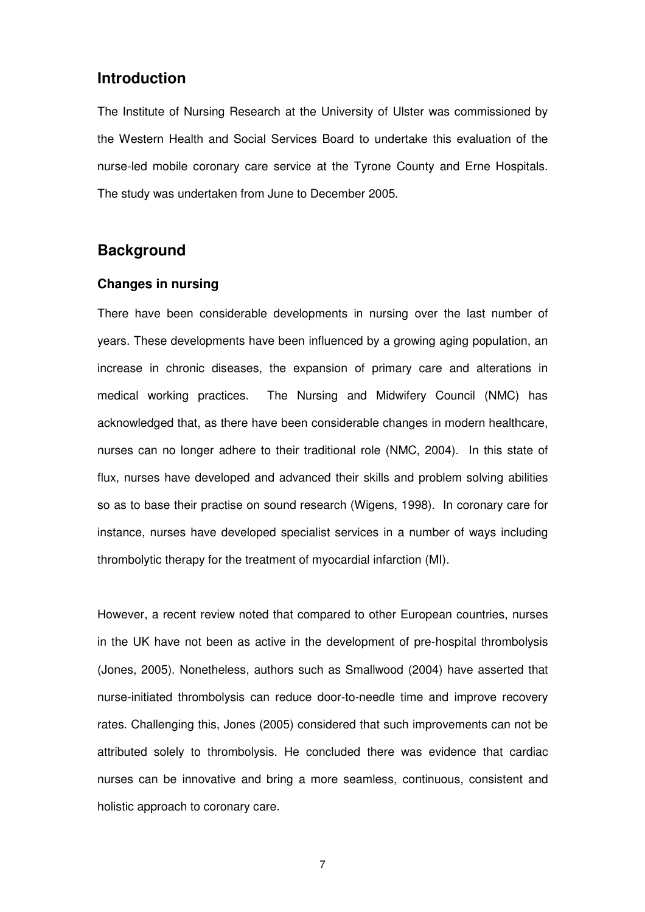## Introduction

The Institute of Nursing Research at the University of Ulster was commissioned by the Western Health and Social Services Board to undertake this evaluation of the nurse-led mobile coronary care service at the Tyrone County and Erne Hospitals. The study was undertaken from June to December 2005.

## Background

### Changes in nursing

There have been considerable developments in nursing over the last number of years. These developments have been influenced by a growing aging population, an increase in chronic diseases, the expansion of primary care and alterations in medical working practices. The Nursing and Midwifery Council (NMC) has acknowledged that, as there have been considerable changes in modern healthcare, nurses can no longer adhere to their traditional role (NMC, 2004). In this state of flux, nurses have developed and advanced their skills and problem solving abilities so as to base their practise on sound research (Wigens, 1998). In coronary care for instance, nurses have developed specialist services in a number of ways including thrombolytic therapy for the treatment of myocardial infarction (MI).

However, a recent review noted that compared to other European countries, nurses in the UK have not been as active in the development of pre-hospital thrombolysis (Jones, 2005). Nonetheless, authors such as Smallwood (2004) have asserted that nurse-initiated thrombolysis can reduce door-to-needle time and improve recovery rates. Challenging this, Jones (2005) considered that such improvements can not be attributed solely to thrombolysis. He concluded there was evidence that cardiac nurses can be innovative and bring a more seamless, continuous, consistent and holistic approach to coronary care.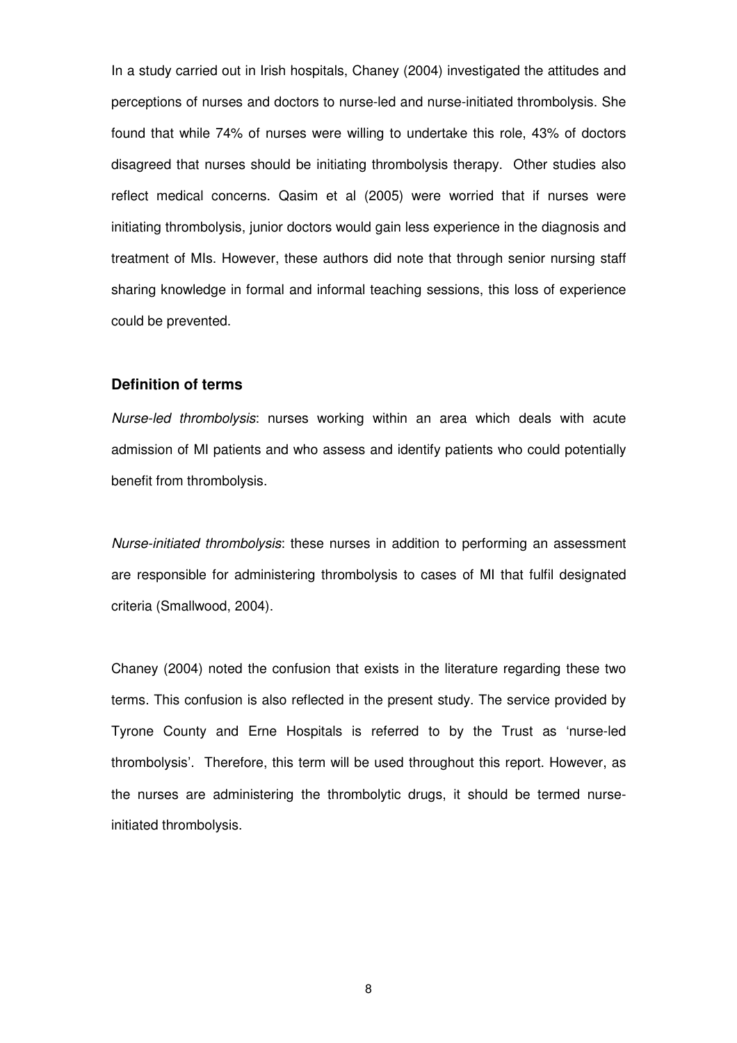In a study carried out in Irish hospitals, Chaney (2004) investigated the attitudes and perceptions of nurses and doctors to nurse-led and nurse-initiated thrombolysis. She found that while 74% of nurses were willing to undertake this role, 43% of doctors disagreed that nurses should be initiating thrombolysis therapy. Other studies also reflect medical concerns. Qasim et al (2005) were worried that if nurses were initiating thrombolysis, junior doctors would gain less experience in the diagnosis and treatment of MIs. However, these authors did note that through senior nursing staff sharing knowledge in formal and informal teaching sessions, this loss of experience could be prevented.

### Definition of terms

*Nurse-led thrombolysis*: nurses working within an area which deals with acute admission of MI patients and who assess and identify patients who could potentially benefit from thrombolysis.

*Nurse-initiated thrombolysis*: these nurses in addition to performing an assessment are responsible for administering thrombolysis to cases of MI that fulfil designated criteria (Smallwood, 2004).

Chaney (2004) noted the confusion that exists in the literature regarding these two terms. This confusion is also reflected in the present study. The service provided by Tyrone County and Erne Hospitals is referred to by the Trust as 'nurse-led thrombolysis'. Therefore, this term will be used throughout this report. However, as the nurses are administering the thrombolytic drugs, it should be termed nurse-initiated thrombolysis.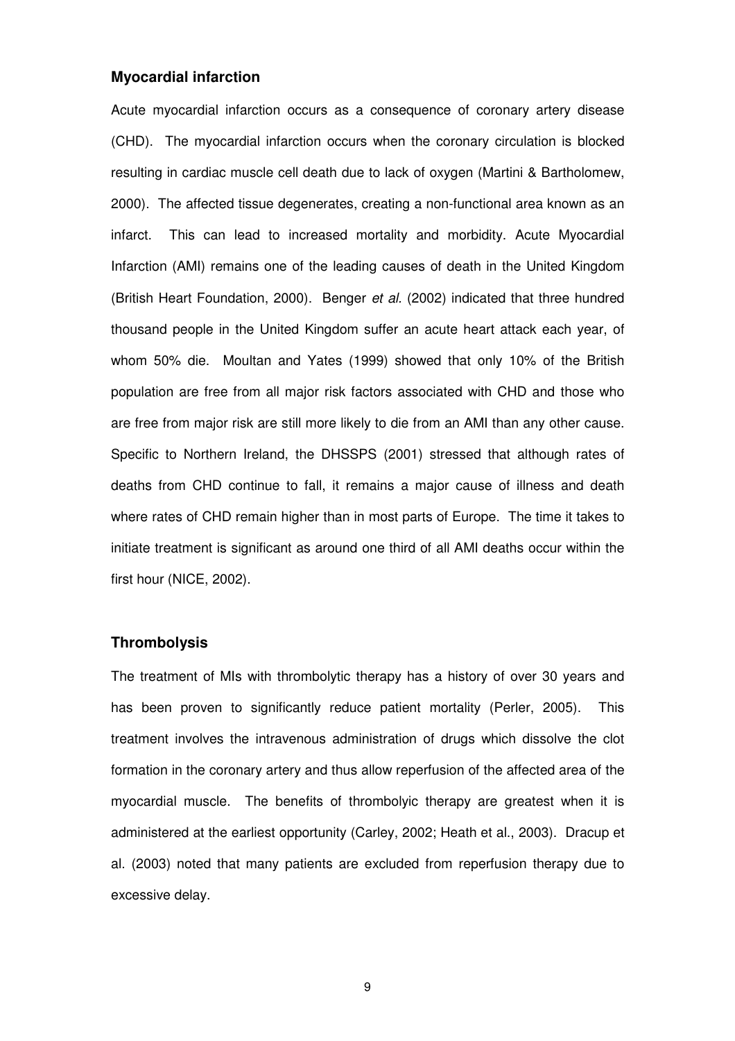## Myocardial infarction

Acute myocardial infarction occurs as a consequence of coronary artery disease (CHD). The myocardial infarction occurs when the coronary circulation is blocked resulting in cardiac muscle cell death due to lack of oxygen (Martini & Bartholomew, 2000). The affected tissue degenerates, creating a non-functional area known as an infarct. This can lead to increased mortality and morbidity. Acute Myocardial Infarction (AMI) remains one of the leading causes of death in the United Kingdom (British Heart Foundation, 2000). Benger *et al.* (2002) indicated that three hundred thousand people in the United Kingdom suffer an acute heart attack each year, of whom 50% die. Moultan and Yates (1999) showed that only 10% of the British population are free from all major risk factors associated with CHD and those who are free from major risk are still more likely to die from an AMI than any other cause. Specific to Northern Ireland, the DHSSPS (2001) stressed that although rates of deaths from CHD continue to fall, it remains a major cause of illness and death where rates of CHD remain higher than in most parts of Europe. The time it takes to initiate treatment is significant as around one third of all AMI deaths occur within the first hour (NICE, 2002).

## Thrombolysis

The treatment of MIs with thrombolytic therapy has a history of over 30 years and has been proven to significantly reduce patient mortality (Perler, 2005). This treatment involves the intravenous administration of drugs which dissolve the clot formation in the coronary artery and thus allow reperfusion of the affected area of the myocardial muscle. The benefits of thrombolyic therapy are greatest when it is administered at the earliest opportunity (Carley, 2002; Heath et al., 2003). Dracup et al. (2003) noted that many patients are excluded from reperfusion therapy due to excessive delay.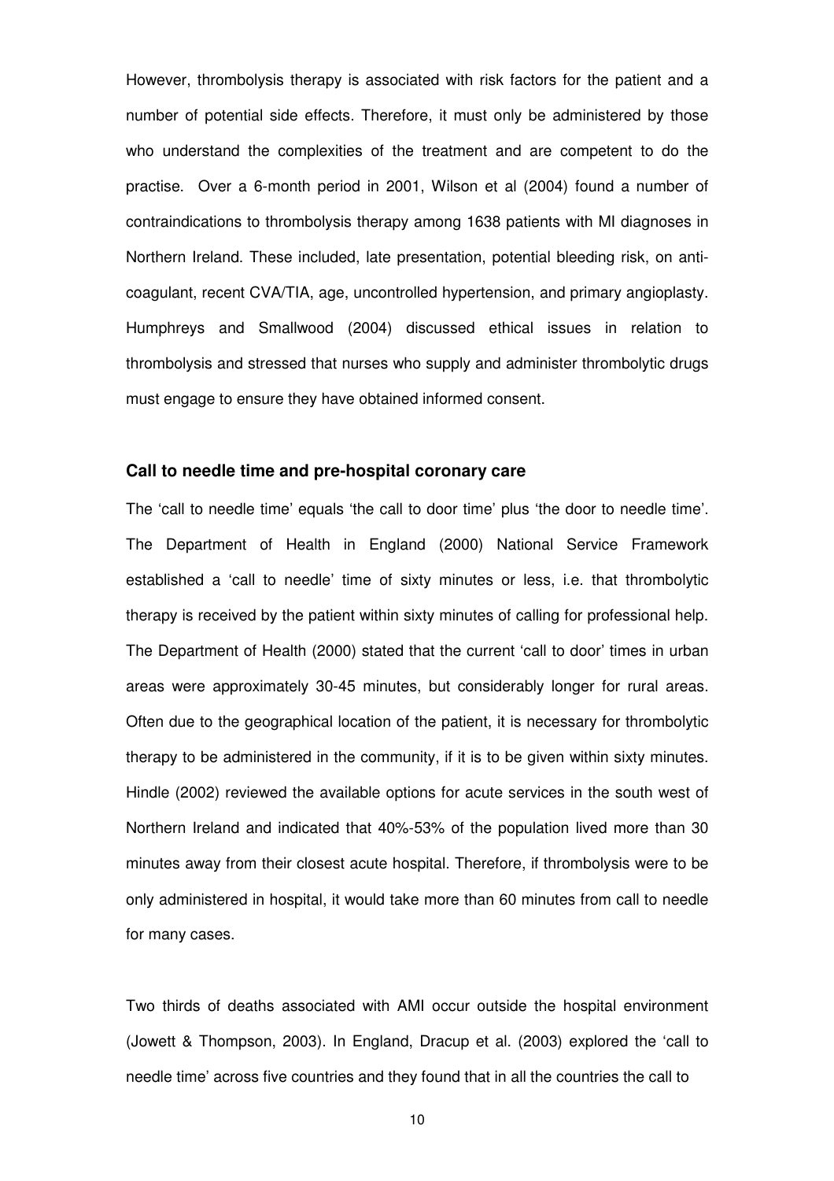However, thrombolysis therapy is associated with risk factors for the patient and a number of potential side effects. Therefore, it must only be administered by those who understand the complexities of the treatment and are competent to do the practise. Over a 6-month period in 2001, Wilson et al (2004) found a number of contraindications to thrombolysis therapy among 1638 patients with MI diagnoses in Northern Ireland. These included, late presentation, potential bleeding risk, on anti-coagulant, recent CVA/TIA, age, uncontrolled hypertension, and primary angioplasty. Humphreys and Smallwood (2004) discussed ethical issues in relation to thrombolysis and stressed that nurses who supply and administer thrombolytic drugs must engage to ensure they have obtained informed consent.

### Call to needle time and pre-hospital coronary care

The 'call to needle time' equals 'the call to door time' plus 'the door to needle time'. The Department of Health in England (2000) National Service Framework established a 'call to needle' time of sixty minutes or less, i.e. that thrombolytic therapy is received by the patient within sixty minutes of calling for professional help. The Department of Health (2000) stated that the current 'call to door' times in urban areas were approximately 30-45 minutes, but considerably longer for rural areas. Often due to the geographical location of the patient, it is necessary for thrombolytic therapy to be administered in the community, if it is to be given within sixty minutes. Hindle (2002) reviewed the available options for acute services in the south west of Northern Ireland and indicated that 40%-53% of the population lived more than 30 minutes away from their closest acute hospital. Therefore, if thrombolysis were to be only administered in hospital, it would take more than 60 minutes from call to needle for many cases.

Two thirds of deaths associated with AMI occur outside the hospital environment (Jowett & Thompson, 2003). In England, Dracup et al. (2003) explored the 'call to needle time' across five countries and they found that in all the countries the call to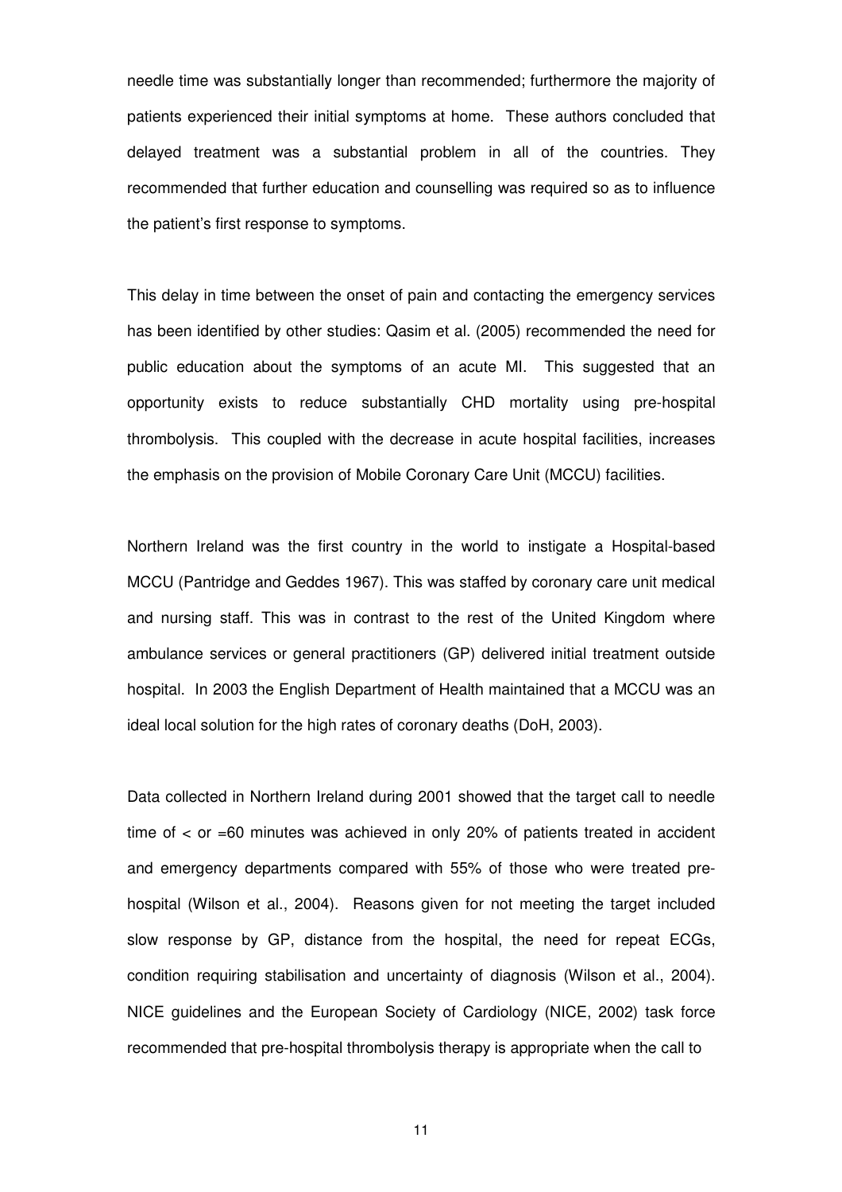needle time was substantially longer than recommended; furthermore the majority of patients experienced their initial symptoms at home. These authors concluded that delayed treatment was a substantial problem in all of the countries. They recommended that further education and counselling was required so as to influence the patient's first response to symptoms.

This delay in time between the onset of pain and contacting the emergency services has been identified by other studies: Qasim et al. (2005) recommended the need for public education about the symptoms of an acute MI. This suggested that an opportunity exists to reduce substantially CHD mortality using pre-hospital thrombolysis. This coupled with the decrease in acute hospital facilities, increases the emphasis on the provision of Mobile Coronary Care Unit (MCCU) facilities.

Northern Ireland was the first country in the world to instigate a Hospital-based MCCU (Pantridge and Geddes 1967). This was staffed by coronary care unit medical and nursing staff. This was in contrast to the rest of the United Kingdom where ambulance services or general practitioners (GP) delivered initial treatment outside hospital. In 2003 the English Department of Health maintained that a MCCU was an ideal local solution for the high rates of coronary deaths (DoH, 2003).

Data collected in Northern Ireland during 2001 showed that the target call to needle time of < or =60 minutes was achieved in only 20% of patients treated in accident and emergency departments compared with 55% of those who were treated pre-hospital (Wilson et al., 2004). Reasons given for not meeting the target included slow response by GP, distance from the hospital, the need for repeat ECGs, condition requiring stabilisation and uncertainty of diagnosis (Wilson et al., 2004). NICE guidelines and the European Society of Cardiology (NICE, 2002) task force recommended that pre-hospital thrombolysis therapy is appropriate when the call to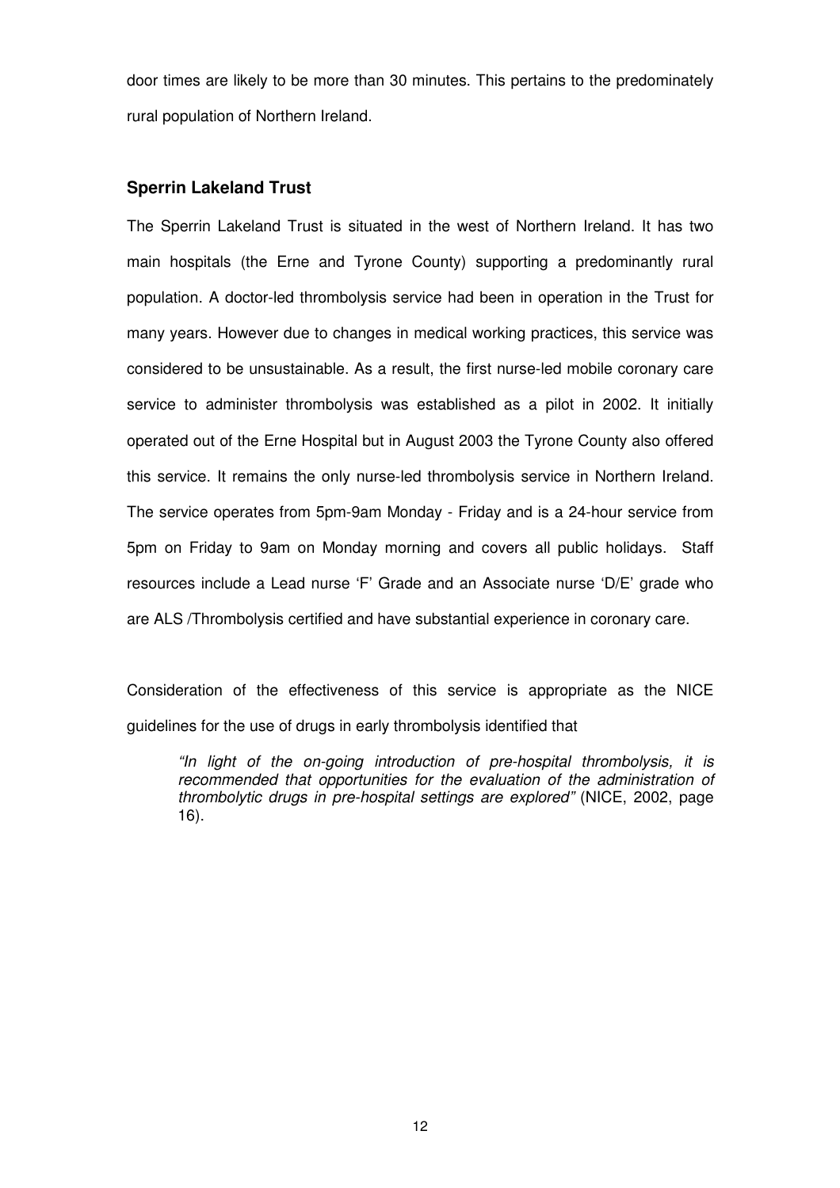door times are likely to be more than 30 minutes. This pertains to the predominately rural population of Northern Ireland.

### Sperrin Lakeland Trust

The Sperrin Lakeland Trust is situated in the west of Northern Ireland. It has two main hospitals (the Erne and Tyrone County) supporting a predominantly rural population. A doctor-led thrombolysis service had been in operation in the Trust for many years. However due to changes in medical working practices, this service was considered to be unsustainable. As a result, the first nurse-led mobile coronary care service to administer thrombolysis was established as a pilot in 2002. It initially operated out of the Erne Hospital but in August 2003 the Tyrone County also offered this service. It remains the only nurse-led thrombolysis service in Northern Ireland. The service operates from 5pm-9am Monday - Friday and is a 24-hour service from 5pm on Friday to 9am on Monday morning and covers all public holidays. Staff resources include a Lead nurse 'F' Grade and an Associate nurse 'D/E' grade who are ALS /Thrombolysis certified and have substantial experience in coronary care.

Consideration of the effectiveness of this service is appropriate as the NICE guidelines for the use of drugs in early thrombolysis identified that

> *"In light of the on-going introduction of pre-hospital thrombolysis, it is recommended that opportunities for the evaluation of the administration of thrombolytic drugs in pre-hospital settings are explored"* (NICE, 2002, page 16).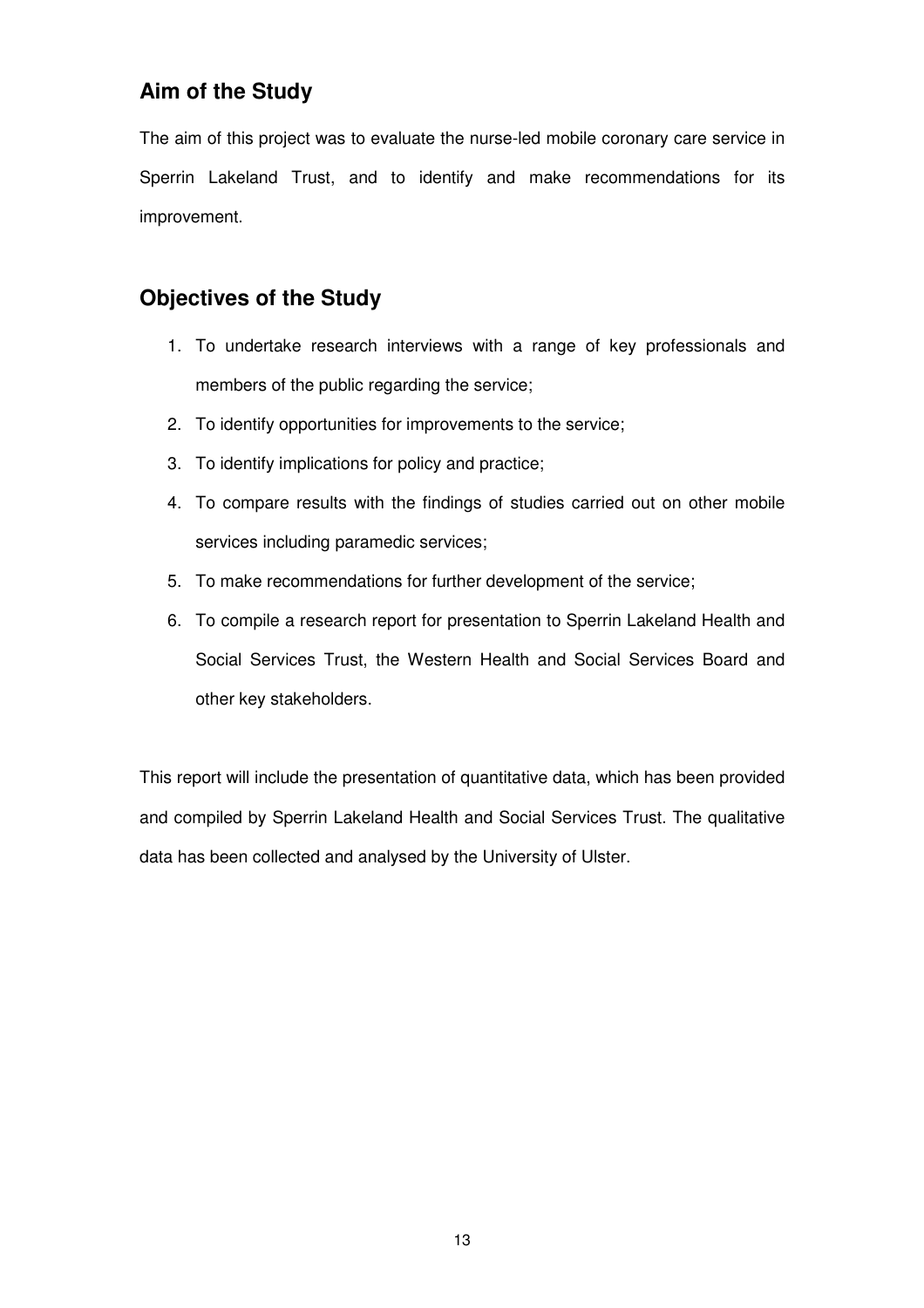## Aim of the Study

The aim of this project was to evaluate the nurse-led mobile coronary care service in Sperrin Lakeland Trust, and to identify and make recommendations for its improvement.

## Objectives of the Study

1. To undertake research interviews with a range of key professionals and members of the public regarding the service;
2. To identify opportunities for improvements to the service;
3. To identify implications for policy and practice;
4. To compare results with the findings of studies carried out on other mobile services including paramedic services;
5. To make recommendations for further development of the service;
6. To compile a research report for presentation to Sperrin Lakeland Health and Social Services Trust, the Western Health and Social Services Board and other key stakeholders.

This report will include the presentation of quantitative data, which has been provided and compiled by Sperrin Lakeland Health and Social Services Trust. The qualitative data has been collected and analysed by the University of Ulster.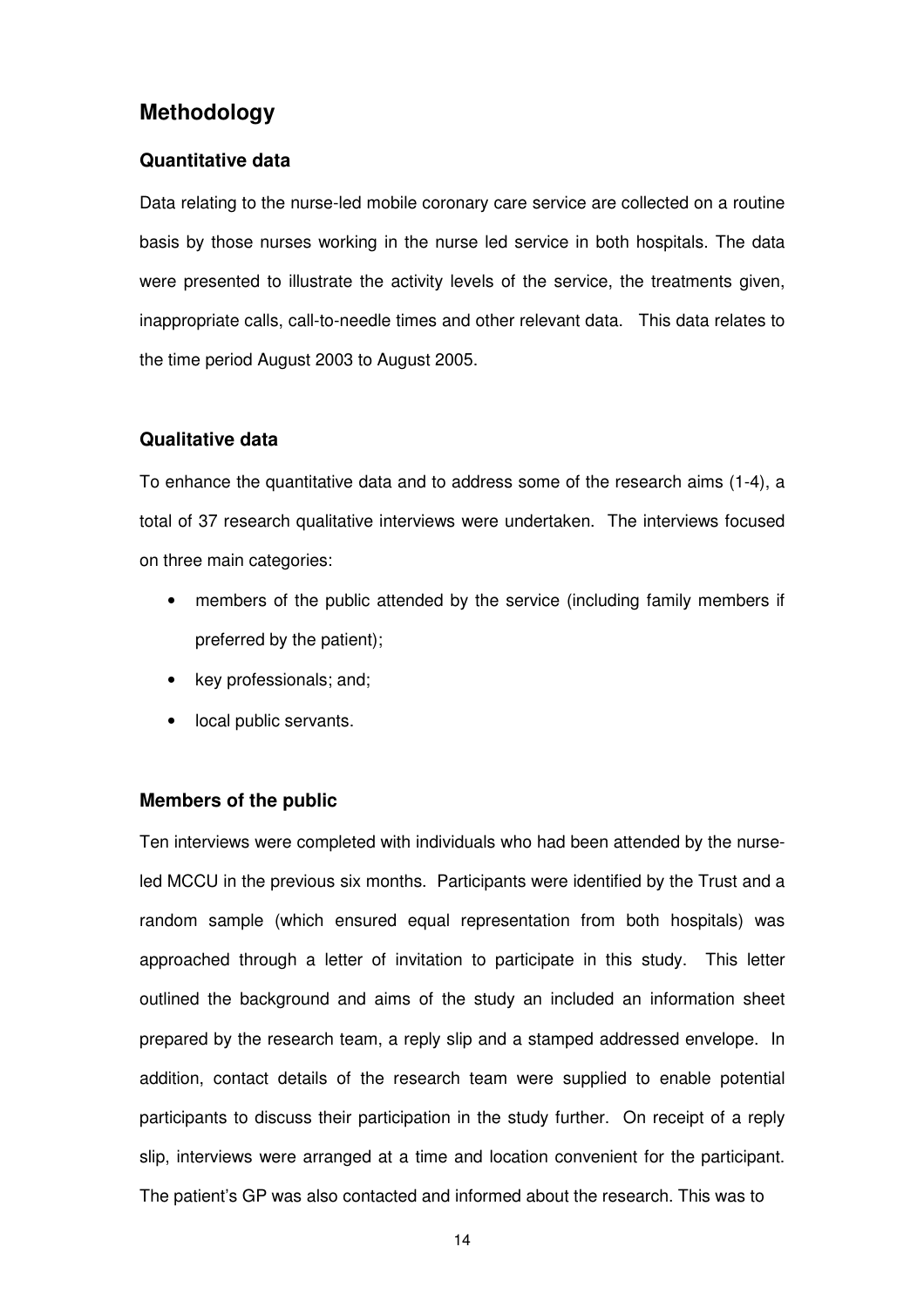## Methodology

### Quantitative data

Data relating to the nurse-led mobile coronary care service are collected on a routine basis by those nurses working in the nurse led service in both hospitals. The data were presented to illustrate the activity levels of the service, the treatments given, inappropriate calls, call-to-needle times and other relevant data. This data relates to the time period August 2003 to August 2005.

### Qualitative data

To enhance the quantitative data and to address some of the research aims (1-4), a total of 37 research qualitative interviews were undertaken. The interviews focused on three main categories:

- members of the public attended by the service (including family members if preferred by the patient);
- key professionals; and;
- local public servants.

### Members of the public

Ten interviews were completed with individuals who had been attended by the nurse-led MCCU in the previous six months. Participants were identified by the Trust and a random sample (which ensured equal representation from both hospitals) was approached through a letter of invitation to participate in this study. This letter outlined the background and aims of the study an included an information sheet prepared by the research team, a reply slip and a stamped addressed envelope. In addition, contact details of the research team were supplied to enable potential participants to discuss their participation in the study further. On receipt of a reply slip, interviews were arranged at a time and location convenient for the participant. The patient's GP was also contacted and informed about the research. This was to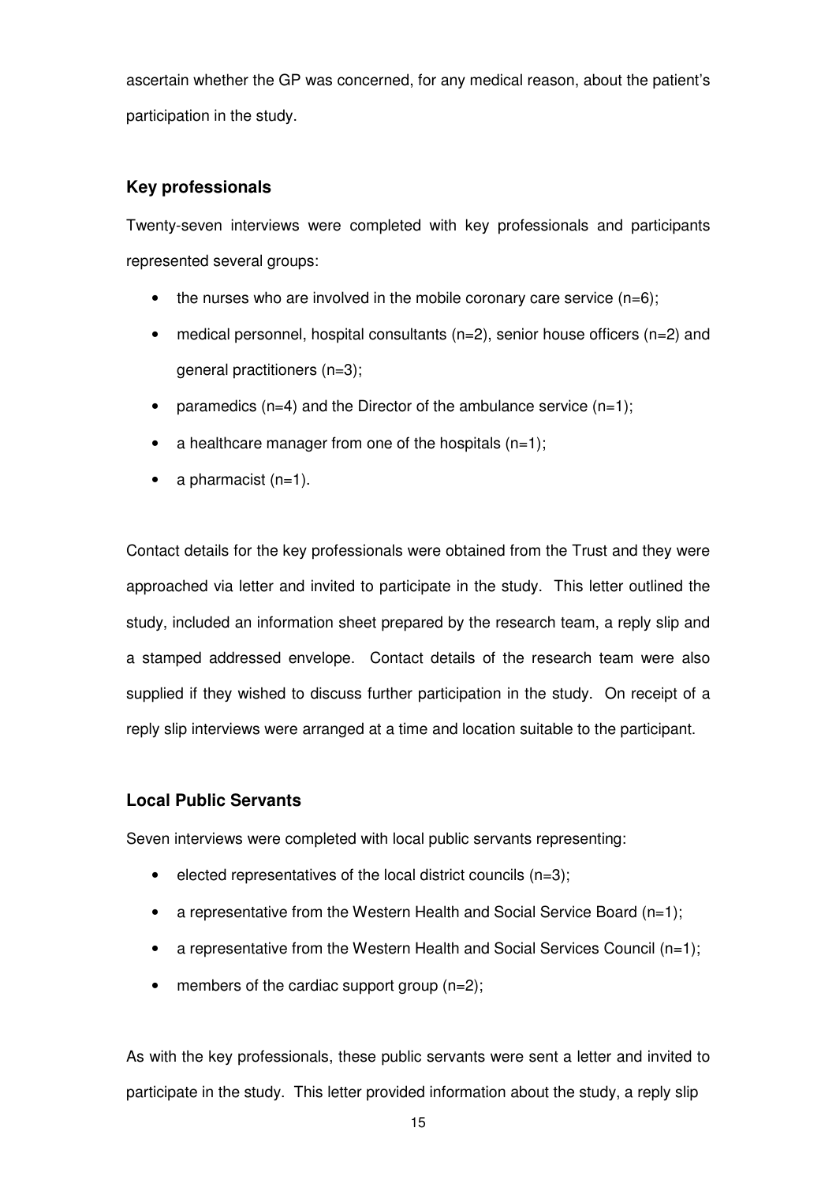ascertain whether the GP was concerned, for any medical reason, about the patient's participation in the study.

### Key professionals

Twenty-seven interviews were completed with key professionals and participants represented several groups:

- the nurses who are involved in the mobile coronary care service (n=6);
- medical personnel, hospital consultants (n=2), senior house officers (n=2) and general practitioners (n=3);
- paramedics (n=4) and the Director of the ambulance service (n=1);
- a healthcare manager from one of the hospitals (n=1);
- a pharmacist (n=1).

Contact details for the key professionals were obtained from the Trust and they were approached via letter and invited to participate in the study. This letter outlined the study, included an information sheet prepared by the research team, a reply slip and a stamped addressed envelope. Contact details of the research team were also supplied if they wished to discuss further participation in the study. On receipt of a reply slip interviews were arranged at a time and location suitable to the participant.

### Local Public Servants

Seven interviews were completed with local public servants representing:

- elected representatives of the local district councils (n=3);
- a representative from the Western Health and Social Service Board (n=1);
- a representative from the Western Health and Social Services Council (n=1);
- members of the cardiac support group (n=2);

As with the key professionals, these public servants were sent a letter and invited to participate in the study. This letter provided information about the study, a reply slip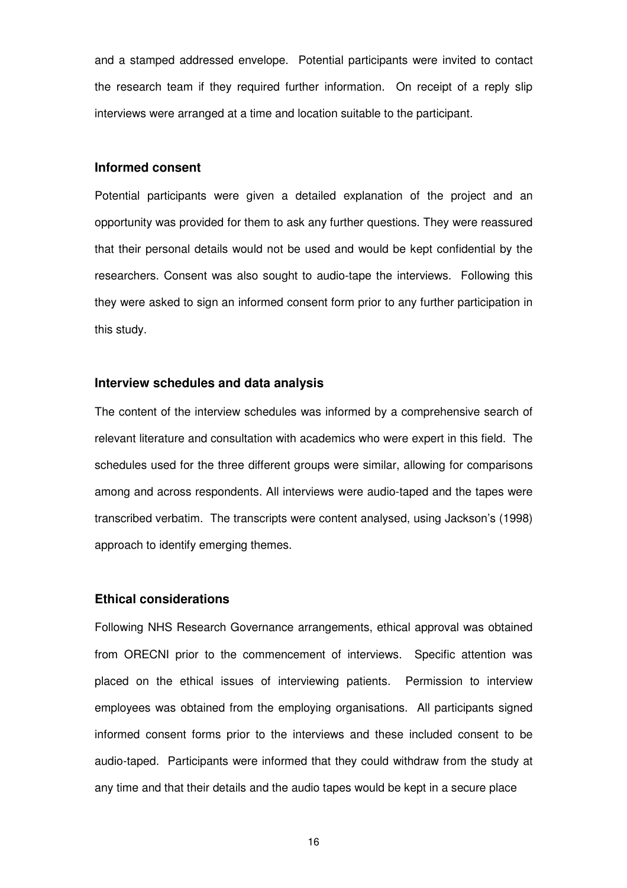and a stamped addressed envelope. Potential participants were invited to contact the research team if they required further information. On receipt of a reply slip interviews were arranged at a time and location suitable to the participant.

### Informed consent

Potential participants were given a detailed explanation of the project and an opportunity was provided for them to ask any further questions. They were reassured that their personal details would not be used and would be kept confidential by the researchers. Consent was also sought to audio-tape the interviews. Following this they were asked to sign an informed consent form prior to any further participation in this study.

### Interview schedules and data analysis

The content of the interview schedules was informed by a comprehensive search of relevant literature and consultation with academics who were expert in this field. The schedules used for the three different groups were similar, allowing for comparisons among and across respondents. All interviews were audio-taped and the tapes were transcribed verbatim. The transcripts were content analysed, using Jackson's (1998) approach to identify emerging themes.

### Ethical considerations

Following NHS Research Governance arrangements, ethical approval was obtained from ORECNI prior to the commencement of interviews. Specific attention was placed on the ethical issues of interviewing patients. Permission to interview employees was obtained from the employing organisations. All participants signed informed consent forms prior to the interviews and these included consent to be audio-taped. Participants were informed that they could withdraw from the study at any time and that their details and the audio tapes would be kept in a secure place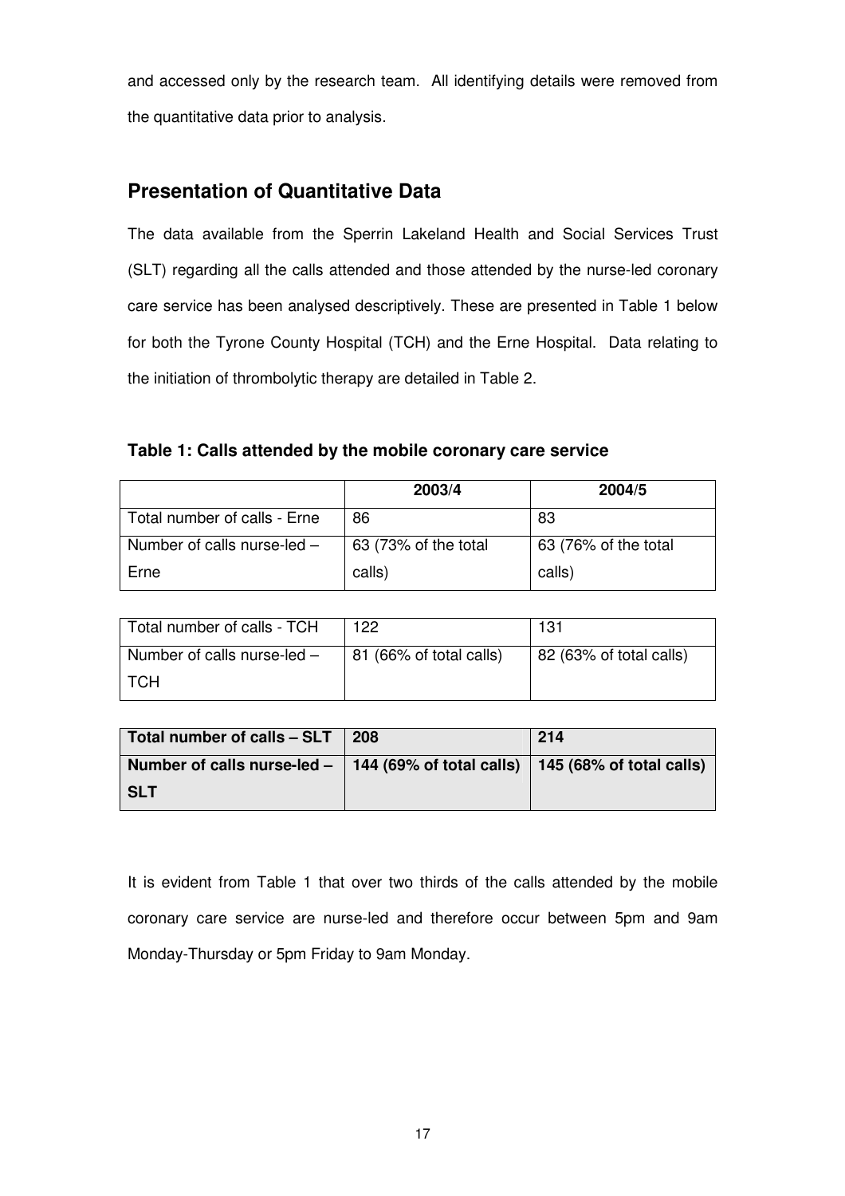and accessed only by the research team. All identifying details were removed from the quantitative data prior to analysis.

## Presentation of Quantitative Data

The data available from the Sperrin Lakeland Health and Social Services Trust (SLT) regarding all the calls attended and those attended by the nurse-led coronary care service has been analysed descriptively. These are presented in Table 1 below for both the Tyrone County Hospital (TCH) and the Erne Hospital. Data relating to the initiation of thrombolytic therapy are detailed in Table 2.

**Table 1: Calls attended by the mobile coronary care service**

| | 2003/4 | 2004/5 |
|---|---|---|
| Total number of calls - Erne | 86 | 83 |
| Number of calls nurse-led – Erne | 63 (73% of the total calls) | 63 (76% of the total calls) |
| Total number of calls - TCH | 122 | 131 |
| Number of calls nurse-led – TCH | 81 (66% of total calls) | 82 (63% of total calls) |
| **Total number of calls – SLT** | **208** | **214** |
| **Number of calls nurse-led – SLT** | **144 (69% of total calls)** | **145 (68% of total calls)** |

It is evident from Table 1 that over two thirds of the calls attended by the mobile coronary care service are nurse-led and therefore occur between 5pm and 9am Monday-Thursday or 5pm Friday to 9am Monday.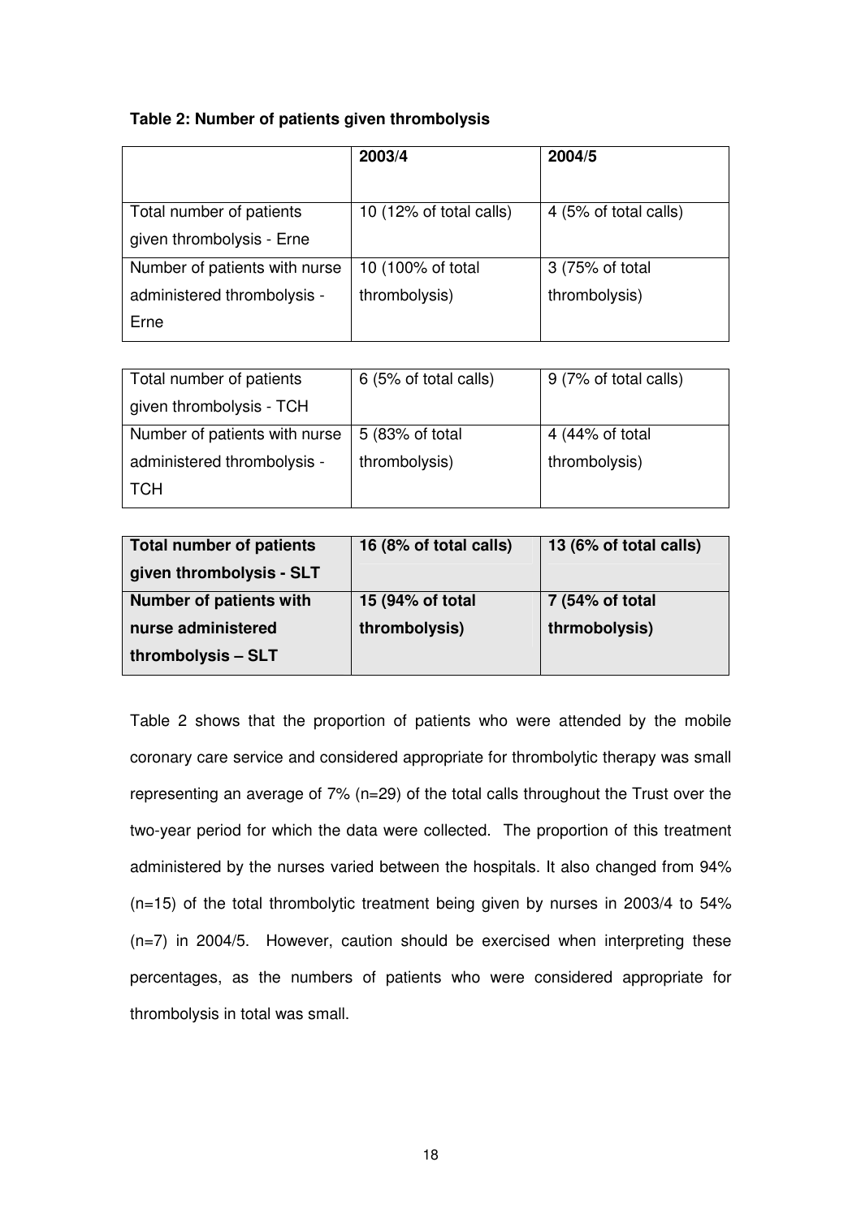**Table 2: Number of patients given thrombolysis**

| | 2003/4 | 2004/5 |
|---|---|---|
| Total number of patients given thrombolysis - Erne | 10 (12% of total calls) | 4 (5% of total calls) |
| Number of patients with nurse administered thrombolysis - Erne | 10 (100% of total thrombolysis) | 3 (75% of total thrombolysis) |
| Total number of patients given thrombolysis - TCH | 6 (5% of total calls) | 9 (7% of total calls) |
| Number of patients with nurse administered thrombolysis - TCH | 5 (83% of total thrombolysis) | 4 (44% of total thrombolysis) |
| **Total number of patients given thrombolysis - SLT** | **16 (8% of total calls)** | **13 (6% of total calls)** |
| **Number of patients with nurse administered thrombolysis – SLT** | **15 (94% of total thrombolysis)** | **7 (54% of total thrmobolysis)** |

Table 2 shows that the proportion of patients who were attended by the mobile coronary care service and considered appropriate for thrombolytic therapy was small representing an average of 7% (n=29) of the total calls throughout the Trust over the two-year period for which the data were collected. The proportion of this treatment administered by the nurses varied between the hospitals. It also changed from 94% (n=15) of the total thrombolytic treatment being given by nurses in 2003/4 to 54% (n=7) in 2004/5. However, caution should be exercised when interpreting these percentages, as the numbers of patients who were considered appropriate for thrombolysis in total was small.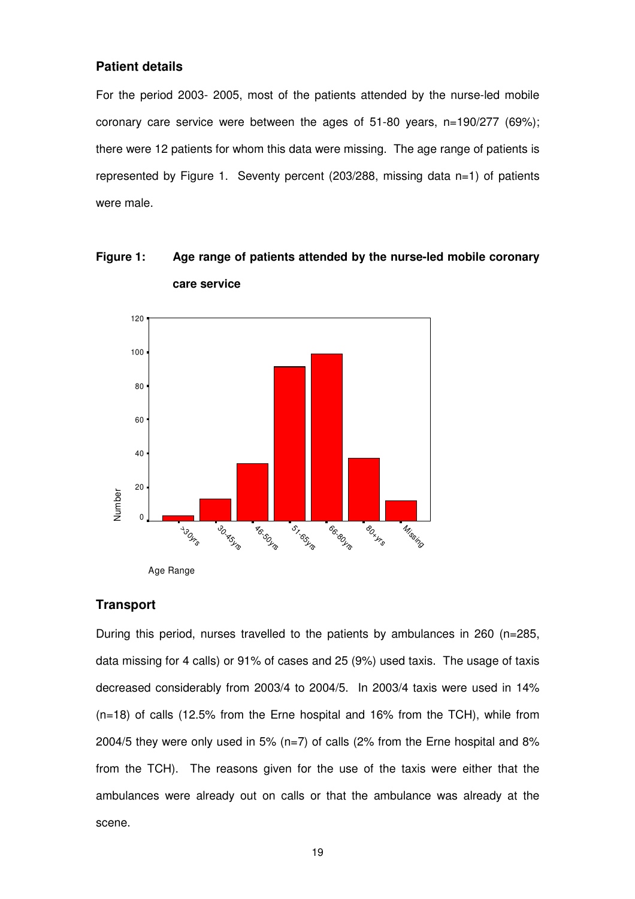### Patient details

For the period 2003- 2005, most of the patients attended by the nurse-led mobile coronary care service were between the ages of 51-80 years, n=190/277 (69%); there were 12 patients for whom this data were missing. The age range of patients is represented by Figure 1. Seventy percent (203/288, missing data n=1) of patients were male.

**Figure 1: Age range of patients attended by the nurse-led mobile coronary care service**

### Transport

During this period, nurses travelled to the patients by ambulances in 260 (n=285, data missing for 4 calls) or 91% of cases and 25 (9%) used taxis. The usage of taxis decreased considerably from 2003/4 to 2004/5. In 2003/4 taxis were used in 14% (n=18) of calls (12.5% from the Erne hospital and 16% from the TCH), while from 2004/5 they were only used in 5% (n=7) of calls (2% from the Erne hospital and 8% from the TCH). The reasons given for the use of the taxis were either that the ambulances were already out on calls or that the ambulance was already at the scene.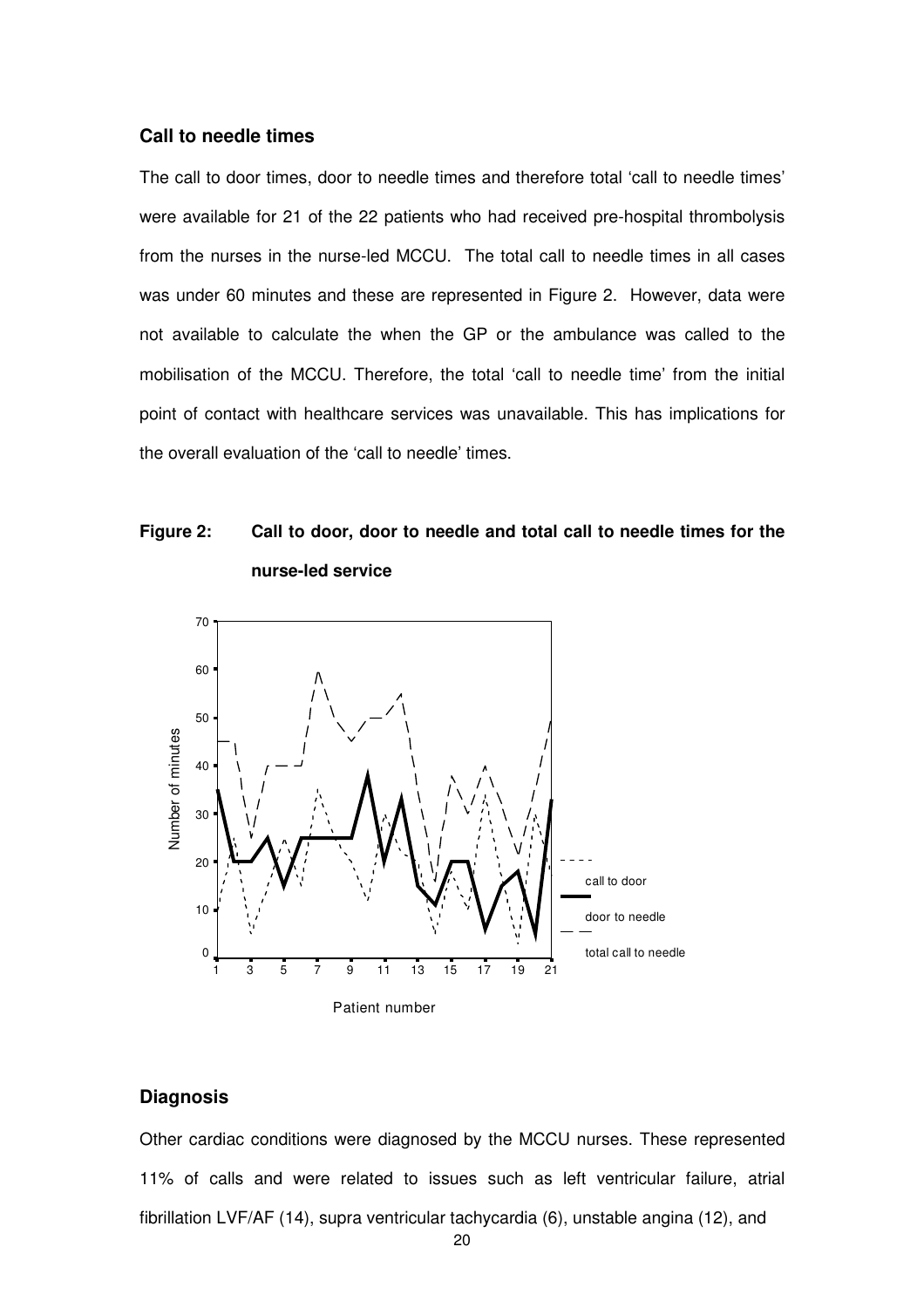### Call to needle times

The call to door times, door to needle times and therefore total 'call to needle times' were available for 21 of the 22 patients who had received pre-hospital thrombolysis from the nurses in the nurse-led MCCU. The total call to needle times in all cases was under 60 minutes and these are represented in Figure 2. However, data were not available to calculate the when the GP or the ambulance was called to the mobilisation of the MCCU. Therefore, the total 'call to needle time' from the initial point of contact with healthcare services was unavailable. This has implications for the overall evaluation of the 'call to needle' times.

**Figure 2: Call to door, door to needle and total call to needle times for the nurse-led service**

### Diagnosis

Other cardiac conditions were diagnosed by the MCCU nurses. These represented 11% of calls and were related to issues such as left ventricular failure, atrial fibrillation LVF/AF (14), supra ventricular tachycardia (6), unstable angina (12), and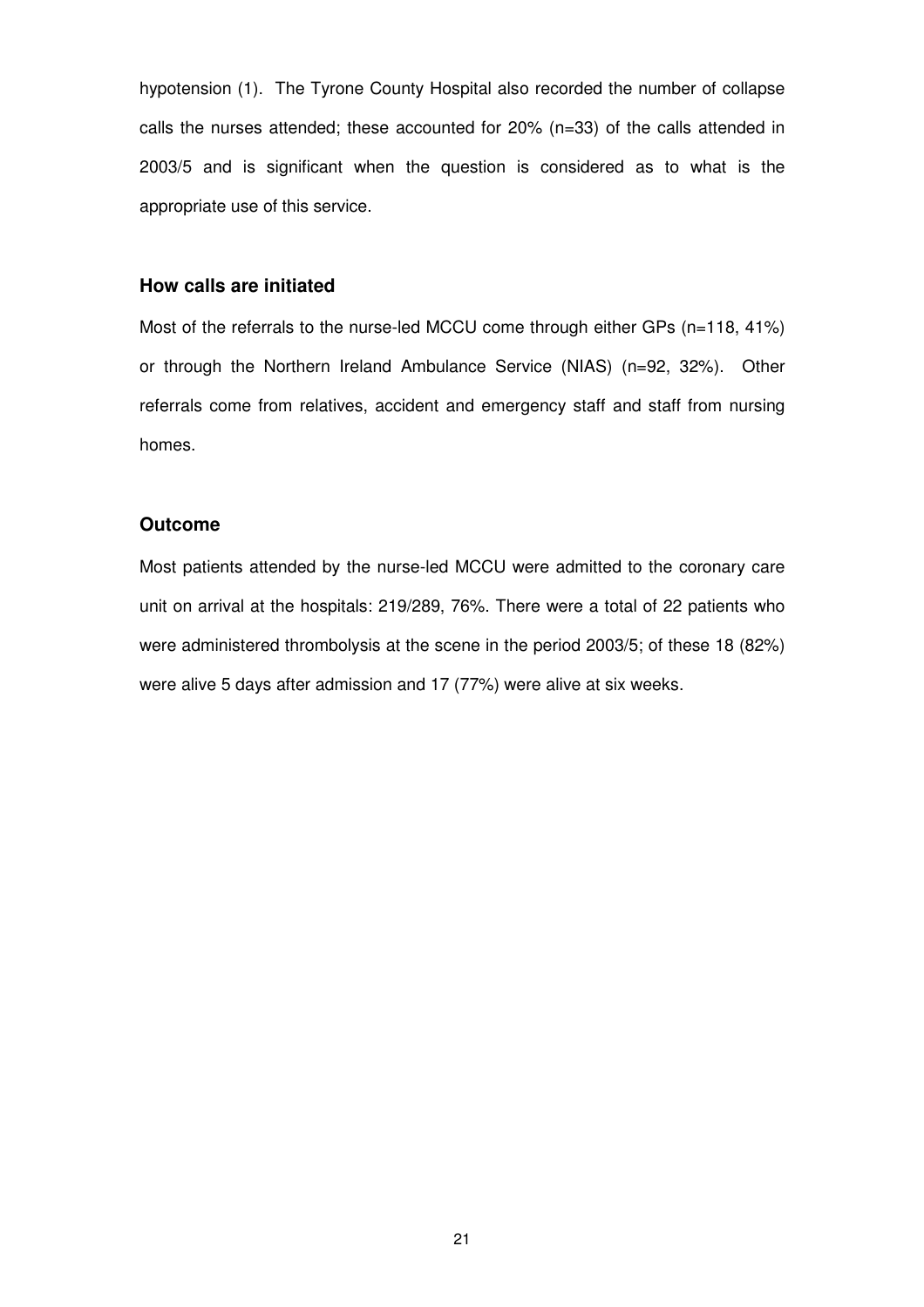hypotension (1). The Tyrone County Hospital also recorded the number of collapse calls the nurses attended; these accounted for 20% (n=33) of the calls attended in 2003/5 and is significant when the question is considered as to what is the appropriate use of this service.

### How calls are initiated

Most of the referrals to the nurse-led MCCU come through either GPs (n=118, 41%) or through the Northern Ireland Ambulance Service (NIAS) (n=92, 32%). Other referrals come from relatives, accident and emergency staff and staff from nursing homes.

### Outcome

Most patients attended by the nurse-led MCCU were admitted to the coronary care unit on arrival at the hospitals: 219/289, 76%. There were a total of 22 patients who were administered thrombolysis at the scene in the period 2003/5; of these 18 (82%) were alive 5 days after admission and 17 (77%) were alive at six weeks.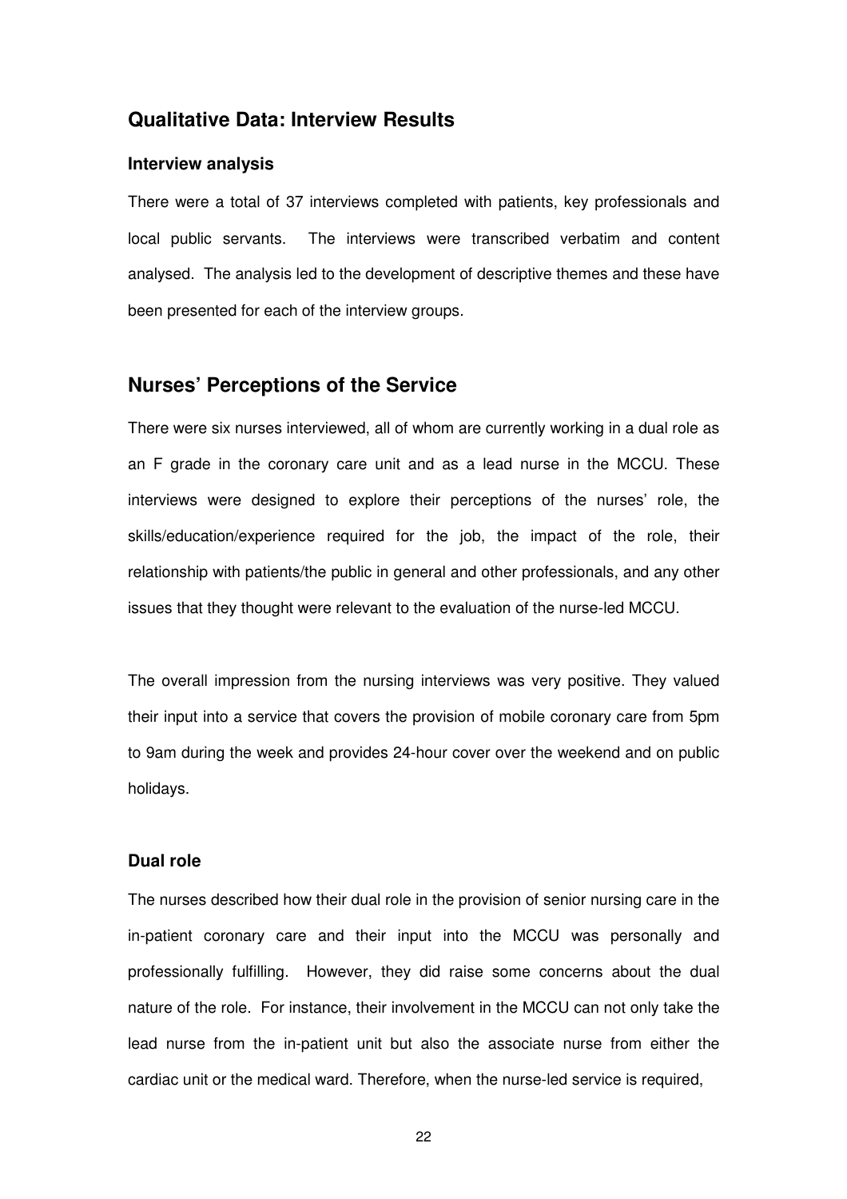## Qualitative Data: Interview Results

### Interview analysis

There were a total of 37 interviews completed with patients, key professionals and local public servants. The interviews were transcribed verbatim and content analysed. The analysis led to the development of descriptive themes and these have been presented for each of the interview groups.

## Nurses' Perceptions of the Service

There were six nurses interviewed, all of whom are currently working in a dual role as an F grade in the coronary care unit and as a lead nurse in the MCCU. These interviews were designed to explore their perceptions of the nurses' role, the skills/education/experience required for the job, the impact of the role, their relationship with patients/the public in general and other professionals, and any other issues that they thought were relevant to the evaluation of the nurse-led MCCU.

The overall impression from the nursing interviews was very positive. They valued their input into a service that covers the provision of mobile coronary care from 5pm to 9am during the week and provides 24-hour cover over the weekend and on public holidays.

### Dual role

The nurses described how their dual role in the provision of senior nursing care in the in-patient coronary care and their input into the MCCU was personally and professionally fulfilling. However, they did raise some concerns about the dual nature of the role. For instance, their involvement in the MCCU can not only take the lead nurse from the in-patient unit but also the associate nurse from either the cardiac unit or the medical ward. Therefore, when the nurse-led service is required,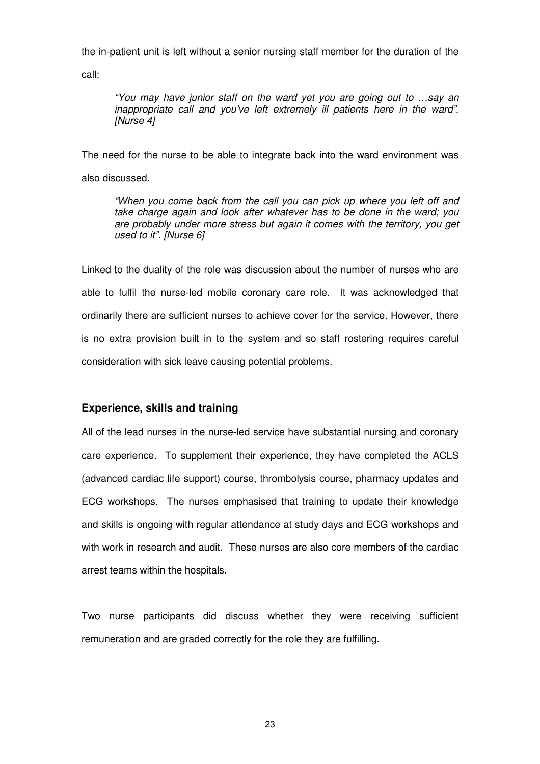the in-patient unit is left without a senior nursing staff member for the duration of the call:

> *"You may have junior staff on the ward yet you are going out to …say an inappropriate call and you've left extremely ill patients here in the ward". [Nurse 4]*

The need for the nurse to be able to integrate back into the ward environment was also discussed.

> *"When you come back from the call you can pick up where you left off and take charge again and look after whatever has to be done in the ward; you are probably under more stress but again it comes with the territory, you get used to it". [Nurse 6]*

Linked to the duality of the role was discussion about the number of nurses who are able to fulfil the nurse-led mobile coronary care role. It was acknowledged that ordinarily there are sufficient nurses to achieve cover for the service. However, there is no extra provision built in to the system and so staff rostering requires careful consideration with sick leave causing potential problems.

### Experience, skills and training

All of the lead nurses in the nurse-led service have substantial nursing and coronary care experience. To supplement their experience, they have completed the ACLS (advanced cardiac life support) course, thrombolysis course, pharmacy updates and ECG workshops. The nurses emphasised that training to update their knowledge and skills is ongoing with regular attendance at study days and ECG workshops and with work in research and audit. These nurses are also core members of the cardiac arrest teams within the hospitals.

Two nurse participants did discuss whether they were receiving sufficient remuneration and are graded correctly for the role they are fulfilling.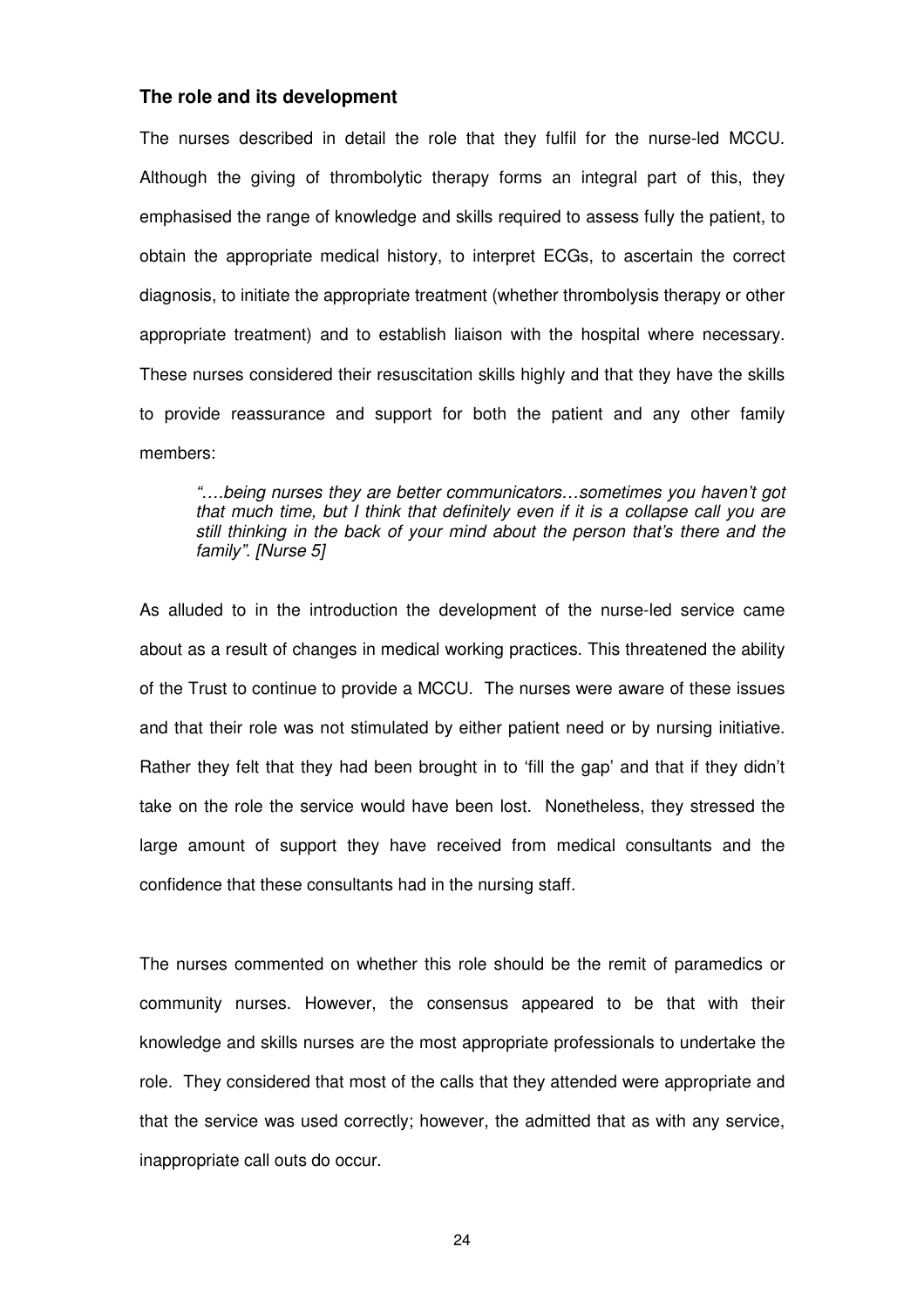### The role and its development

The nurses described in detail the role that they fulfil for the nurse-led MCCU. Although the giving of thrombolytic therapy forms an integral part of this, they emphasised the range of knowledge and skills required to assess fully the patient, to obtain the appropriate medical history, to interpret ECGs, to ascertain the correct diagnosis, to initiate the appropriate treatment (whether thrombolysis therapy or other appropriate treatment) and to establish liaison with the hospital where necessary. These nurses considered their resuscitation skills highly and that they have the skills to provide reassurance and support for both the patient and any other family members:

> *"….being nurses they are better communicators…sometimes you haven't got that much time, but I think that definitely even if it is a collapse call you are still thinking in the back of your mind about the person that's there and the family". [Nurse 5]*

As alluded to in the introduction the development of the nurse-led service came about as a result of changes in medical working practices. This threatened the ability of the Trust to continue to provide a MCCU. The nurses were aware of these issues and that their role was not stimulated by either patient need or by nursing initiative. Rather they felt that they had been brought in to 'fill the gap' and that if they didn't take on the role the service would have been lost. Nonetheless, they stressed the large amount of support they have received from medical consultants and the confidence that these consultants had in the nursing staff.

The nurses commented on whether this role should be the remit of paramedics or community nurses. However, the consensus appeared to be that with their knowledge and skills nurses are the most appropriate professionals to undertake the role. They considered that most of the calls that they attended were appropriate and that the service was used correctly; however, the admitted that as with any service, inappropriate call outs do occur.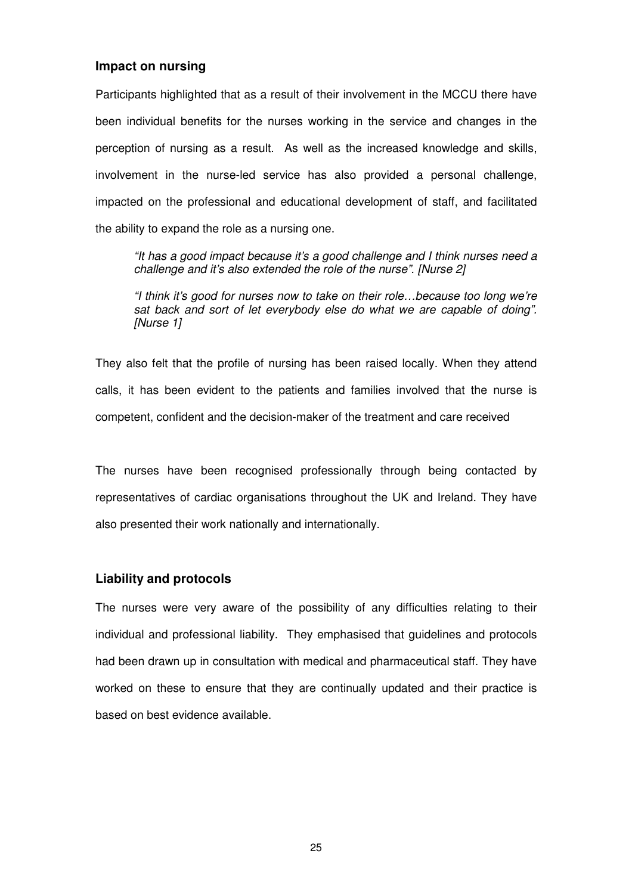### Impact on nursing

Participants highlighted that as a result of their involvement in the MCCU there have been individual benefits for the nurses working in the service and changes in the perception of nursing as a result. As well as the increased knowledge and skills, involvement in the nurse-led service has also provided a personal challenge, impacted on the professional and educational development of staff, and facilitated the ability to expand the role as a nursing one.

> *"It has a good impact because it's a good challenge and I think nurses need a challenge and it's also extended the role of the nurse". [Nurse 2]*
>
> *"I think it's good for nurses now to take on their role…because too long we're sat back and sort of let everybody else do what we are capable of doing". [Nurse 1]*

They also felt that the profile of nursing has been raised locally. When they attend calls, it has been evident to the patients and families involved that the nurse is competent, confident and the decision-maker of the treatment and care received

The nurses have been recognised professionally through being contacted by representatives of cardiac organisations throughout the UK and Ireland. They have also presented their work nationally and internationally.

### Liability and protocols

The nurses were very aware of the possibility of any difficulties relating to their individual and professional liability. They emphasised that guidelines and protocols had been drawn up in consultation with medical and pharmaceutical staff. They have worked on these to ensure that they are continually updated and their practice is based on best evidence available.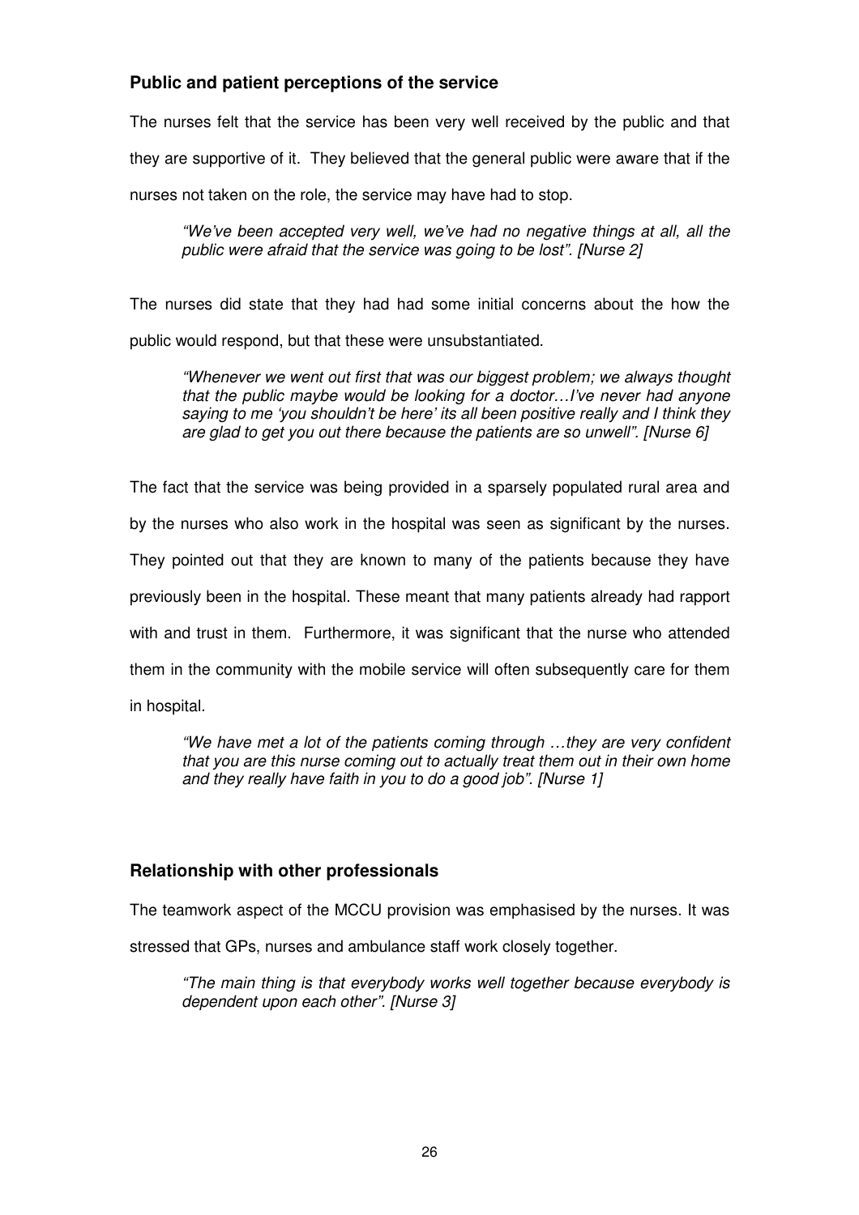### Public and patient perceptions of the service

The nurses felt that the service has been very well received by the public and that they are supportive of it. They believed that the general public were aware that if the nurses not taken on the role, the service may have had to stop.

> *"We've been accepted very well, we've had no negative things at all, all the public were afraid that the service was going to be lost". [Nurse 2]*

The nurses did state that they had had some initial concerns about the how the public would respond, but that these were unsubstantiated.

> *"Whenever we went out first that was our biggest problem; we always thought that the public maybe would be looking for a doctor…I've never had anyone saying to me 'you shouldn't be here' its all been positive really and I think they are glad to get you out there because the patients are so unwell". [Nurse 6]*

The fact that the service was being provided in a sparsely populated rural area and by the nurses who also work in the hospital was seen as significant by the nurses. They pointed out that they are known to many of the patients because they have previously been in the hospital. These meant that many patients already had rapport with and trust in them. Furthermore, it was significant that the nurse who attended them in the community with the mobile service will often subsequently care for them in hospital.

> *"We have met a lot of the patients coming through …they are very confident that you are this nurse coming out to actually treat them out in their own home and they really have faith in you to do a good job". [Nurse 1]*

### Relationship with other professionals

The teamwork aspect of the MCCU provision was emphasised by the nurses. It was stressed that GPs, nurses and ambulance staff work closely together.

> *"The main thing is that everybody works well together because everybody is dependent upon each other". [Nurse 3]*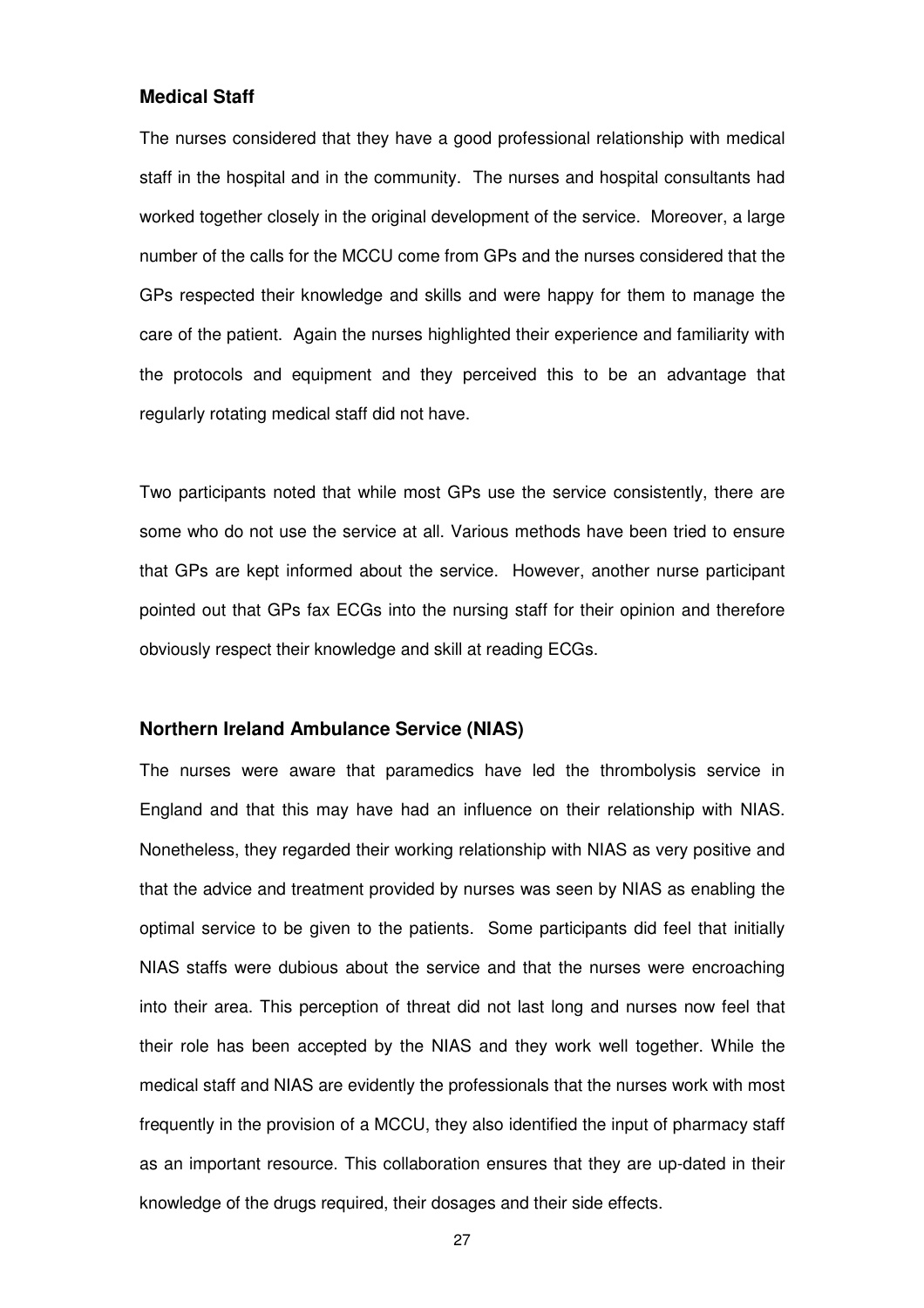### Medical Staff

The nurses considered that they have a good professional relationship with medical staff in the hospital and in the community. The nurses and hospital consultants had worked together closely in the original development of the service. Moreover, a large number of the calls for the MCCU come from GPs and the nurses considered that the GPs respected their knowledge and skills and were happy for them to manage the care of the patient. Again the nurses highlighted their experience and familiarity with the protocols and equipment and they perceived this to be an advantage that regularly rotating medical staff did not have.

Two participants noted that while most GPs use the service consistently, there are some who do not use the service at all. Various methods have been tried to ensure that GPs are kept informed about the service. However, another nurse participant pointed out that GPs fax ECGs into the nursing staff for their opinion and therefore obviously respect their knowledge and skill at reading ECGs.

### Northern Ireland Ambulance Service (NIAS)

The nurses were aware that paramedics have led the thrombolysis service in England and that this may have had an influence on their relationship with NIAS. Nonetheless, they regarded their working relationship with NIAS as very positive and that the advice and treatment provided by nurses was seen by NIAS as enabling the optimal service to be given to the patients. Some participants did feel that initially NIAS staffs were dubious about the service and that the nurses were encroaching into their area. This perception of threat did not last long and nurses now feel that their role has been accepted by the NIAS and they work well together. While the medical staff and NIAS are evidently the professionals that the nurses work with most frequently in the provision of a MCCU, they also identified the input of pharmacy staff as an important resource. This collaboration ensures that they are up-dated in their knowledge of the drugs required, their dosages and their side effects.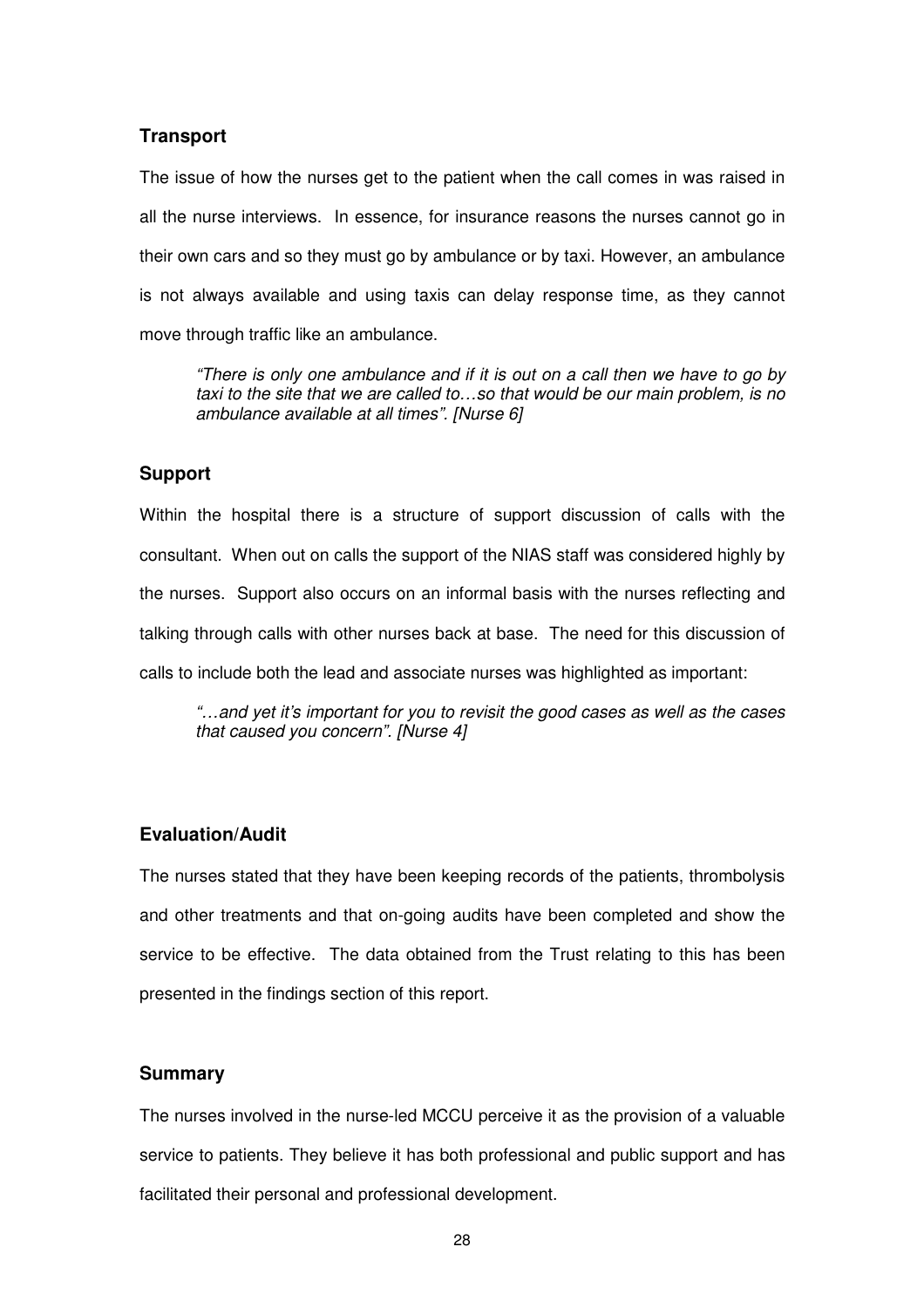### Transport

The issue of how the nurses get to the patient when the call comes in was raised in all the nurse interviews. In essence, for insurance reasons the nurses cannot go in their own cars and so they must go by ambulance or by taxi. However, an ambulance is not always available and using taxis can delay response time, as they cannot move through traffic like an ambulance.

> *"There is only one ambulance and if it is out on a call then we have to go by taxi to the site that we are called to…so that would be our main problem, is no ambulance available at all times". [Nurse 6]*

### Support

Within the hospital there is a structure of support discussion of calls with the consultant. When out on calls the support of the NIAS staff was considered highly by the nurses. Support also occurs on an informal basis with the nurses reflecting and talking through calls with other nurses back at base. The need for this discussion of calls to include both the lead and associate nurses was highlighted as important:

> *"…and yet it's important for you to revisit the good cases as well as the cases that caused you concern". [Nurse 4]*

### Evaluation/Audit

The nurses stated that they have been keeping records of the patients, thrombolysis and other treatments and that on-going audits have been completed and show the service to be effective. The data obtained from the Trust relating to this has been presented in the findings section of this report.

### Summary

The nurses involved in the nurse-led MCCU perceive it as the provision of a valuable service to patients. They believe it has both professional and public support and has facilitated their personal and professional development.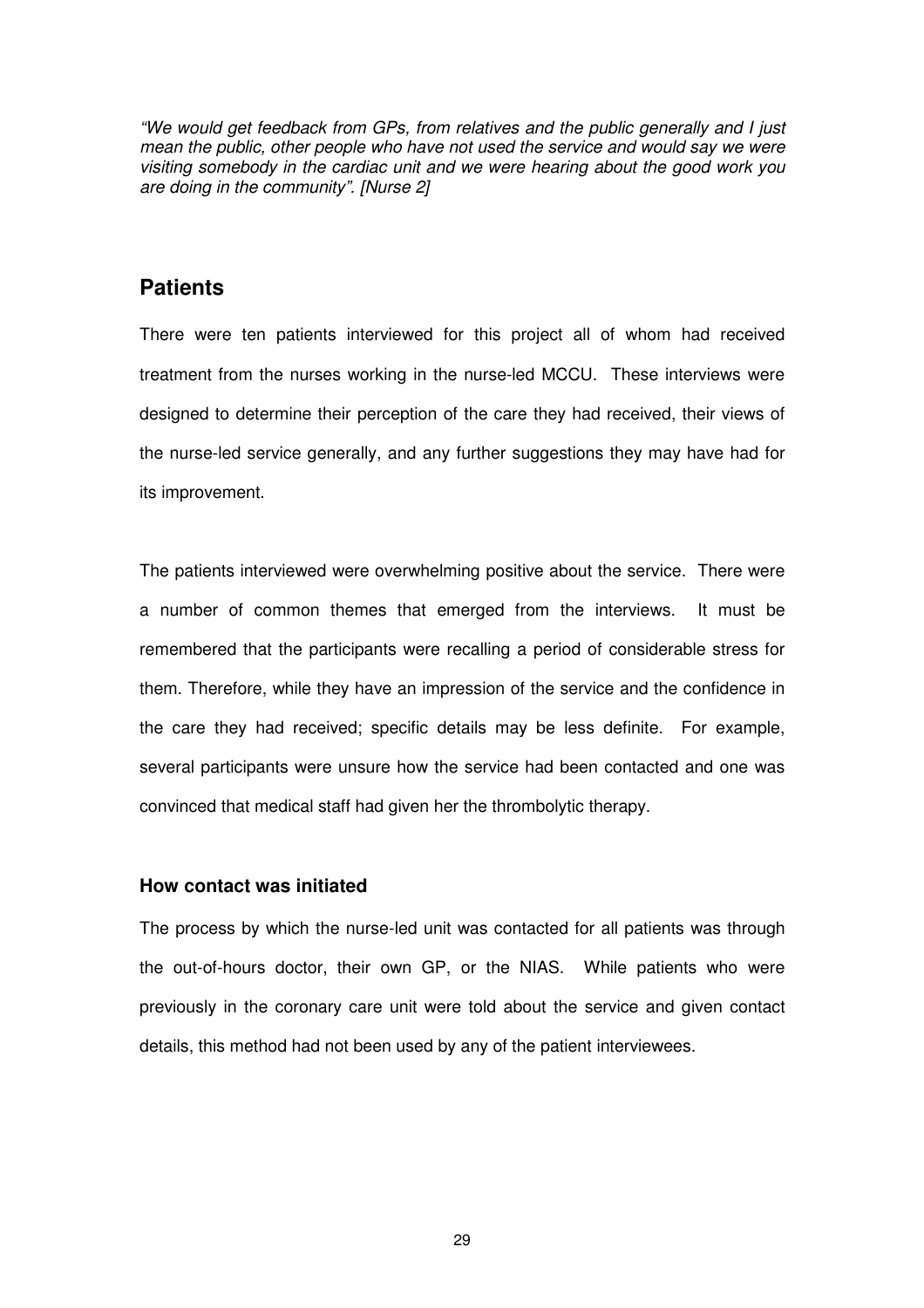*"We would get feedback from GPs, from relatives and the public generally and I just mean the public, other people who have not used the service and would say we were visiting somebody in the cardiac unit and we were hearing about the good work you are doing in the community". [Nurse 2]*

## Patients

There were ten patients interviewed for this project all of whom had received treatment from the nurses working in the nurse-led MCCU. These interviews were designed to determine their perception of the care they had received, their views of the nurse-led service generally, and any further suggestions they may have had for its improvement.

The patients interviewed were overwhelming positive about the service. There were a number of common themes that emerged from the interviews. It must be remembered that the participants were recalling a period of considerable stress for them. Therefore, while they have an impression of the service and the confidence in the care they had received; specific details may be less definite. For example, several participants were unsure how the service had been contacted and one was convinced that medical staff had given her the thrombolytic therapy.

### How contact was initiated

The process by which the nurse-led unit was contacted for all patients was through the out-of-hours doctor, their own GP, or the NIAS. While patients who were previously in the coronary care unit were told about the service and given contact details, this method had not been used by any of the patient interviewees.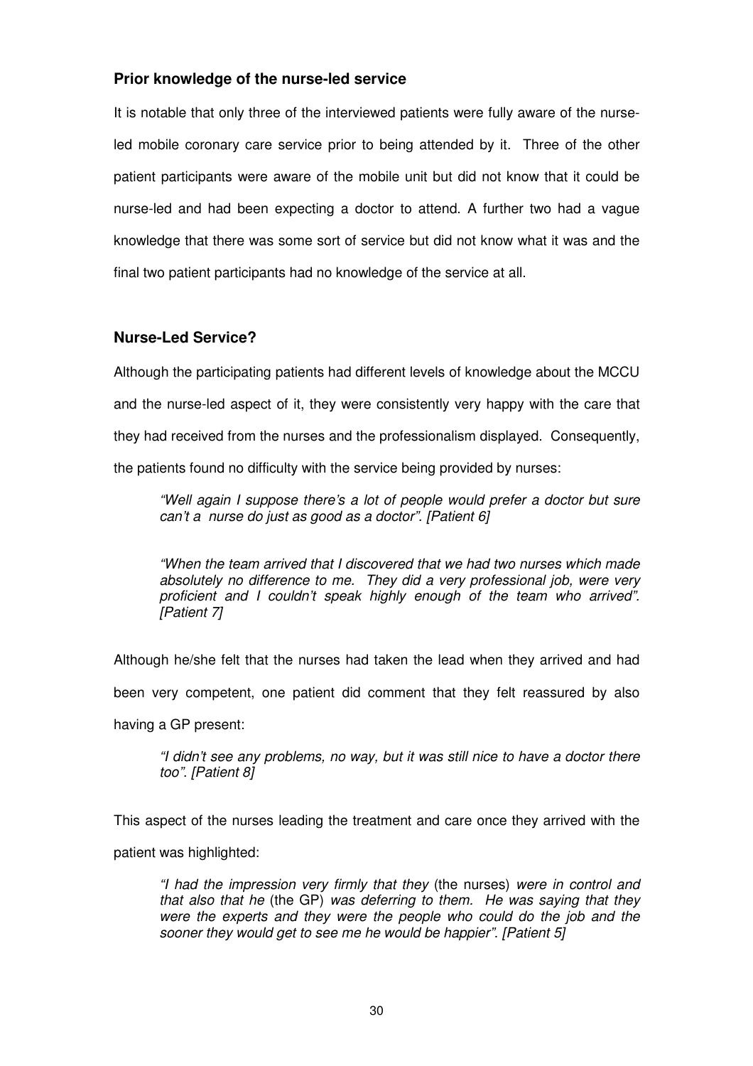### Prior knowledge of the nurse-led service

It is notable that only three of the interviewed patients were fully aware of the nurse-led mobile coronary care service prior to being attended by it. Three of the other patient participants were aware of the mobile unit but did not know that it could be nurse-led and had been expecting a doctor to attend. A further two had a vague knowledge that there was some sort of service but did not know what it was and the final two patient participants had no knowledge of the service at all.

### Nurse-Led Service?

Although the participating patients had different levels of knowledge about the MCCU and the nurse-led aspect of it, they were consistently very happy with the care that they had received from the nurses and the professionalism displayed. Consequently, the patients found no difficulty with the service being provided by nurses:

> *"Well again I suppose there's a lot of people would prefer a doctor but sure can't a nurse do just as good as a doctor". [Patient 6]*

> *"When the team arrived that I discovered that we had two nurses which made absolutely no difference to me. They did a very professional job, were very proficient and I couldn't speak highly enough of the team who arrived". [Patient 7]*

Although he/she felt that the nurses had taken the lead when they arrived and had been very competent, one patient did comment that they felt reassured by also having a GP present:

> *"I didn't see any problems, no way, but it was still nice to have a doctor there too". [Patient 8]*

This aspect of the nurses leading the treatment and care once they arrived with the patient was highlighted:

> *"I had the impression very firmly that they* (the nurses) *were in control and that also that he* (the GP) *was deferring to them. He was saying that they were the experts and they were the people who could do the job and the sooner they would get to see me he would be happier". [Patient 5]*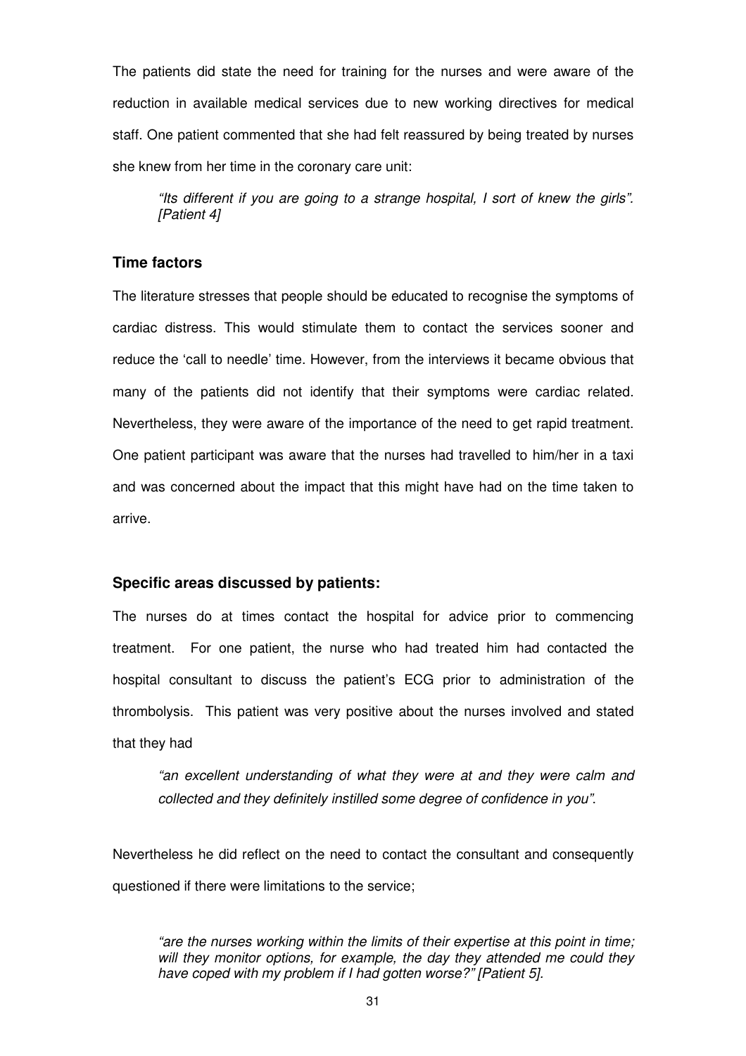The patients did state the need for training for the nurses and were aware of the reduction in available medical services due to new working directives for medical staff. One patient commented that she had felt reassured by being treated by nurses she knew from her time in the coronary care unit:

> *"Its different if you are going to a strange hospital, I sort of knew the girls". [Patient 4]*

### Time factors

The literature stresses that people should be educated to recognise the symptoms of cardiac distress. This would stimulate them to contact the services sooner and reduce the 'call to needle' time. However, from the interviews it became obvious that many of the patients did not identify that their symptoms were cardiac related. Nevertheless, they were aware of the importance of the need to get rapid treatment. One patient participant was aware that the nurses had travelled to him/her in a taxi and was concerned about the impact that this might have had on the time taken to arrive.

### Specific areas discussed by patients:

The nurses do at times contact the hospital for advice prior to commencing treatment. For one patient, the nurse who had treated him had contacted the hospital consultant to discuss the patient's ECG prior to administration of the thrombolysis. This patient was very positive about the nurses involved and stated that they had

> *"an excellent understanding of what they were at and they were calm and collected and they definitely instilled some degree of confidence in you".*

Nevertheless he did reflect on the need to contact the consultant and consequently questioned if there were limitations to the service;

> *"are the nurses working within the limits of their expertise at this point in time; will they monitor options, for example, the day they attended me could they have coped with my problem if I had gotten worse?" [Patient 5].*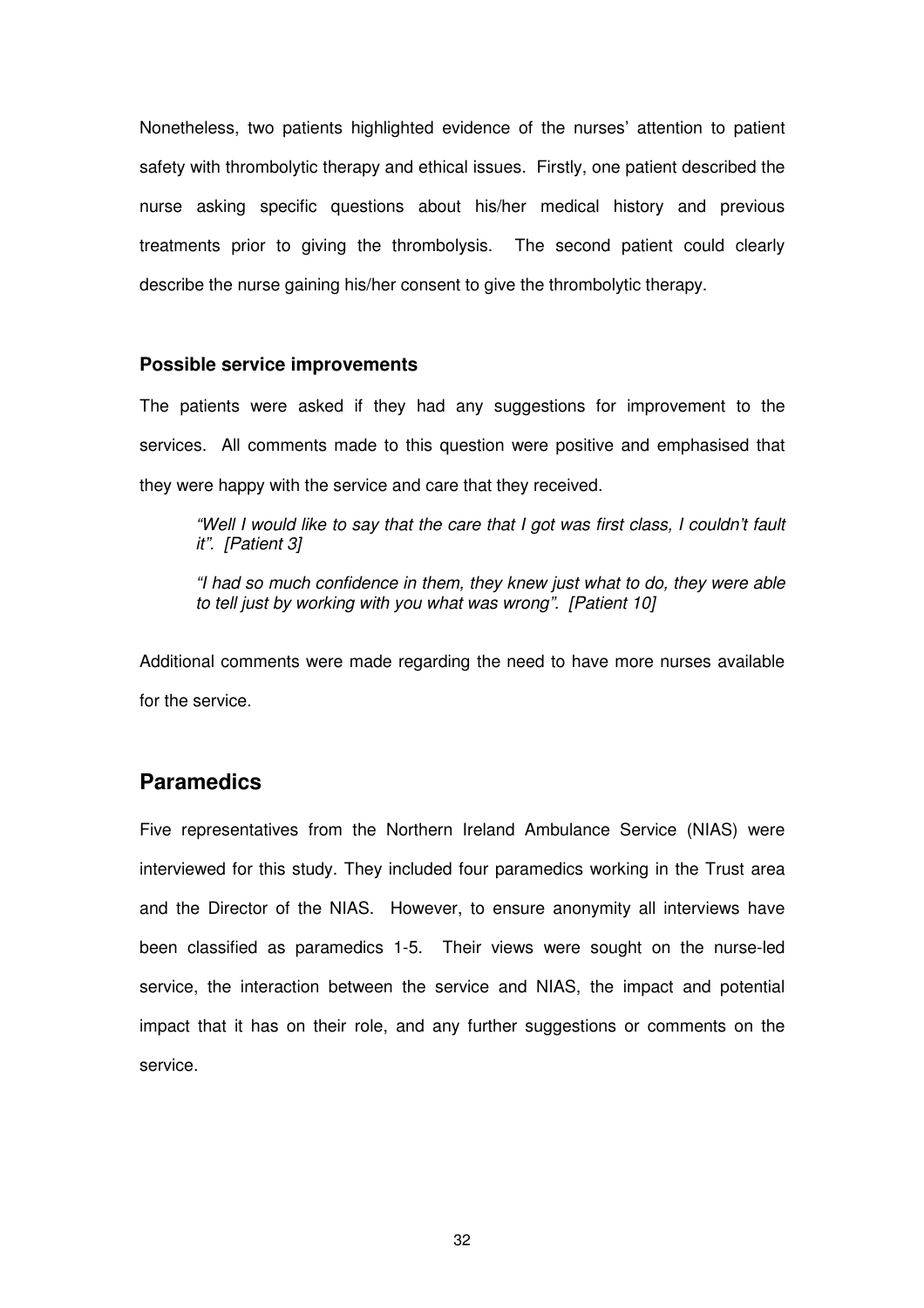Nonetheless, two patients highlighted evidence of the nurses' attention to patient safety with thrombolytic therapy and ethical issues. Firstly, one patient described the nurse asking specific questions about his/her medical history and previous treatments prior to giving the thrombolysis. The second patient could clearly describe the nurse gaining his/her consent to give the thrombolytic therapy.

**Possible service improvements**

The patients were asked if they had any suggestions for improvement to the services. All comments made to this question were positive and emphasised that they were happy with the service and care that they received.

> *"Well I would like to say that the care that I got was first class, I couldn't fault it". [Patient 3]*
>
> *"I had so much confidence in them, they knew just what to do, they were able to tell just by working with you what was wrong". [Patient 10]*

Additional comments were made regarding the need to have more nurses available for the service.

## Paramedics

Five representatives from the Northern Ireland Ambulance Service (NIAS) were interviewed for this study. They included four paramedics working in the Trust area and the Director of the NIAS. However, to ensure anonymity all interviews have been classified as paramedics 1-5. Their views were sought on the nurse-led service, the interaction between the service and NIAS, the impact and potential impact that it has on their role, and any further suggestions or comments on the service.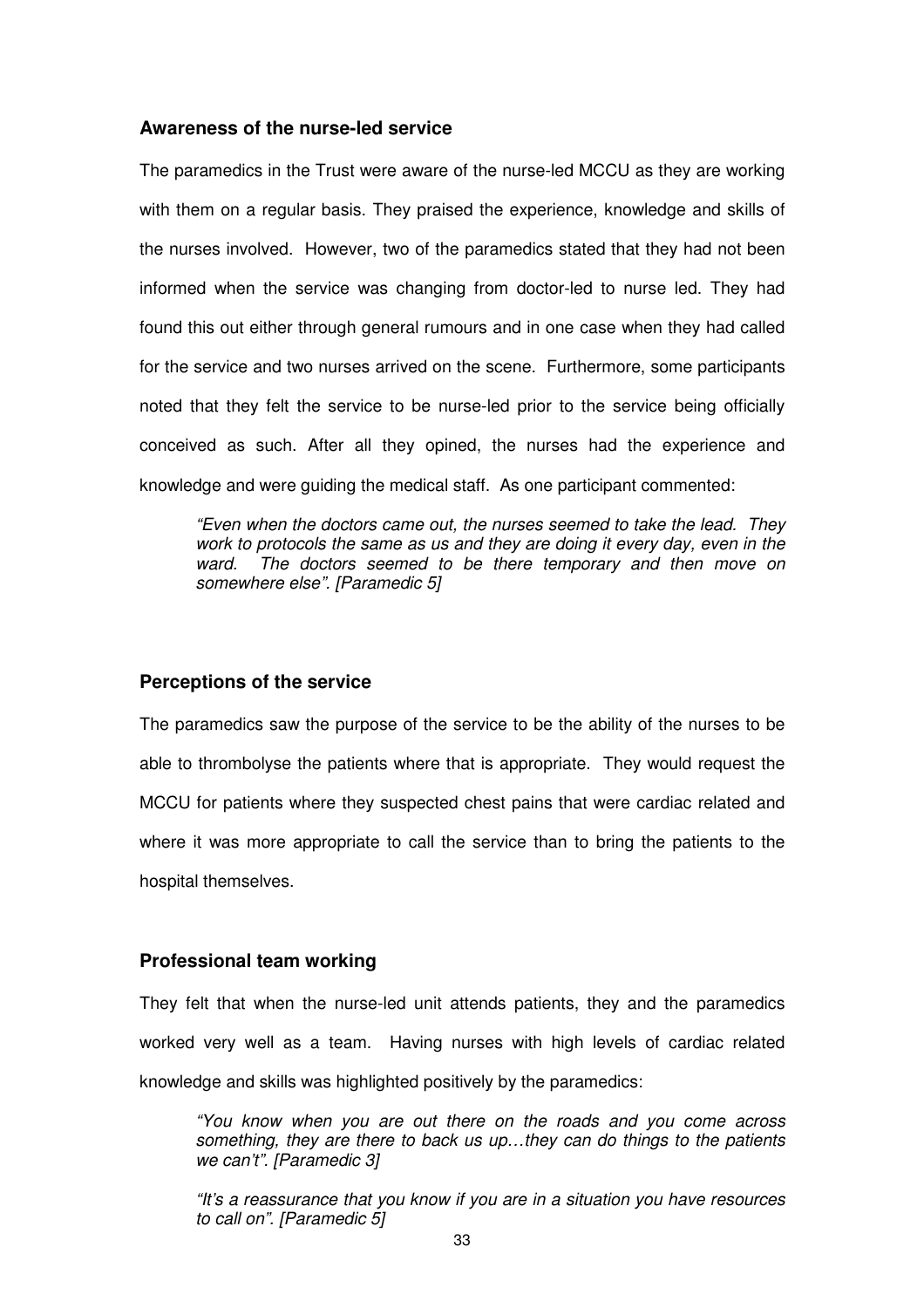### Awareness of the nurse-led service

The paramedics in the Trust were aware of the nurse-led MCCU as they are working with them on a regular basis. They praised the experience, knowledge and skills of the nurses involved. However, two of the paramedics stated that they had not been informed when the service was changing from doctor-led to nurse led. They had found this out either through general rumours and in one case when they had called for the service and two nurses arrived on the scene. Furthermore, some participants noted that they felt the service to be nurse-led prior to the service being officially conceived as such. After all they opined, the nurses had the experience and knowledge and were guiding the medical staff. As one participant commented:

> *"Even when the doctors came out, the nurses seemed to take the lead. They work to protocols the same as us and they are doing it every day, even in the ward. The doctors seemed to be there temporary and then move on somewhere else". [Paramedic 5]*

### Perceptions of the service

The paramedics saw the purpose of the service to be the ability of the nurses to be able to thrombolyse the patients where that is appropriate. They would request the MCCU for patients where they suspected chest pains that were cardiac related and where it was more appropriate to call the service than to bring the patients to the hospital themselves.

### Professional team working

They felt that when the nurse-led unit attends patients, they and the paramedics worked very well as a team. Having nurses with high levels of cardiac related knowledge and skills was highlighted positively by the paramedics:

> *"You know when you are out there on the roads and you come across something, they are there to back us up…they can do things to the patients we can't". [Paramedic 3]*

> *"It's a reassurance that you know if you are in a situation you have resources to call on". [Paramedic 5]*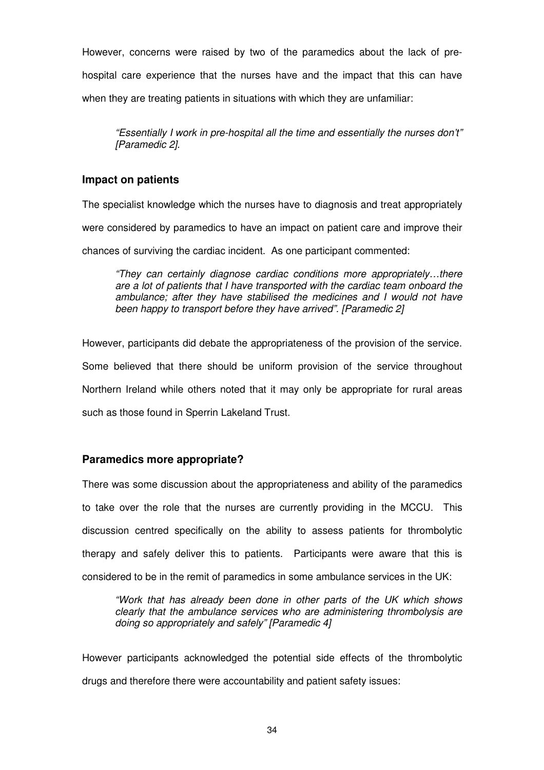However, concerns were raised by two of the paramedics about the lack of pre-hospital care experience that the nurses have and the impact that this can have when they are treating patients in situations with which they are unfamiliar:

> *"Essentially I work in pre-hospital all the time and essentially the nurses don't" [Paramedic 2].*

### Impact on patients

The specialist knowledge which the nurses have to diagnosis and treat appropriately were considered by paramedics to have an impact on patient care and improve their chances of surviving the cardiac incident. As one participant commented:

> *"They can certainly diagnose cardiac conditions more appropriately…there are a lot of patients that I have transported with the cardiac team onboard the ambulance; after they have stabilised the medicines and I would not have been happy to transport before they have arrived". [Paramedic 2]*

However, participants did debate the appropriateness of the provision of the service. Some believed that there should be uniform provision of the service throughout Northern Ireland while others noted that it may only be appropriate for rural areas such as those found in Sperrin Lakeland Trust.

### Paramedics more appropriate?

There was some discussion about the appropriateness and ability of the paramedics to take over the role that the nurses are currently providing in the MCCU. This discussion centred specifically on the ability to assess patients for thrombolytic therapy and safely deliver this to patients. Participants were aware that this is considered to be in the remit of paramedics in some ambulance services in the UK:

> *"Work that has already been done in other parts of the UK which shows clearly that the ambulance services who are administering thrombolysis are doing so appropriately and safely" [Paramedic 4]*

However participants acknowledged the potential side effects of the thrombolytic drugs and therefore there were accountability and patient safety issues: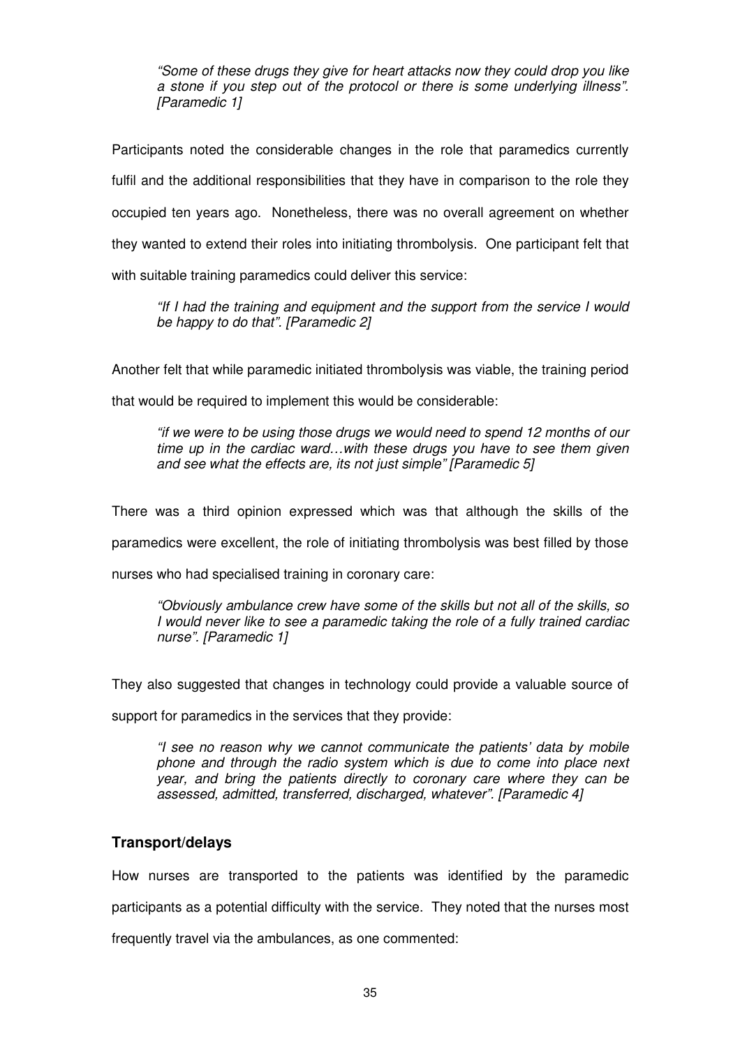*"Some of these drugs they give for heart attacks now they could drop you like a stone if you step out of the protocol or there is some underlying illness". [Paramedic 1]*

Participants noted the considerable changes in the role that paramedics currently fulfil and the additional responsibilities that they have in comparison to the role they occupied ten years ago. Nonetheless, there was no overall agreement on whether they wanted to extend their roles into initiating thrombolysis. One participant felt that with suitable training paramedics could deliver this service:

*"If I had the training and equipment and the support from the service I would be happy to do that". [Paramedic 2]*

Another felt that while paramedic initiated thrombolysis was viable, the training period that would be required to implement this would be considerable:

*"if we were to be using those drugs we would need to spend 12 months of our time up in the cardiac ward…with these drugs you have to see them given and see what the effects are, its not just simple" [Paramedic 5]*

There was a third opinion expressed which was that although the skills of the paramedics were excellent, the role of initiating thrombolysis was best filled by those nurses who had specialised training in coronary care:

*"Obviously ambulance crew have some of the skills but not all of the skills, so I would never like to see a paramedic taking the role of a fully trained cardiac nurse". [Paramedic 1]*

They also suggested that changes in technology could provide a valuable source of support for paramedics in the services that they provide:

*"I see no reason why we cannot communicate the patients' data by mobile phone and through the radio system which is due to come into place next year, and bring the patients directly to coronary care where they can be assessed, admitted, transferred, discharged, whatever". [Paramedic 4]*

### Transport/delays

How nurses are transported to the patients was identified by the paramedic participants as a potential difficulty with the service. They noted that the nurses most frequently travel via the ambulances, as one commented: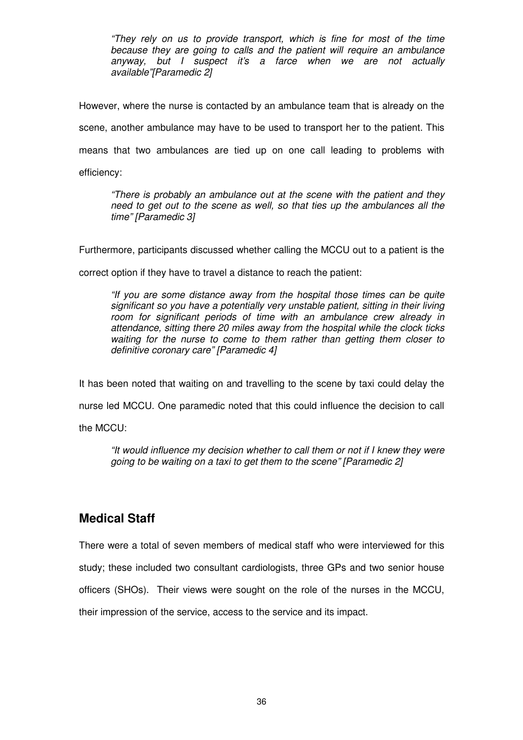> *"They rely on us to provide transport, which is fine for most of the time because they are going to calls and the patient will require an ambulance anyway, but I suspect it's a farce when we are not actually available"[Paramedic 2]*

However, where the nurse is contacted by an ambulance team that is already on the scene, another ambulance may have to be used to transport her to the patient. This means that two ambulances are tied up on one call leading to problems with efficiency:

> *"There is probably an ambulance out at the scene with the patient and they need to get out to the scene as well, so that ties up the ambulances all the time" [Paramedic 3]*

Furthermore, participants discussed whether calling the MCCU out to a patient is the correct option if they have to travel a distance to reach the patient:

> *"If you are some distance away from the hospital those times can be quite significant so you have a potentially very unstable patient, sitting in their living room for significant periods of time with an ambulance crew already in attendance, sitting there 20 miles away from the hospital while the clock ticks waiting for the nurse to come to them rather than getting them closer to definitive coronary care" [Paramedic 4]*

It has been noted that waiting on and travelling to the scene by taxi could delay the nurse led MCCU. One paramedic noted that this could influence the decision to call the MCCU:

> *"It would influence my decision whether to call them or not if I knew they were going to be waiting on a taxi to get them to the scene" [Paramedic 2]*

## Medical Staff

There were a total of seven members of medical staff who were interviewed for this study; these included two consultant cardiologists, three GPs and two senior house officers (SHOs). Their views were sought on the role of the nurses in the MCCU, their impression of the service, access to the service and its impact.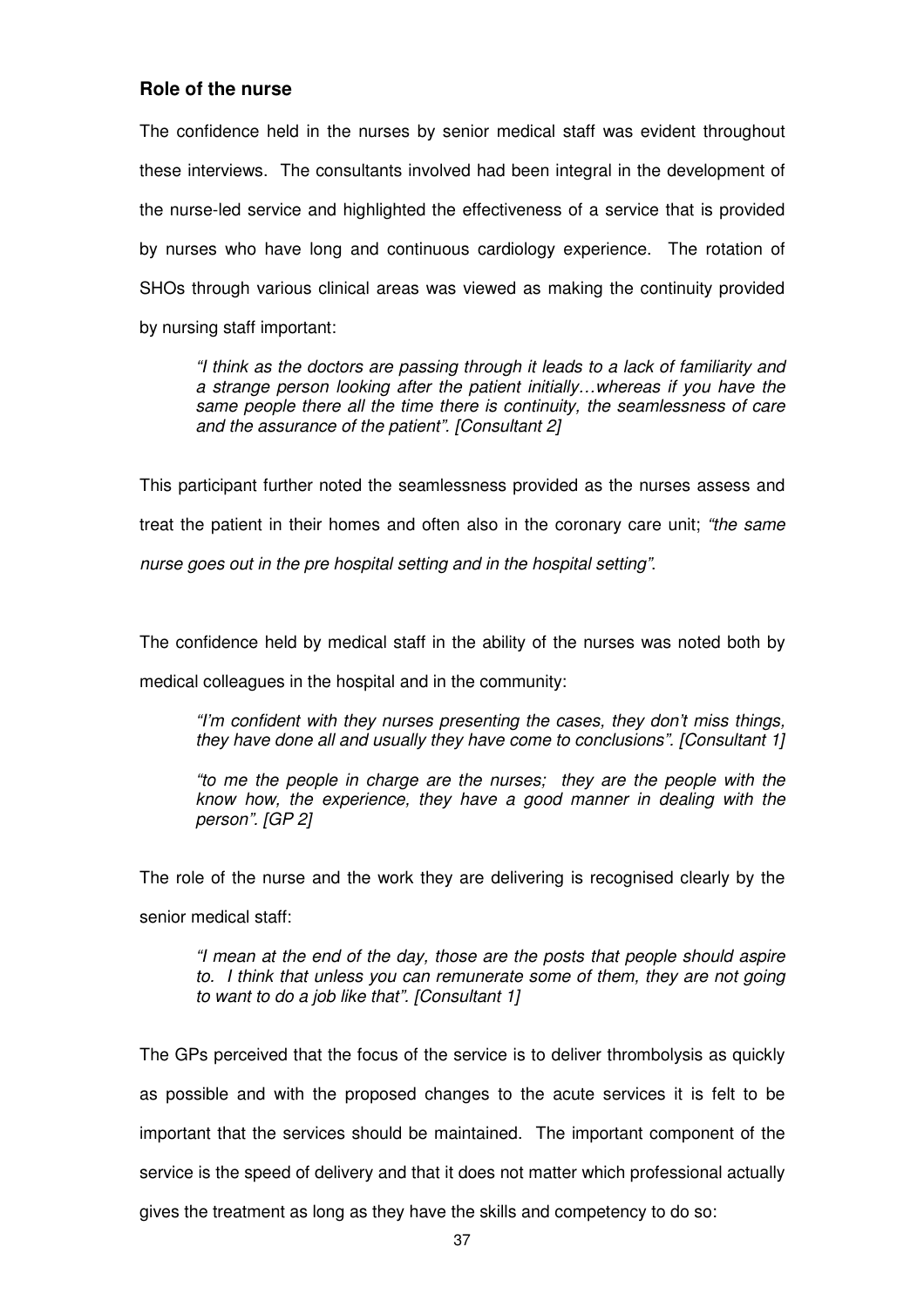### Role of the nurse

The confidence held in the nurses by senior medical staff was evident throughout these interviews. The consultants involved had been integral in the development of the nurse-led service and highlighted the effectiveness of a service that is provided by nurses who have long and continuous cardiology experience. The rotation of SHOs through various clinical areas was viewed as making the continuity provided by nursing staff important:

> *"I think as the doctors are passing through it leads to a lack of familiarity and a strange person looking after the patient initially…whereas if you have the same people there all the time there is continuity, the seamlessness of care and the assurance of the patient". [Consultant 2]*

This participant further noted the seamlessness provided as the nurses assess and treat the patient in their homes and often also in the coronary care unit; *"the same nurse goes out in the pre hospital setting and in the hospital setting"*.

The confidence held by medical staff in the ability of the nurses was noted both by medical colleagues in the hospital and in the community:

> *"I'm confident with they nurses presenting the cases, they don't miss things, they have done all and usually they have come to conclusions". [Consultant 1]*
>
> *"to me the people in charge are the nurses; they are the people with the know how, the experience, they have a good manner in dealing with the person". [GP 2]*

The role of the nurse and the work they are delivering is recognised clearly by the senior medical staff:

> *"I mean at the end of the day, those are the posts that people should aspire to. I think that unless you can remunerate some of them, they are not going to want to do a job like that". [Consultant 1]*

The GPs perceived that the focus of the service is to deliver thrombolysis as quickly as possible and with the proposed changes to the acute services it is felt to be important that the services should be maintained. The important component of the service is the speed of delivery and that it does not matter which professional actually gives the treatment as long as they have the skills and competency to do so: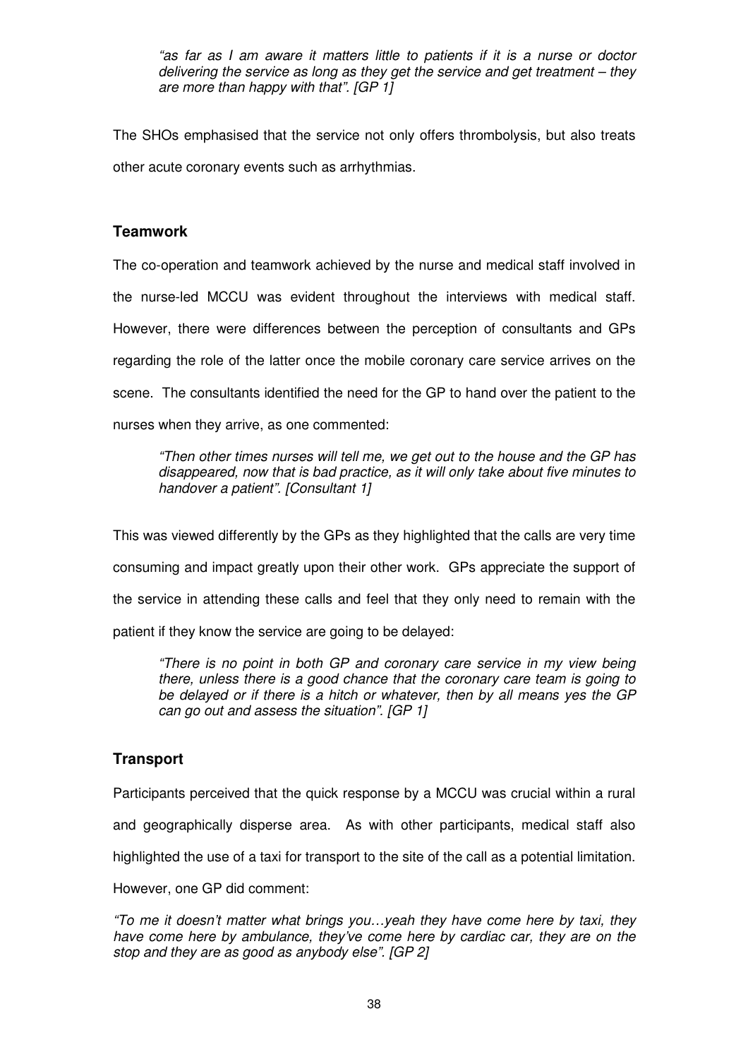> *"as far as I am aware it matters little to patients if it is a nurse or doctor delivering the service as long as they get the service and get treatment – they are more than happy with that". [GP 1]*

The SHOs emphasised that the service not only offers thrombolysis, but also treats other acute coronary events such as arrhythmias.

## Teamwork

The co-operation and teamwork achieved by the nurse and medical staff involved in the nurse-led MCCU was evident throughout the interviews with medical staff. However, there were differences between the perception of consultants and GPs regarding the role of the latter once the mobile coronary care service arrives on the scene. The consultants identified the need for the GP to hand over the patient to the nurses when they arrive, as one commented:

> *"Then other times nurses will tell me, we get out to the house and the GP has disappeared, now that is bad practice, as it will only take about five minutes to handover a patient". [Consultant 1]*

This was viewed differently by the GPs as they highlighted that the calls are very time consuming and impact greatly upon their other work. GPs appreciate the support of the service in attending these calls and feel that they only need to remain with the patient if they know the service are going to be delayed:

> *"There is no point in both GP and coronary care service in my view being there, unless there is a good chance that the coronary care team is going to be delayed or if there is a hitch or whatever, then by all means yes the GP can go out and assess the situation". [GP 1]*

## Transport

Participants perceived that the quick response by a MCCU was crucial within a rural and geographically disperse area. As with other participants, medical staff also highlighted the use of a taxi for transport to the site of the call as a potential limitation. However, one GP did comment:

*"To me it doesn't matter what brings you…yeah they have come here by taxi, they have come here by ambulance, they've come here by cardiac car, they are on the stop and they are as good as anybody else". [GP 2]*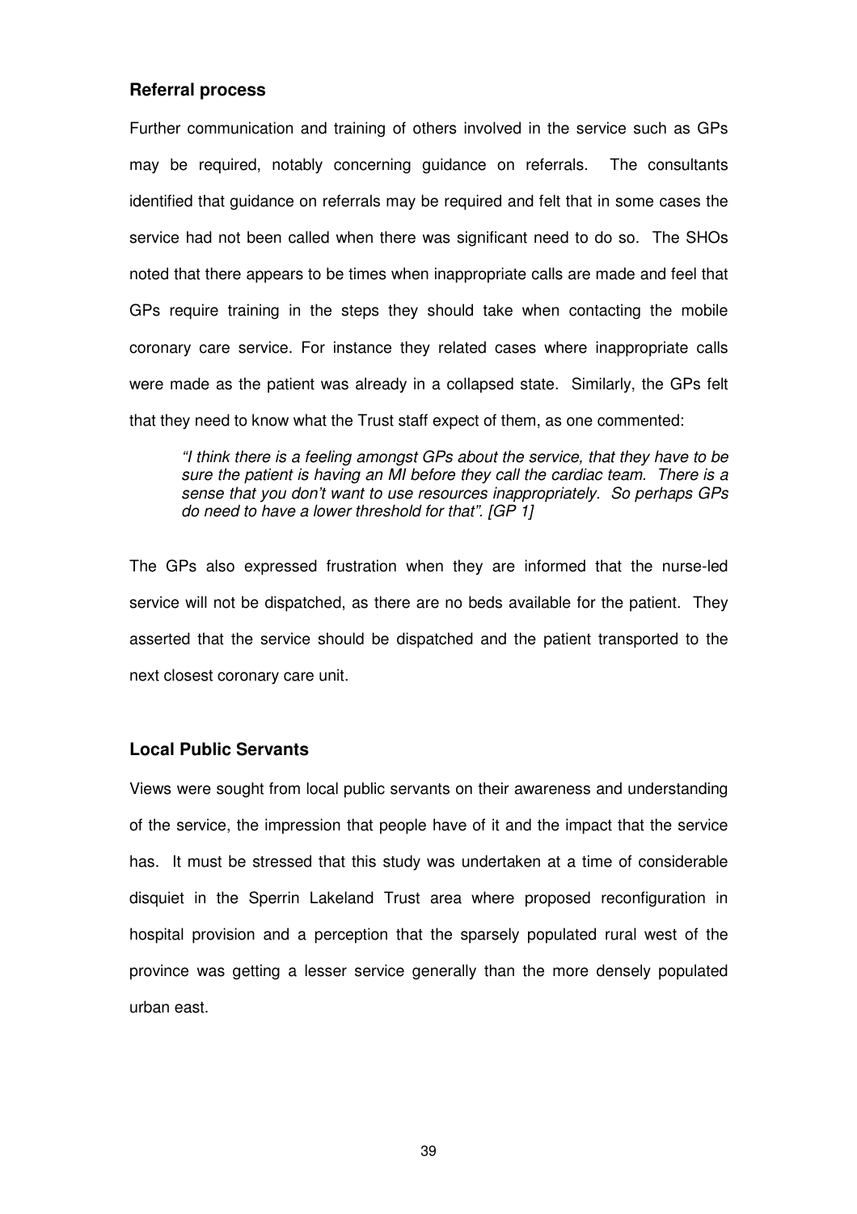### Referral process

Further communication and training of others involved in the service such as GPs may be required, notably concerning guidance on referrals. The consultants identified that guidance on referrals may be required and felt that in some cases the service had not been called when there was significant need to do so. The SHOs noted that there appears to be times when inappropriate calls are made and feel that GPs require training in the steps they should take when contacting the mobile coronary care service. For instance they related cases where inappropriate calls were made as the patient was already in a collapsed state. Similarly, the GPs felt that they need to know what the Trust staff expect of them, as one commented:

> *"I think there is a feeling amongst GPs about the service, that they have to be sure the patient is having an MI before they call the cardiac team. There is a sense that you don't want to use resources inappropriately. So perhaps GPs do need to have a lower threshold for that". [GP 1]*

The GPs also expressed frustration when they are informed that the nurse-led service will not be dispatched, as there are no beds available for the patient. They asserted that the service should be dispatched and the patient transported to the next closest coronary care unit.

### Local Public Servants

Views were sought from local public servants on their awareness and understanding of the service, the impression that people have of it and the impact that the service has. It must be stressed that this study was undertaken at a time of considerable disquiet in the Sperrin Lakeland Trust area where proposed reconfiguration in hospital provision and a perception that the sparsely populated rural west of the province was getting a lesser service generally than the more densely populated urban east.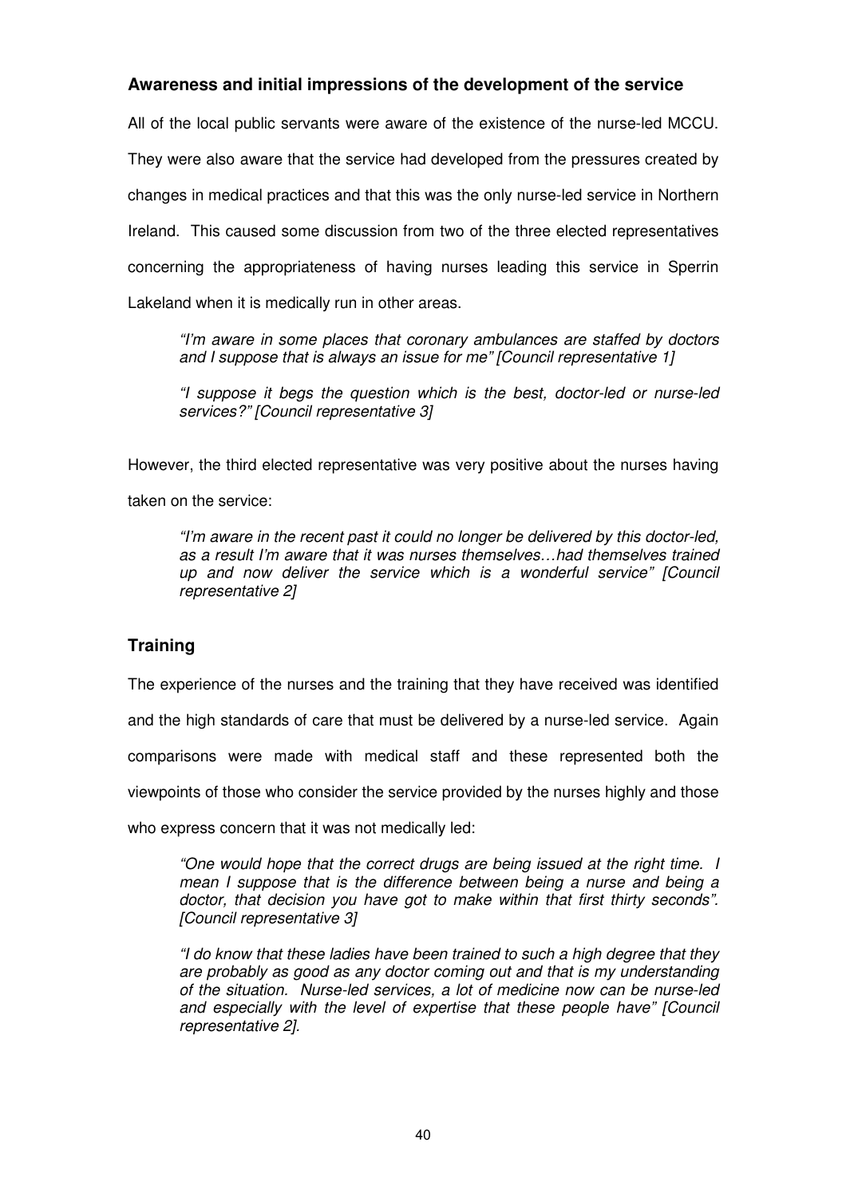### Awareness and initial impressions of the development of the service

All of the local public servants were aware of the existence of the nurse-led MCCU. They were also aware that the service had developed from the pressures created by changes in medical practices and that this was the only nurse-led service in Northern Ireland. This caused some discussion from two of the three elected representatives concerning the appropriateness of having nurses leading this service in Sperrin Lakeland when it is medically run in other areas.

> *"I'm aware in some places that coronary ambulances are staffed by doctors and I suppose that is always an issue for me" [Council representative 1]*
>
> *"I suppose it begs the question which is the best, doctor-led or nurse-led services?" [Council representative 3]*

However, the third elected representative was very positive about the nurses having taken on the service:

> *"I'm aware in the recent past it could no longer be delivered by this doctor-led, as a result I'm aware that it was nurses themselves…had themselves trained up and now deliver the service which is a wonderful service" [Council representative 2]*

### Training

The experience of the nurses and the training that they have received was identified and the high standards of care that must be delivered by a nurse-led service. Again comparisons were made with medical staff and these represented both the viewpoints of those who consider the service provided by the nurses highly and those who express concern that it was not medically led:

> *"One would hope that the correct drugs are being issued at the right time. I mean I suppose that is the difference between being a nurse and being a doctor, that decision you have got to make within that first thirty seconds". [Council representative 3]*
>
> *"I do know that these ladies have been trained to such a high degree that they are probably as good as any doctor coming out and that is my understanding of the situation. Nurse-led services, a lot of medicine now can be nurse-led and especially with the level of expertise that these people have" [Council representative 2].*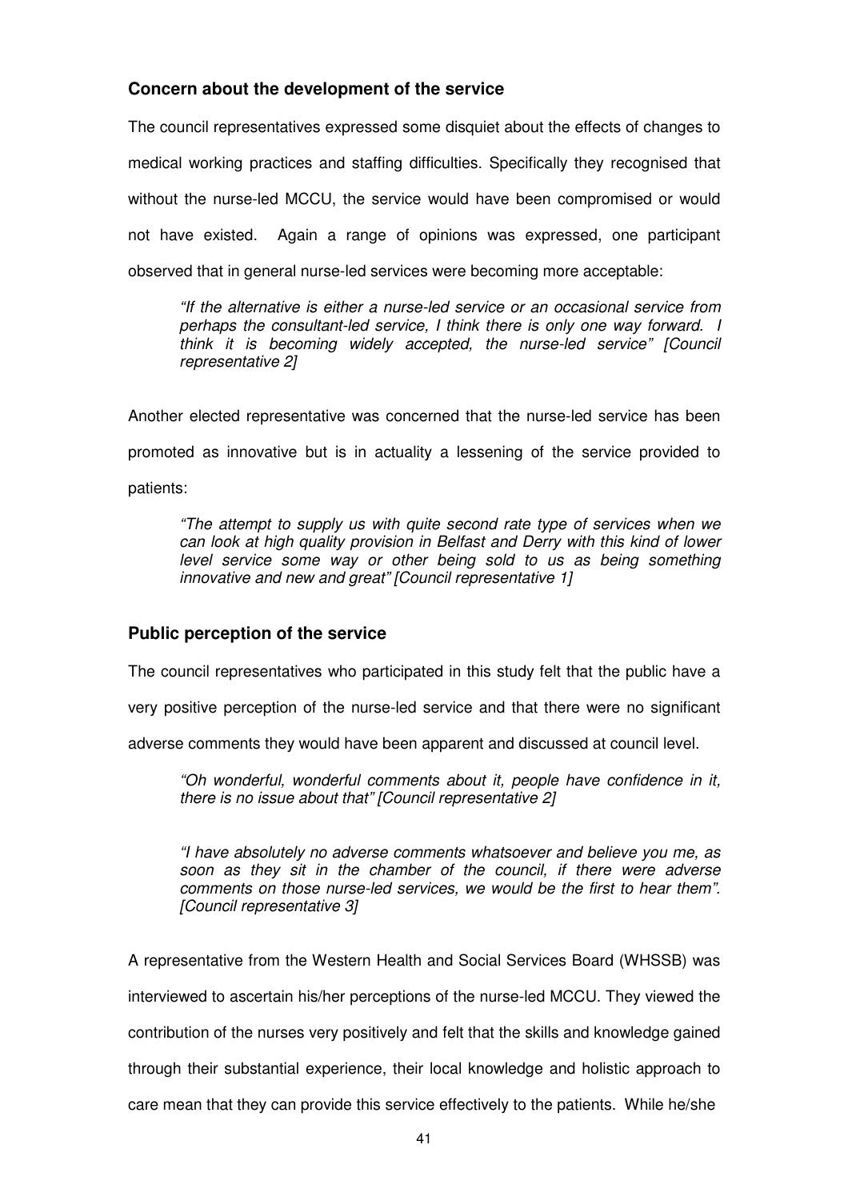### Concern about the development of the service

The council representatives expressed some disquiet about the effects of changes to medical working practices and staffing difficulties. Specifically they recognised that without the nurse-led MCCU, the service would have been compromised or would not have existed. Again a range of opinions was expressed, one participant observed that in general nurse-led services were becoming more acceptable:

> *"If the alternative is either a nurse-led service or an occasional service from perhaps the consultant-led service, I think there is only one way forward. I think it is becoming widely accepted, the nurse-led service" [Council representative 2]*

Another elected representative was concerned that the nurse-led service has been promoted as innovative but is in actuality a lessening of the service provided to patients:

> *"The attempt to supply us with quite second rate type of services when we can look at high quality provision in Belfast and Derry with this kind of lower level service some way or other being sold to us as being something innovative and new and great" [Council representative 1]*

### Public perception of the service

The council representatives who participated in this study felt that the public have a very positive perception of the nurse-led service and that there were no significant adverse comments they would have been apparent and discussed at council level.

> *"Oh wonderful, wonderful comments about it, people have confidence in it, there is no issue about that" [Council representative 2]*

> *"I have absolutely no adverse comments whatsoever and believe you me, as soon as they sit in the chamber of the council, if there were adverse comments on those nurse-led services, we would be the first to hear them". [Council representative 3]*

A representative from the Western Health and Social Services Board (WHSSB) was interviewed to ascertain his/her perceptions of the nurse-led MCCU. They viewed the contribution of the nurses very positively and felt that the skills and knowledge gained through their substantial experience, their local knowledge and holistic approach to care mean that they can provide this service effectively to the patients. While he/she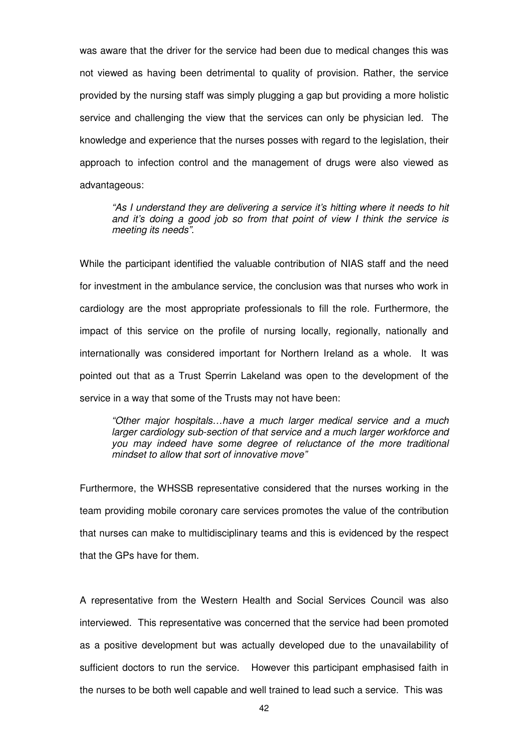was aware that the driver for the service had been due to medical changes this was not viewed as having been detrimental to quality of provision. Rather, the service provided by the nursing staff was simply plugging a gap but providing a more holistic service and challenging the view that the services can only be physician led. The knowledge and experience that the nurses posses with regard to the legislation, their approach to infection control and the management of drugs were also viewed as advantageous:

> *"As I understand they are delivering a service it's hitting where it needs to hit and it's doing a good job so from that point of view I think the service is meeting its needs".*

While the participant identified the valuable contribution of NIAS staff and the need for investment in the ambulance service, the conclusion was that nurses who work in cardiology are the most appropriate professionals to fill the role. Furthermore, the impact of this service on the profile of nursing locally, regionally, nationally and internationally was considered important for Northern Ireland as a whole. It was pointed out that as a Trust Sperrin Lakeland was open to the development of the service in a way that some of the Trusts may not have been:

> *"Other major hospitals…have a much larger medical service and a much larger cardiology sub-section of that service and a much larger workforce and you may indeed have some degree of reluctance of the more traditional mindset to allow that sort of innovative move"*

Furthermore, the WHSSB representative considered that the nurses working in the team providing mobile coronary care services promotes the value of the contribution that nurses can make to multidisciplinary teams and this is evidenced by the respect that the GPs have for them.

A representative from the Western Health and Social Services Council was also interviewed. This representative was concerned that the service had been promoted as a positive development but was actually developed due to the unavailability of sufficient doctors to run the service. However this participant emphasised faith in the nurses to be both well capable and well trained to lead such a service. This was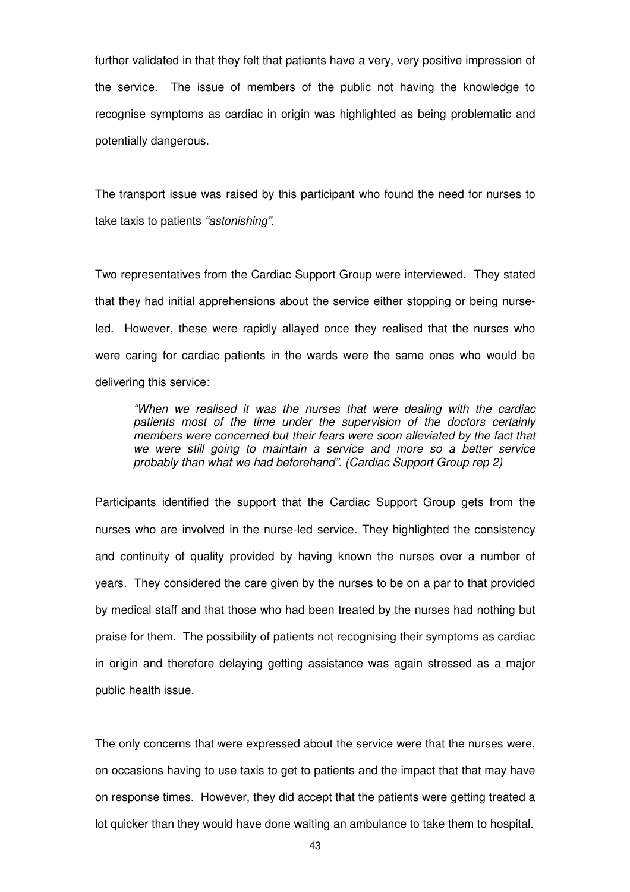further validated in that they felt that patients have a very, very positive impression of the service. The issue of members of the public not having the knowledge to recognise symptoms as cardiac in origin was highlighted as being problematic and potentially dangerous.

The transport issue was raised by this participant who found the need for nurses to take taxis to patients *"astonishing".*

Two representatives from the Cardiac Support Group were interviewed. They stated that they had initial apprehensions about the service either stopping or being nurse-led. However, these were rapidly allayed once they realised that the nurses who were caring for cardiac patients in the wards were the same ones who would be delivering this service:

> *"When we realised it was the nurses that were dealing with the cardiac patients most of the time under the supervision of the doctors certainly members were concerned but their fears were soon alleviated by the fact that we were still going to maintain a service and more so a better service probably than what we had beforehand". (Cardiac Support Group rep 2)*

Participants identified the support that the Cardiac Support Group gets from the nurses who are involved in the nurse-led service. They highlighted the consistency and continuity of quality provided by having known the nurses over a number of years. They considered the care given by the nurses to be on a par to that provided by medical staff and that those who had been treated by the nurses had nothing but praise for them. The possibility of patients not recognising their symptoms as cardiac in origin and therefore delaying getting assistance was again stressed as a major public health issue.

The only concerns that were expressed about the service were that the nurses were, on occasions having to use taxis to get to patients and the impact that that may have on response times. However, they did accept that the patients were getting treated a lot quicker than they would have done waiting an ambulance to take them to hospital.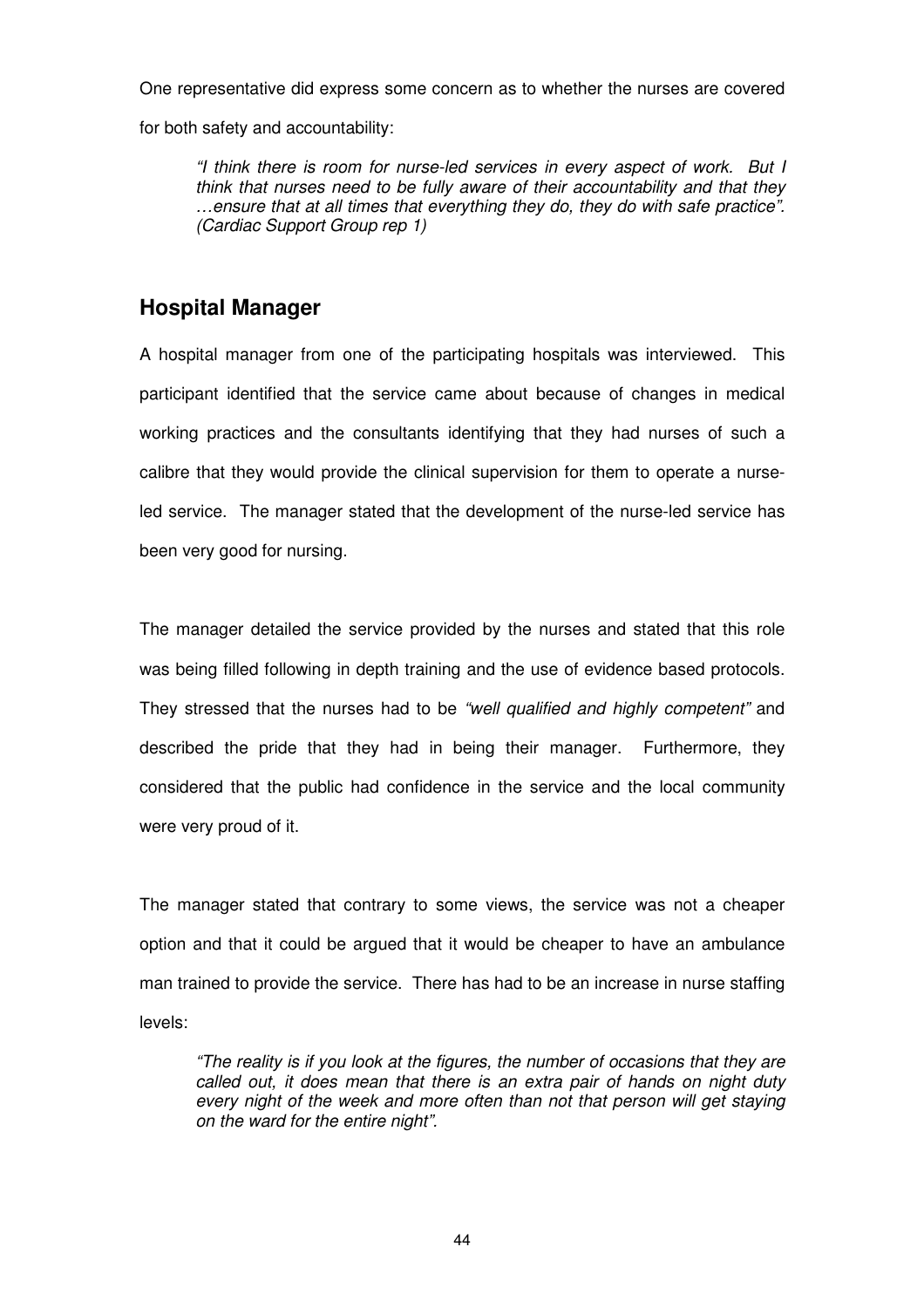One representative did express some concern as to whether the nurses are covered for both safety and accountability:

> *"I think there is room for nurse-led services in every aspect of work. But I think that nurses need to be fully aware of their accountability and that they …ensure that at all times that everything they do, they do with safe practice". (Cardiac Support Group rep 1)*

## Hospital Manager

A hospital manager from one of the participating hospitals was interviewed. This participant identified that the service came about because of changes in medical working practices and the consultants identifying that they had nurses of such a calibre that they would provide the clinical supervision for them to operate a nurse-led service. The manager stated that the development of the nurse-led service has been very good for nursing.

The manager detailed the service provided by the nurses and stated that this role was being filled following in depth training and the use of evidence based protocols. They stressed that the nurses had to be *"well qualified and highly competent"* and described the pride that they had in being their manager. Furthermore, they considered that the public had confidence in the service and the local community were very proud of it.

The manager stated that contrary to some views, the service was not a cheaper option and that it could be argued that it would be cheaper to have an ambulance man trained to provide the service. There has had to be an increase in nurse staffing levels:

> *"The reality is if you look at the figures, the number of occasions that they are called out, it does mean that there is an extra pair of hands on night duty every night of the week and more often than not that person will get staying on the ward for the entire night".*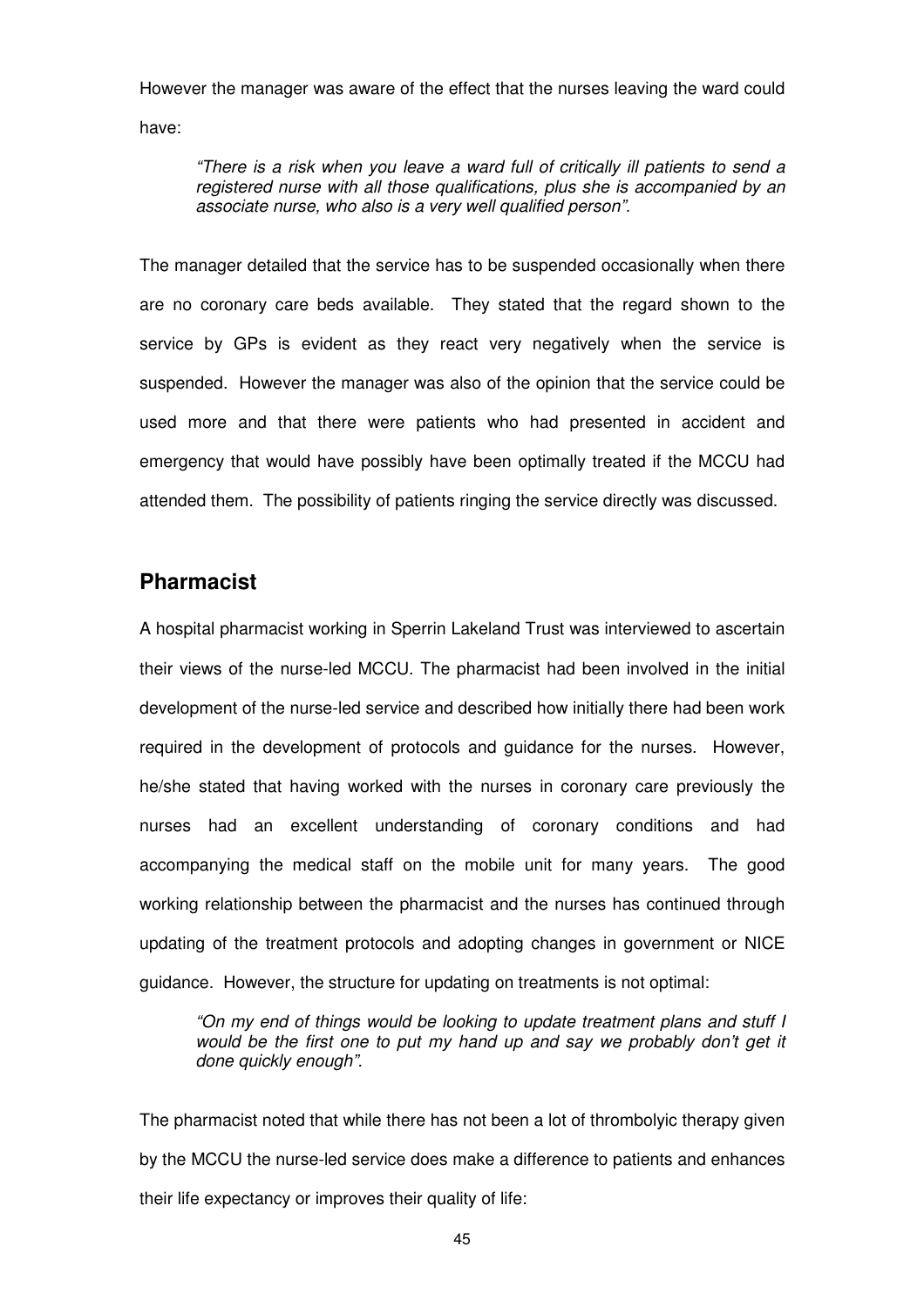However the manager was aware of the effect that the nurses leaving the ward could have:

> *"There is a risk when you leave a ward full of critically ill patients to send a registered nurse with all those qualifications, plus she is accompanied by an associate nurse, who also is a very well qualified person".*

The manager detailed that the service has to be suspended occasionally when there are no coronary care beds available. They stated that the regard shown to the service by GPs is evident as they react very negatively when the service is suspended. However the manager was also of the opinion that the service could be used more and that there were patients who had presented in accident and emergency that would have possibly have been optimally treated if the MCCU had attended them. The possibility of patients ringing the service directly was discussed.

## Pharmacist

A hospital pharmacist working in Sperrin Lakeland Trust was interviewed to ascertain their views of the nurse-led MCCU. The pharmacist had been involved in the initial development of the nurse-led service and described how initially there had been work required in the development of protocols and guidance for the nurses. However, he/she stated that having worked with the nurses in coronary care previously the nurses had an excellent understanding of coronary conditions and had accompanying the medical staff on the mobile unit for many years. The good working relationship between the pharmacist and the nurses has continued through updating of the treatment protocols and adopting changes in government or NICE guidance. However, the structure for updating on treatments is not optimal:

> *"On my end of things would be looking to update treatment plans and stuff I would be the first one to put my hand up and say we probably don't get it done quickly enough".*

The pharmacist noted that while there has not been a lot of thrombolyic therapy given by the MCCU the nurse-led service does make a difference to patients and enhances their life expectancy or improves their quality of life: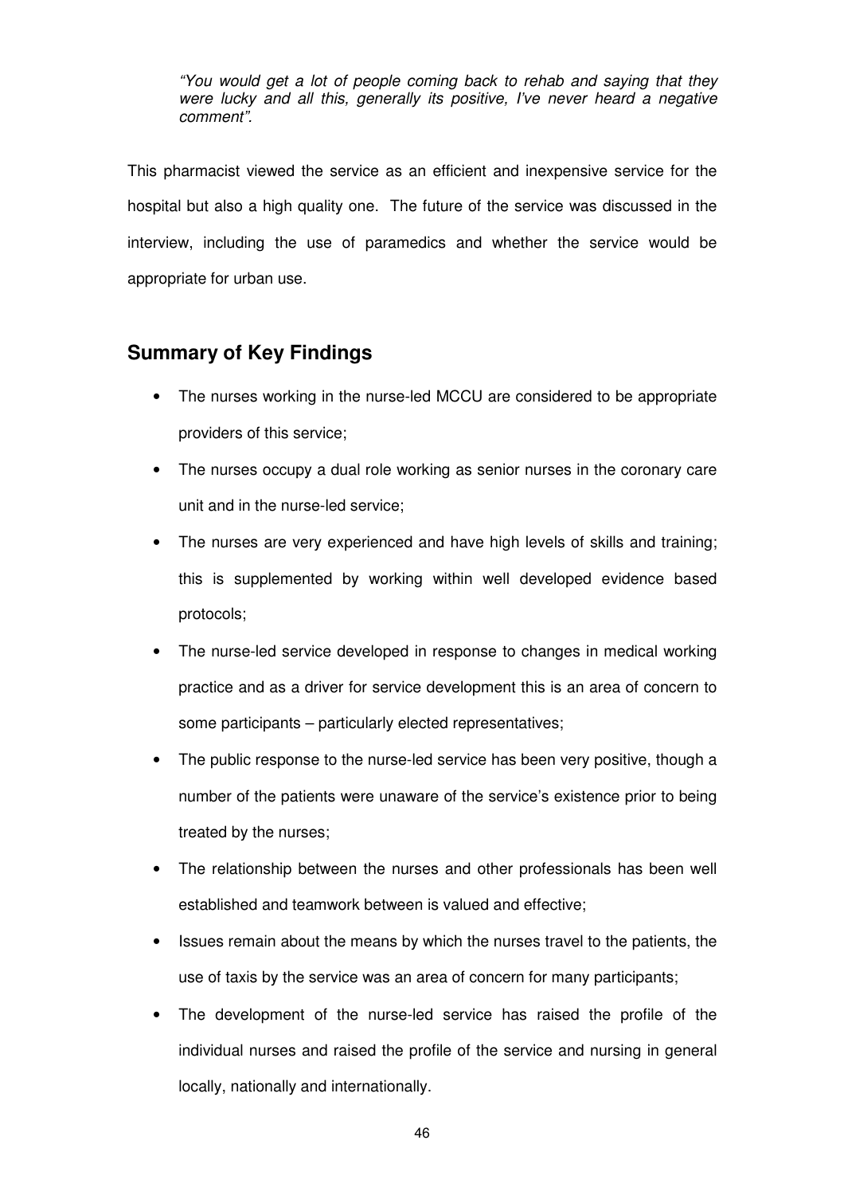*"You would get a lot of people coming back to rehab and saying that they were lucky and all this, generally its positive, I've never heard a negative comment".*

This pharmacist viewed the service as an efficient and inexpensive service for the hospital but also a high quality one. The future of the service was discussed in the interview, including the use of paramedics and whether the service would be appropriate for urban use.

## Summary of Key Findings

- The nurses working in the nurse-led MCCU are considered to be appropriate providers of this service;
- The nurses occupy a dual role working as senior nurses in the coronary care unit and in the nurse-led service;
- The nurses are very experienced and have high levels of skills and training; this is supplemented by working within well developed evidence based protocols;
- The nurse-led service developed in response to changes in medical working practice and as a driver for service development this is an area of concern to some participants – particularly elected representatives;
- The public response to the nurse-led service has been very positive, though a number of the patients were unaware of the service's existence prior to being treated by the nurses;
- The relationship between the nurses and other professionals has been well established and teamwork between is valued and effective;
- Issues remain about the means by which the nurses travel to the patients, the use of taxis by the service was an area of concern for many participants;
- The development of the nurse-led service has raised the profile of the individual nurses and raised the profile of the service and nursing in general locally, nationally and internationally.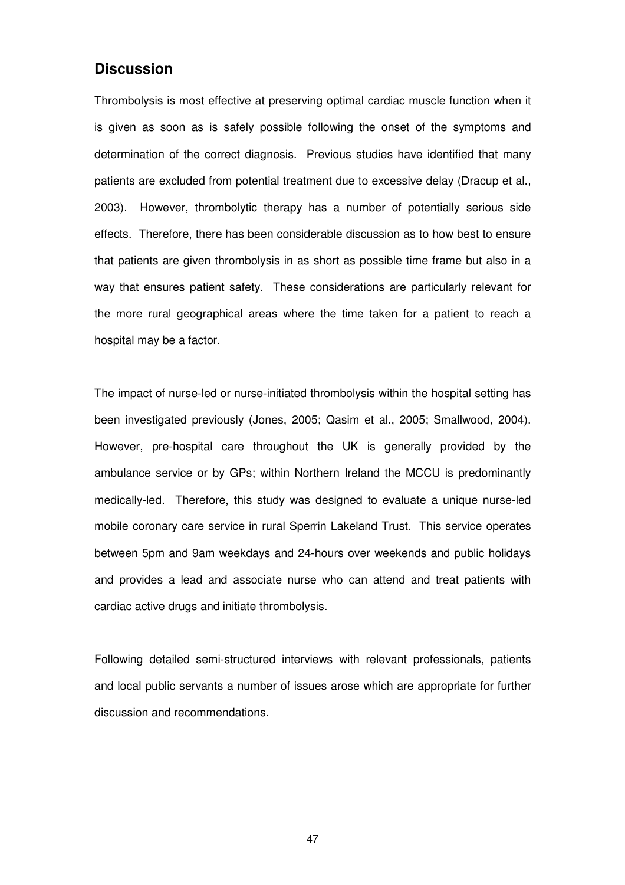## Discussion

Thrombolysis is most effective at preserving optimal cardiac muscle function when it is given as soon as is safely possible following the onset of the symptoms and determination of the correct diagnosis. Previous studies have identified that many patients are excluded from potential treatment due to excessive delay (Dracup et al., 2003). However, thrombolytic therapy has a number of potentially serious side effects. Therefore, there has been considerable discussion as to how best to ensure that patients are given thrombolysis in as short as possible time frame but also in a way that ensures patient safety. These considerations are particularly relevant for the more rural geographical areas where the time taken for a patient to reach a hospital may be a factor.

The impact of nurse-led or nurse-initiated thrombolysis within the hospital setting has been investigated previously (Jones, 2005; Qasim et al., 2005; Smallwood, 2004). However, pre-hospital care throughout the UK is generally provided by the ambulance service or by GPs; within Northern Ireland the MCCU is predominantly medically-led. Therefore, this study was designed to evaluate a unique nurse-led mobile coronary care service in rural Sperrin Lakeland Trust. This service operates between 5pm and 9am weekdays and 24-hours over weekends and public holidays and provides a lead and associate nurse who can attend and treat patients with cardiac active drugs and initiate thrombolysis.

Following detailed semi-structured interviews with relevant professionals, patients and local public servants a number of issues arose which are appropriate for further discussion and recommendations.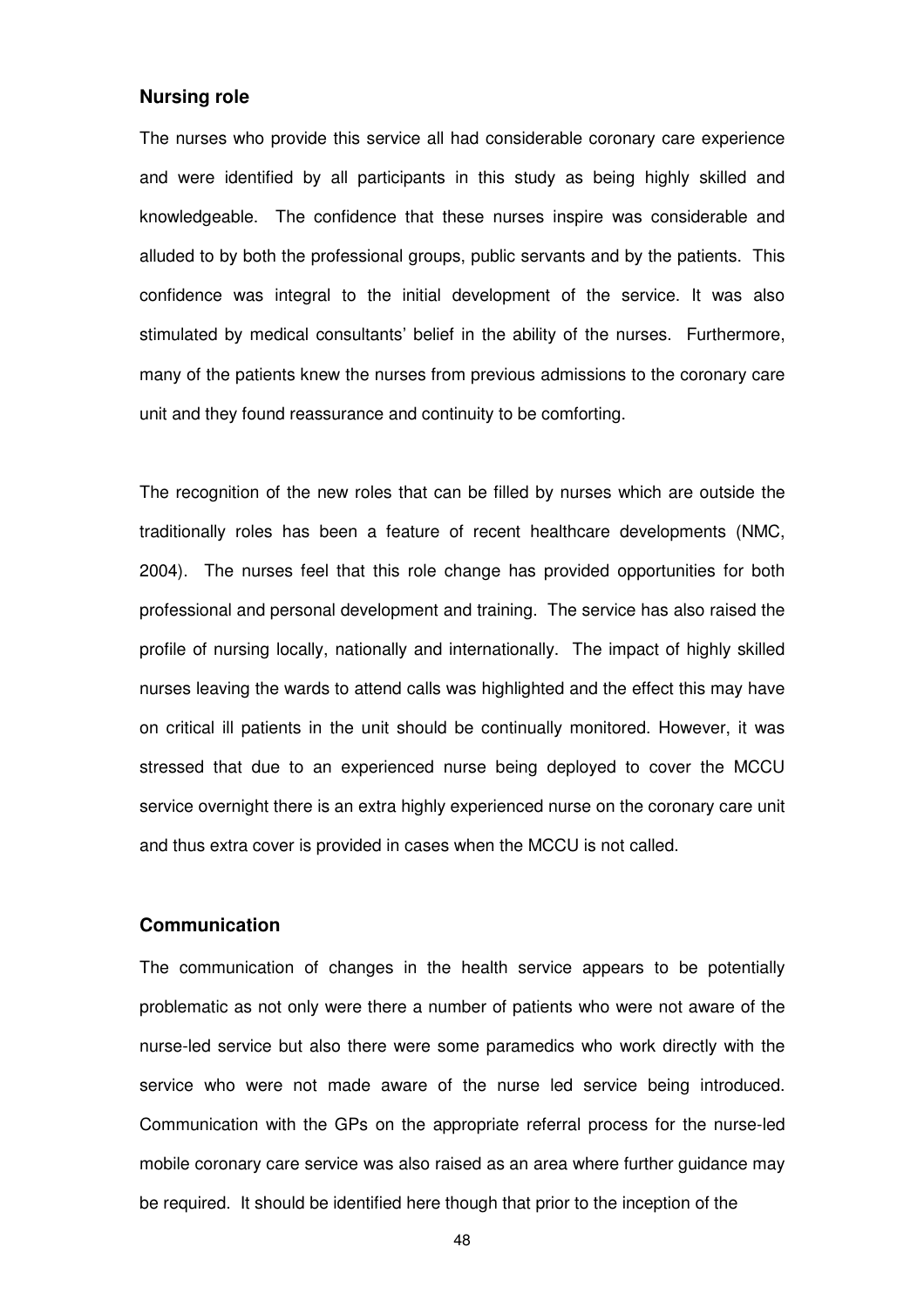### Nursing role

The nurses who provide this service all had considerable coronary care experience and were identified by all participants in this study as being highly skilled and knowledgeable. The confidence that these nurses inspire was considerable and alluded to by both the professional groups, public servants and by the patients. This confidence was integral to the initial development of the service. It was also stimulated by medical consultants' belief in the ability of the nurses. Furthermore, many of the patients knew the nurses from previous admissions to the coronary care unit and they found reassurance and continuity to be comforting.

The recognition of the new roles that can be filled by nurses which are outside the traditionally roles has been a feature of recent healthcare developments (NMC, 2004). The nurses feel that this role change has provided opportunities for both professional and personal development and training. The service has also raised the profile of nursing locally, nationally and internationally. The impact of highly skilled nurses leaving the wards to attend calls was highlighted and the effect this may have on critical ill patients in the unit should be continually monitored. However, it was stressed that due to an experienced nurse being deployed to cover the MCCU service overnight there is an extra highly experienced nurse on the coronary care unit and thus extra cover is provided in cases when the MCCU is not called.

### Communication

The communication of changes in the health service appears to be potentially problematic as not only were there a number of patients who were not aware of the nurse-led service but also there were some paramedics who work directly with the service who were not made aware of the nurse led service being introduced. Communication with the GPs on the appropriate referral process for the nurse-led mobile coronary care service was also raised as an area where further guidance may be required. It should be identified here though that prior to the inception of the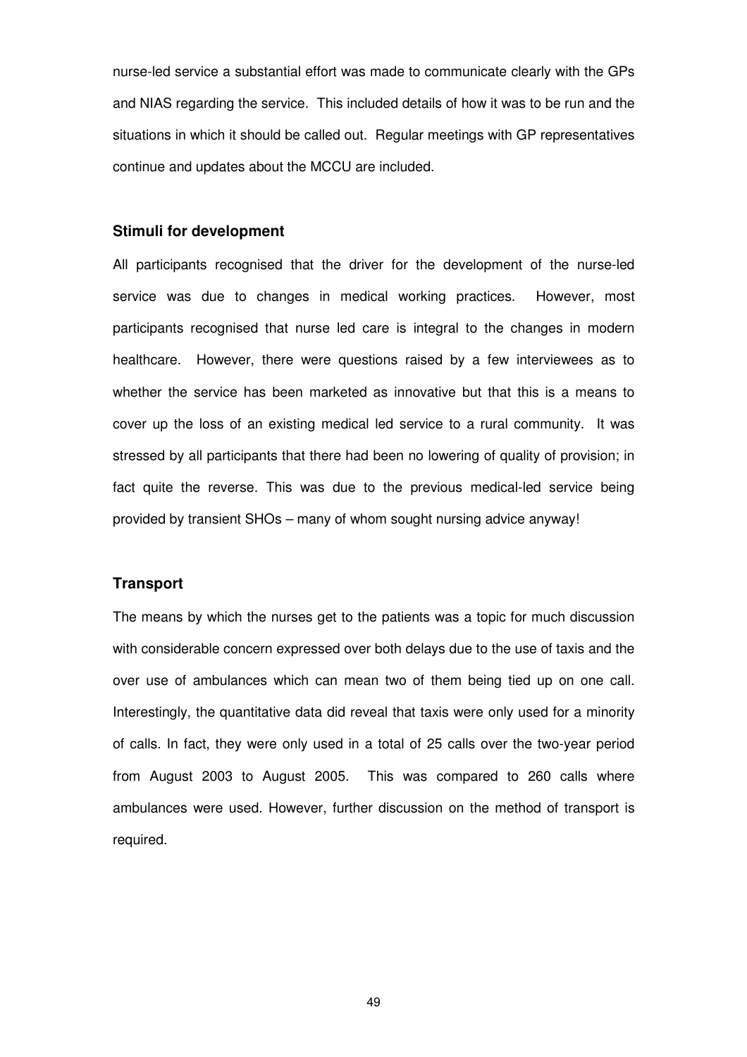nurse-led service a substantial effort was made to communicate clearly with the GPs and NIAS regarding the service. This included details of how it was to be run and the situations in which it should be called out. Regular meetings with GP representatives continue and updates about the MCCU are included.

### Stimuli for development

All participants recognised that the driver for the development of the nurse-led service was due to changes in medical working practices. However, most participants recognised that nurse led care is integral to the changes in modern healthcare. However, there were questions raised by a few interviewees as to whether the service has been marketed as innovative but that this is a means to cover up the loss of an existing medical led service to a rural community. It was stressed by all participants that there had been no lowering of quality of provision; in fact quite the reverse. This was due to the previous medical-led service being provided by transient SHOs – many of whom sought nursing advice anyway!

### Transport

The means by which the nurses get to the patients was a topic for much discussion with considerable concern expressed over both delays due to the use of taxis and the over use of ambulances which can mean two of them being tied up on one call. Interestingly, the quantitative data did reveal that taxis were only used for a minority of calls. In fact, they were only used in a total of 25 calls over the two-year period from August 2003 to August 2005. This was compared to 260 calls where ambulances were used. However, further discussion on the method of transport is required.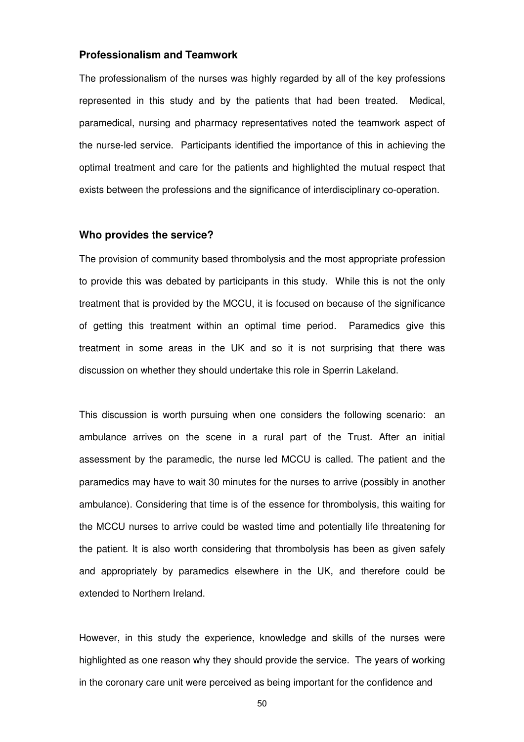### Professionalism and Teamwork

The professionalism of the nurses was highly regarded by all of the key professions represented in this study and by the patients that had been treated. Medical, paramedical, nursing and pharmacy representatives noted the teamwork aspect of the nurse-led service. Participants identified the importance of this in achieving the optimal treatment and care for the patients and highlighted the mutual respect that exists between the professions and the significance of interdisciplinary co-operation.

### Who provides the service?

The provision of community based thrombolysis and the most appropriate profession to provide this was debated by participants in this study. While this is not the only treatment that is provided by the MCCU, it is focused on because of the significance of getting this treatment within an optimal time period. Paramedics give this treatment in some areas in the UK and so it is not surprising that there was discussion on whether they should undertake this role in Sperrin Lakeland.

This discussion is worth pursuing when one considers the following scenario: an ambulance arrives on the scene in a rural part of the Trust. After an initial assessment by the paramedic, the nurse led MCCU is called. The patient and the paramedics may have to wait 30 minutes for the nurses to arrive (possibly in another ambulance). Considering that time is of the essence for thrombolysis, this waiting for the MCCU nurses to arrive could be wasted time and potentially life threatening for the patient. It is also worth considering that thrombolysis has been as given safely and appropriately by paramedics elsewhere in the UK, and therefore could be extended to Northern Ireland.

However, in this study the experience, knowledge and skills of the nurses were highlighted as one reason why they should provide the service. The years of working in the coronary care unit were perceived as being important for the confidence and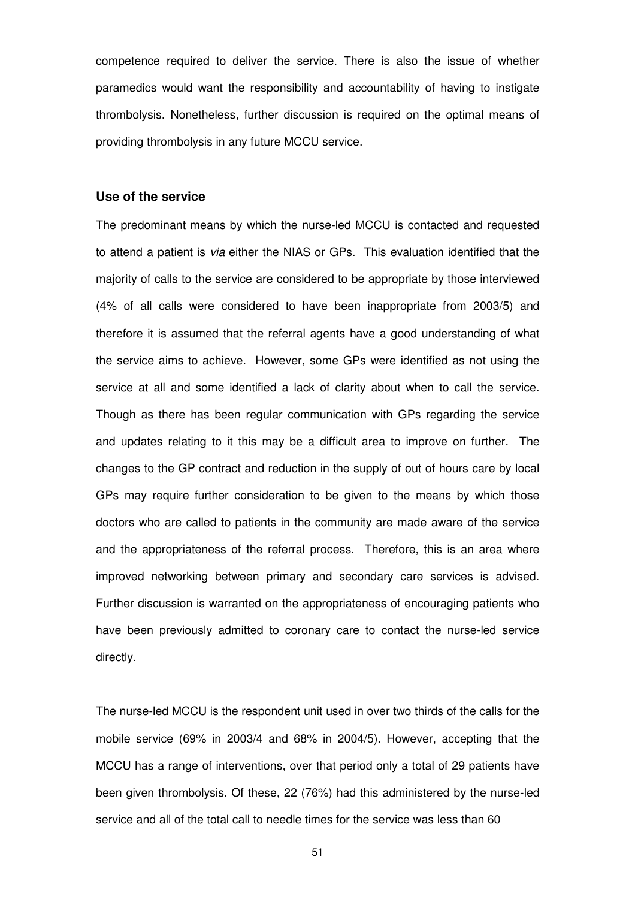competence required to deliver the service. There is also the issue of whether paramedics would want the responsibility and accountability of having to instigate thrombolysis. Nonetheless, further discussion is required on the optimal means of providing thrombolysis in any future MCCU service.

### Use of the service

The predominant means by which the nurse-led MCCU is contacted and requested to attend a patient is *via* either the NIAS or GPs. This evaluation identified that the majority of calls to the service are considered to be appropriate by those interviewed (4% of all calls were considered to have been inappropriate from 2003/5) and therefore it is assumed that the referral agents have a good understanding of what the service aims to achieve. However, some GPs were identified as not using the service at all and some identified a lack of clarity about when to call the service. Though as there has been regular communication with GPs regarding the service and updates relating to it this may be a difficult area to improve on further. The changes to the GP contract and reduction in the supply of out of hours care by local GPs may require further consideration to be given to the means by which those doctors who are called to patients in the community are made aware of the service and the appropriateness of the referral process. Therefore, this is an area where improved networking between primary and secondary care services is advised. Further discussion is warranted on the appropriateness of encouraging patients who have been previously admitted to coronary care to contact the nurse-led service directly.

The nurse-led MCCU is the respondent unit used in over two thirds of the calls for the mobile service (69% in 2003/4 and 68% in 2004/5). However, accepting that the MCCU has a range of interventions, over that period only a total of 29 patients have been given thrombolysis. Of these, 22 (76%) had this administered by the nurse-led service and all of the total call to needle times for the service was less than 60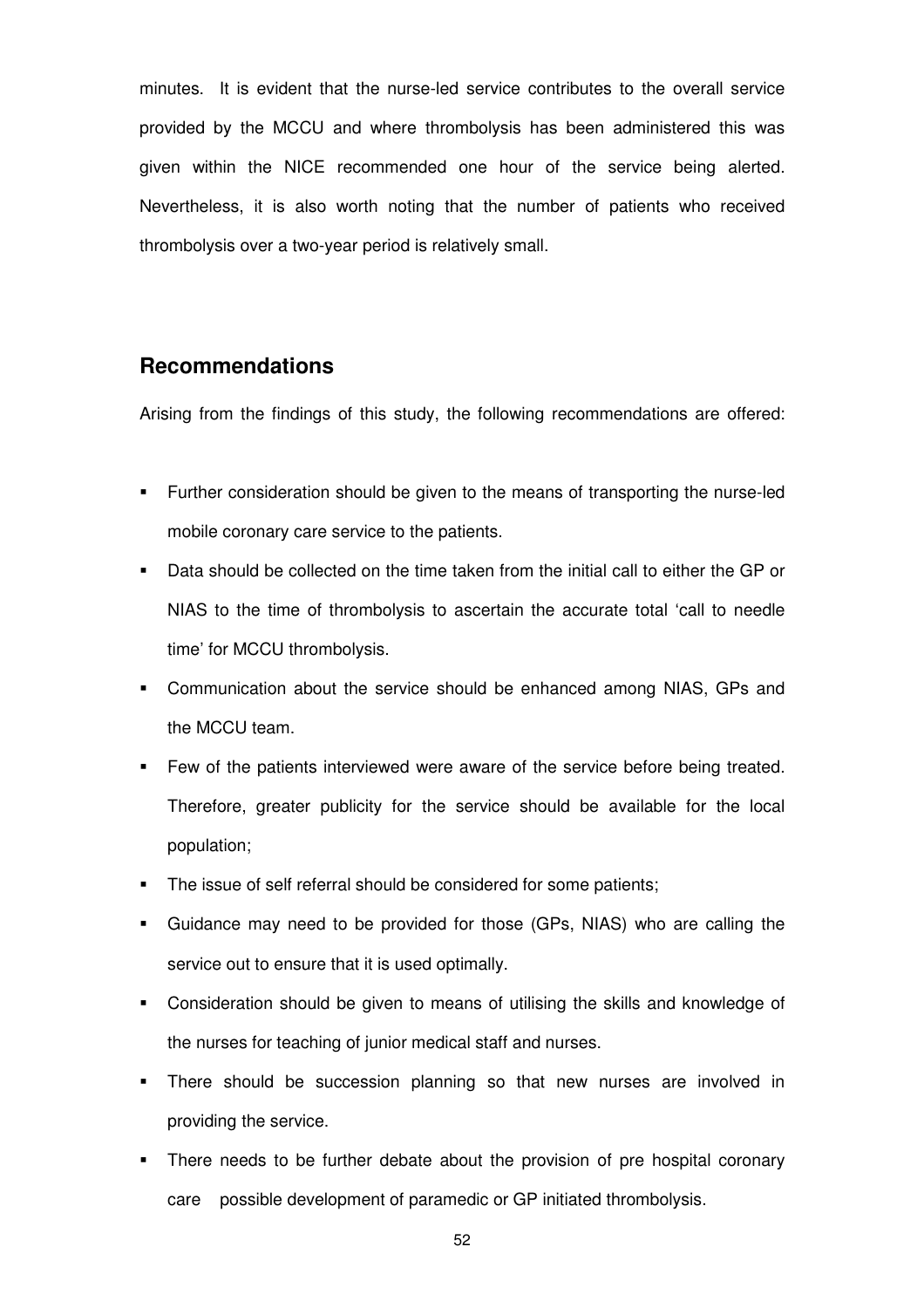minutes. It is evident that the nurse-led service contributes to the overall service provided by the MCCU and where thrombolysis has been administered this was given within the NICE recommended one hour of the service being alerted. Nevertheless, it is also worth noting that the number of patients who received thrombolysis over a two-year period is relatively small.

## Recommendations

Arising from the findings of this study, the following recommendations are offered:

- Further consideration should be given to the means of transporting the nurse-led mobile coronary care service to the patients.
- Data should be collected on the time taken from the initial call to either the GP or NIAS to the time of thrombolysis to ascertain the accurate total 'call to needle time' for MCCU thrombolysis.
- Communication about the service should be enhanced among NIAS, GPs and the MCCU team.
- Few of the patients interviewed were aware of the service before being treated. Therefore, greater publicity for the service should be available for the local population;
- The issue of self referral should be considered for some patients;
- Guidance may need to be provided for those (GPs, NIAS) who are calling the service out to ensure that it is used optimally.
- Consideration should be given to means of utilising the skills and knowledge of the nurses for teaching of junior medical staff and nurses.
- There should be succession planning so that new nurses are involved in providing the service.
- There needs to be further debate about the provision of pre hospital coronary care possible development of paramedic or GP initiated thrombolysis.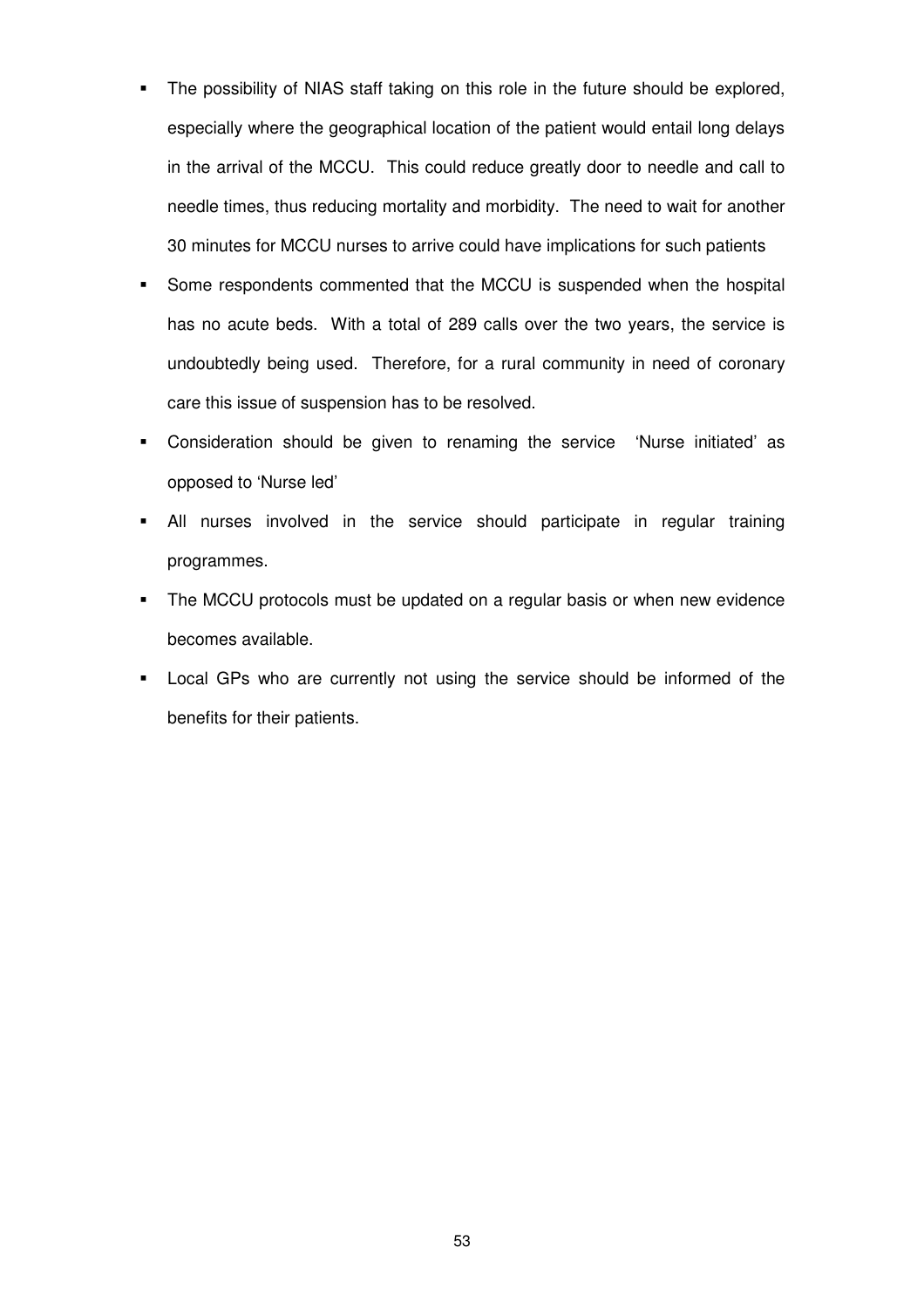- The possibility of NIAS staff taking on this role in the future should be explored, especially where the geographical location of the patient would entail long delays in the arrival of the MCCU. This could reduce greatly door to needle and call to needle times, thus reducing mortality and morbidity. The need to wait for another 30 minutes for MCCU nurses to arrive could have implications for such patients
- Some respondents commented that the MCCU is suspended when the hospital has no acute beds. With a total of 289 calls over the two years, the service is undoubtedly being used. Therefore, for a rural community in need of coronary care this issue of suspension has to be resolved.
- Consideration should be given to renaming the service 'Nurse initiated' as opposed to 'Nurse led'
- All nurses involved in the service should participate in regular training programmes.
- The MCCU protocols must be updated on a regular basis or when new evidence becomes available.
- Local GPs who are currently not using the service should be informed of the benefits for their patients.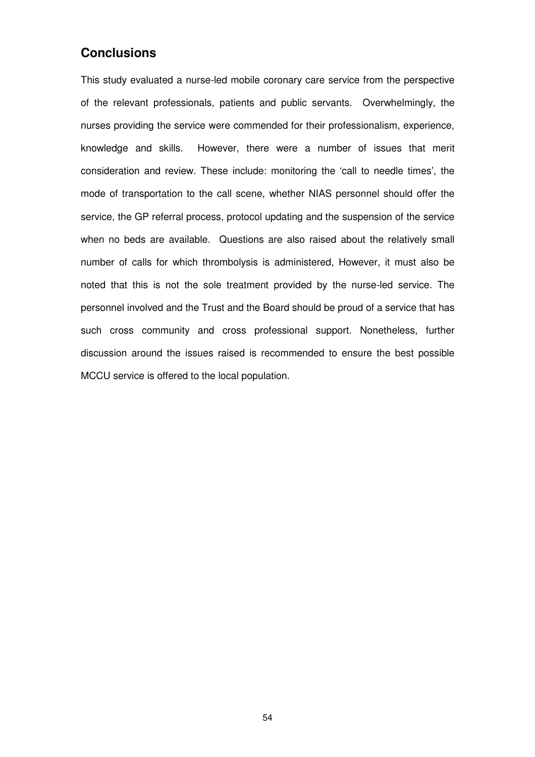## Conclusions

This study evaluated a nurse-led mobile coronary care service from the perspective of the relevant professionals, patients and public servants. Overwhelmingly, the nurses providing the service were commended for their professionalism, experience, knowledge and skills. However, there were a number of issues that merit consideration and review. These include: monitoring the 'call to needle times', the mode of transportation to the call scene, whether NIAS personnel should offer the service, the GP referral process, protocol updating and the suspension of the service when no beds are available. Questions are also raised about the relatively small number of calls for which thrombolysis is administered, However, it must also be noted that this is not the sole treatment provided by the nurse-led service. The personnel involved and the Trust and the Board should be proud of a service that has such cross community and cross professional support. Nonetheless, further discussion around the issues raised is recommended to ensure the best possible MCCU service is offered to the local population.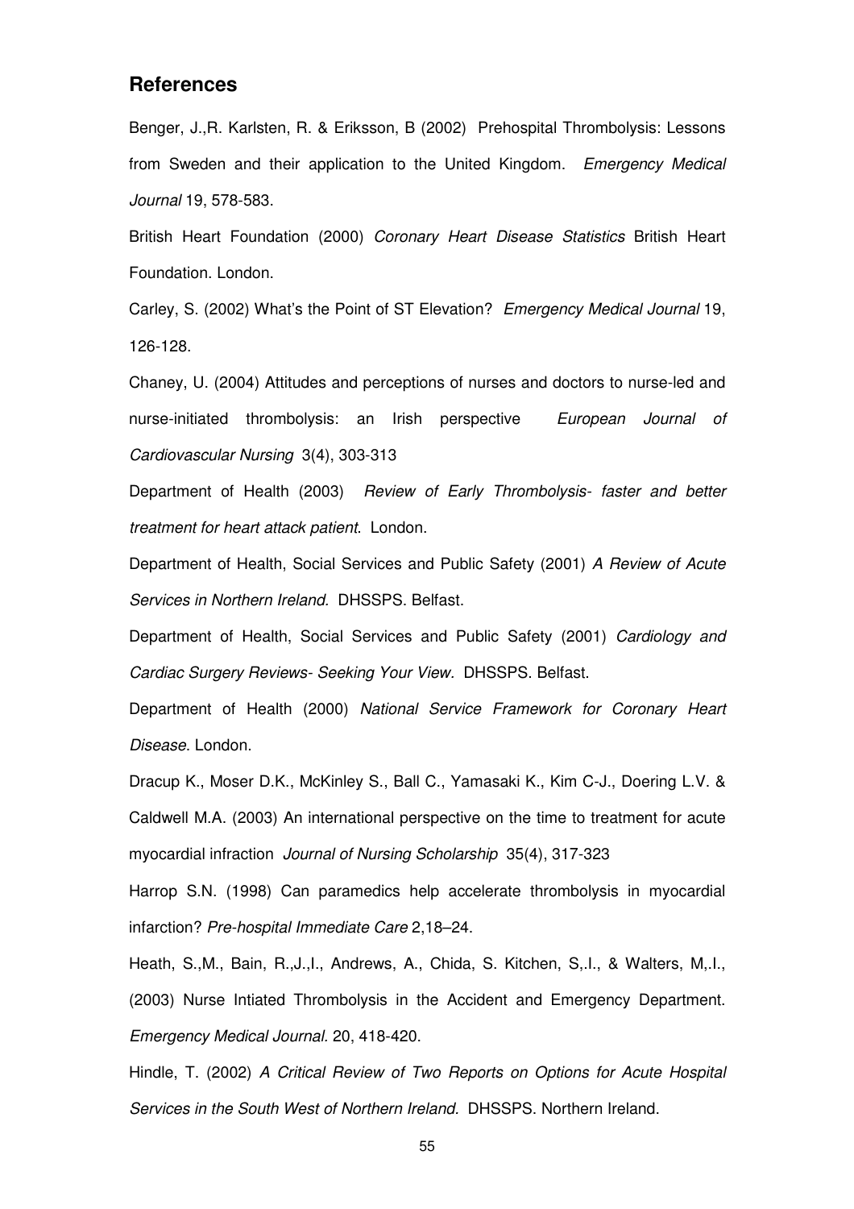## References

Benger, J.,R. Karlsten, R. & Eriksson, B (2002) Prehospital Thrombolysis: Lessons from Sweden and their application to the United Kingdom. *Emergency Medical Journal* 19, 578-583.

British Heart Foundation (2000) *Coronary Heart Disease Statistics* British Heart Foundation. London.

Carley, S. (2002) What's the Point of ST Elevation? *Emergency Medical Journal* 19, 126-128.

Chaney, U. (2004) Attitudes and perceptions of nurses and doctors to nurse-led and nurse-initiated thrombolysis: an Irish perspective *European Journal of Cardiovascular Nursing* 3(4), 303-313

Department of Health (2003) *Review of Early Thrombolysis- faster and better treatment for heart attack patient*. London.

Department of Health, Social Services and Public Safety (2001) *A Review of Acute Services in Northern Ireland.* DHSSPS. Belfast.

Department of Health, Social Services and Public Safety (2001) *Cardiology and Cardiac Surgery Reviews- Seeking Your View.* DHSSPS. Belfast.

Department of Health (2000) *National Service Framework for Coronary Heart Disease*. London.

Dracup K., Moser D.K., McKinley S., Ball C., Yamasaki K., Kim C-J., Doering L.V. & Caldwell M.A. (2003) An international perspective on the time to treatment for acute myocardial infraction *Journal of Nursing Scholarship* 35(4), 317-323

Harrop S.N. (1998) Can paramedics help accelerate thrombolysis in myocardial infarction? *Pre-hospital Immediate Care* 2,18–24.

Heath, S.,M., Bain, R.,J.,I., Andrews, A., Chida, S. Kitchen, S,.I., & Walters, M,.I., (2003) Nurse Intiated Thrombolysis in the Accident and Emergency Department. *Emergency Medical Journal.* 20, 418-420.

Hindle, T. (2002) *A Critical Review of Two Reports on Options for Acute Hospital Services in the South West of Northern Ireland.* DHSSPS. Northern Ireland.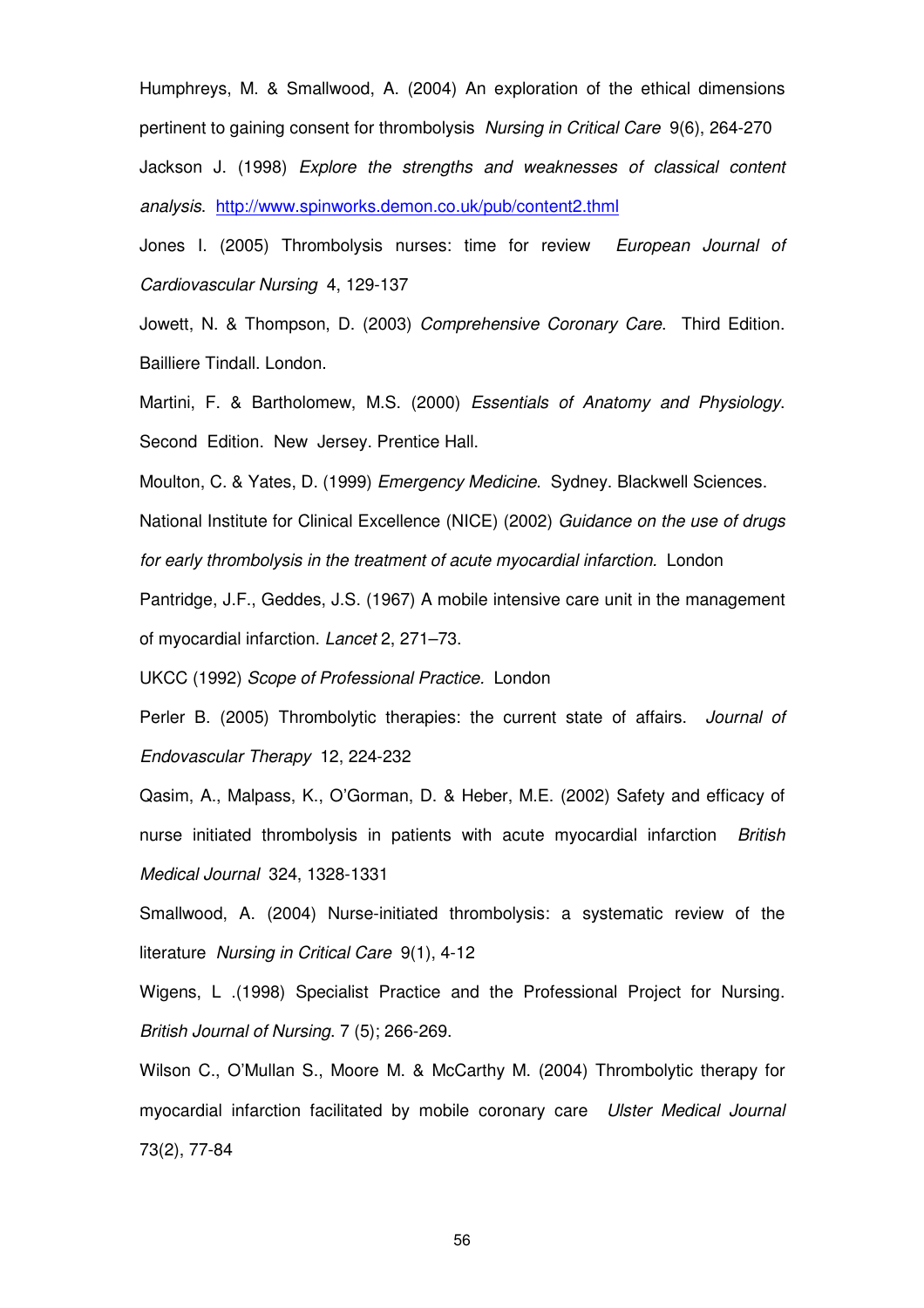Humphreys, M. & Smallwood, A. (2004) An exploration of the ethical dimensions pertinent to gaining consent for thrombolysis *Nursing in Critical Care* 9(6), 264-270

Jackson J. (1998) *Explore the strengths and weaknesses of classical content analysis*. http://www.spinworks.demon.co.uk/pub/content2.thml

Jones I. (2005) Thrombolysis nurses: time for review *European Journal of Cardiovascular Nursing* 4, 129-137

Jowett, N. & Thompson, D. (2003) *Comprehensive Coronary Care*. Third Edition. Bailliere Tindall. London.

Martini, F. & Bartholomew, M.S. (2000) *Essentials of Anatomy and Physiology*. Second Edition. New Jersey. Prentice Hall.

Moulton, C. & Yates, D. (1999) *Emergency Medicine.* Sydney. Blackwell Sciences.

National Institute for Clinical Excellence (NICE) (2002) *Guidance on the use of drugs for early thrombolysis in the treatment of acute myocardial infarction.* London

Pantridge, J.F., Geddes, J.S. (1967) A mobile intensive care unit in the management of myocardial infarction. *Lancet* 2, 271–73.

UKCC (1992) *Scope of Professional Practice.* London

Perler B. (2005) Thrombolytic therapies: the current state of affairs. *Journal of Endovascular Therapy* 12, 224-232

Qasim, A., Malpass, K., O'Gorman, D. & Heber, M.E. (2002) Safety and efficacy of nurse initiated thrombolysis in patients with acute myocardial infarction *British Medical Journal* 324, 1328-1331

Smallwood, A. (2004) Nurse-initiated thrombolysis: a systematic review of the literature *Nursing in Critical Care* 9(1), 4-12

Wigens, L .(1998) Specialist Practice and the Professional Project for Nursing. *British Journal of Nursing*. 7 (5); 266-269.

Wilson C., O'Mullan S., Moore M. & McCarthy M. (2004) Thrombolytic therapy for myocardial infarction facilitated by mobile coronary care *Ulster Medical Journal* 73(2), 77-84